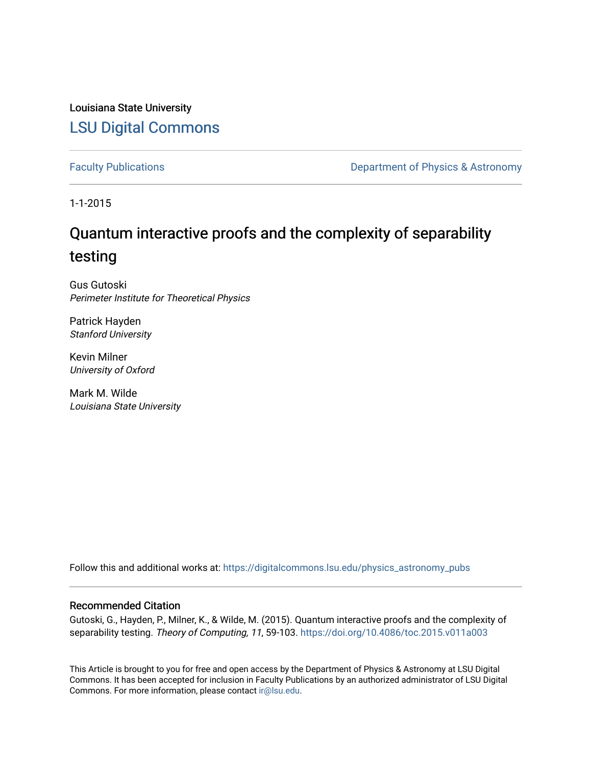Louisiana State University

LSU Digital Commons

Faculty Publications

Department of Physics & Astronomy

1-1-2015

# Quantum interactive proofs and the complexity of separability testing

Gus Gutoski
*Perimeter Institute for Theoretical Physics*

Patrick Hayden
*Stanford University*

Kevin Milner
*University of Oxford*

Mark M. Wilde
*Louisiana State University*

Follow this and additional works at: https://digitalcommons.lsu.edu/physics_astronomy_pubs

## Recommended Citation

Gutoski, G., Hayden, P., Milner, K., & Wilde, M. (2015). Quantum interactive proofs and the complexity of separability testing. *Theory of Computing, 11*, 59-103. https://doi.org/10.4086/toc.2015.v011a003

This Article is brought to you for free and open access by the Department of Physics & Astronomy at LSU Digital Commons. It has been accepted for inclusion in Faculty Publications by an authorized administrator of LSU Digital Commons. For more information, please contact ir@lsu.edu.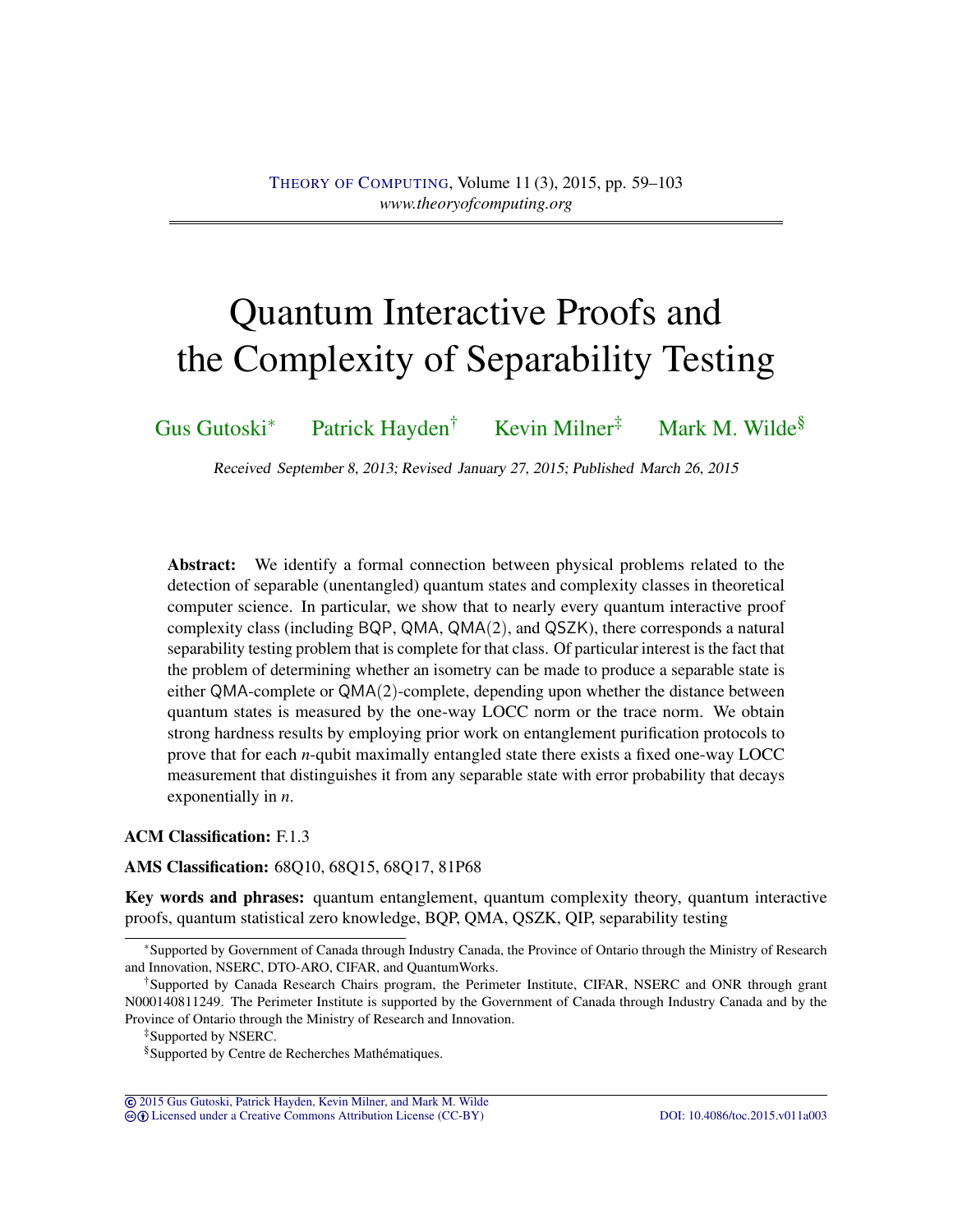# Quantum Interactive Proofs and the Complexity of Separability Testing

Gus Gutoski* Patrick Hayden† Kevin Milner‡ Mark M. Wilde§

Received September 8, 2013; Revised January 27, 2015; Published March 26, 2015

**Abstract:** We identify a formal connection between physical problems related to the detection of separable (unentangled) quantum states and complexity classes in theoretical computer science. In particular, we show that to nearly every quantum interactive proof complexity class (including BQP, QMA, QMA(2), and QSZK), there corresponds a natural separability testing problem that is complete for that class. Of particular interest is the fact that the problem of determining whether an isometry can be made to produce a separable state is either QMA-complete or QMA(2)-complete, depending upon whether the distance between quantum states is measured by the one-way LOCC norm or the trace norm. We obtain strong hardness results by employing prior work on entanglement purification protocols to prove that for each $n$-qubit maximally entangled state there exists a fixed one-way LOCC measurement that distinguishes it from any separable state with error probability that decays exponentially in $n$.

**ACM Classification:** F.1.3

**AMS Classification:** 68Q10, 68Q15, 68Q17, 81P68

**Key words and phrases:** quantum entanglement, quantum complexity theory, quantum interactive proofs, quantum statistical zero knowledge, BQP, QMA, QSZK, QIP, separability testing

*Supported by Government of Canada through Industry Canada, the Province of Ontario through the Ministry of Research and Innovation, NSERC, DTO-ARO, CIFAR, and QuantumWorks.

†Supported by Canada Research Chairs program, the Perimeter Institute, CIFAR, NSERC and ONR through grant N000140811249. The Perimeter Institute is supported by the Government of Canada through Industry Canada and by the Province of Ontario through the Ministry of Research and Innovation.

‡Supported by NSERC.

§Supported by Centre de Recherches Mathématiques.

© 2015 Gus Gutoski, Patrick Hayden, Kevin Milner, and Mark M. Wilde
Licensed under a Creative Commons Attribution License (CC-BY) DOI: 10.4086/toc.2015.v011a003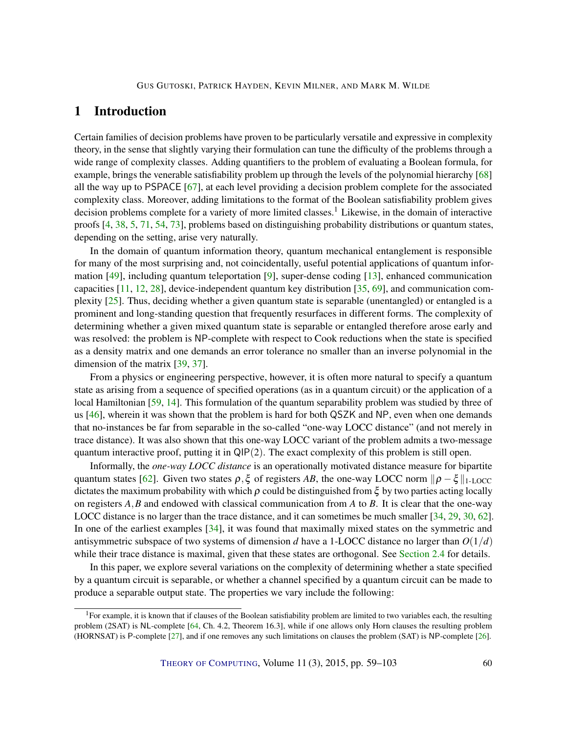# 1 Introduction

Certain families of decision problems have proven to be particularly versatile and expressive in complexity theory, in the sense that slightly varying their formulation can tune the difficulty of the problems through a wide range of complexity classes. Adding quantifiers to the problem of evaluating a Boolean formula, for example, brings the venerable satisfiability problem up through the levels of the polynomial hierarchy [68] all the way up to PSPACE [67], at each level providing a decision problem complete for the associated complexity class. Moreover, adding limitations to the format of the Boolean satisfiability problem gives decision problems complete for a variety of more limited classes.[1] Likewise, in the domain of interactive proofs [4, 38, 5, 71, 54, 73], problems based on distinguishing probability distributions or quantum states, depending on the setting, arise very naturally.

In the domain of quantum information theory, quantum mechanical entanglement is responsible for many of the most surprising and, not coincidentally, useful potential applications of quantum information [49], including quantum teleportation [9], super-dense coding [13], enhanced communication capacities [11, 12, 28], device-independent quantum key distribution [35, 69], and communication complexity [25]. Thus, deciding whether a given quantum state is separable (unentangled) or entangled is a prominent and long-standing question that frequently resurfaces in different forms. The complexity of determining whether a given mixed quantum state is separable or entangled therefore arose early and was resolved: the problem is NP-complete with respect to Cook reductions when the state is specified as a density matrix and one demands an error tolerance no smaller than an inverse polynomial in the dimension of the matrix [39, 37].

From a physics or engineering perspective, however, it is often more natural to specify a quantum state as arising from a sequence of specified operations (as in a quantum circuit) or the application of a local Hamiltonian [59, 14]. This formulation of the quantum separability problem was studied by three of us [46], wherein it was shown that the problem is hard for both QSZK and NP, even when one demands that no-instances be far from separable in the so-called "one-way LOCC distance" (and not merely in trace distance). It was also shown that this one-way LOCC variant of the problem admits a two-message quantum interactive proof, putting it in $\mathsf{QIP}(2)$. The exact complexity of this problem is still open.

Informally, the *one-way LOCC distance* is an operationally motivated distance measure for bipartite quantum states [62]. Given two states $\rho, \xi$ of registers $AB$, the one-way LOCC norm $\|\rho - \xi\|_{\text{1-LOCC}}$ dictates the maximum probability with which $\rho$ could be distinguished from $\xi$ by two parties acting locally on registers $A, B$ and endowed with classical communication from $A$ to $B$. It is clear that the one-way LOCC distance is no larger than the trace distance, and it can sometimes be much smaller [34, 29, 30, 62]. In one of the earliest examples [34], it was found that maximally mixed states on the symmetric and antisymmetric subspace of two systems of dimension $d$ have a 1-LOCC distance no larger than $O(1/d)$ while their trace distance is maximal, given that these states are orthogonal. See Section 2.4 for details.

In this paper, we explore several variations on the complexity of determining whether a state specified by a quantum circuit is separable, or whether a channel specified by a quantum circuit can be made to produce a separable output state. The properties we vary include the following:

[1] For example, it is known that if clauses of the Boolean satisfiability problem are limited to two variables each, the resulting problem (2SAT) is NL-complete [64, Ch. 4.2, Theorem 16.3], while if one allows only Horn clauses the resulting problem (HORNSAT) is P-complete [27], and if one removes any such limitations on clauses the problem (SAT) is NP-complete [26].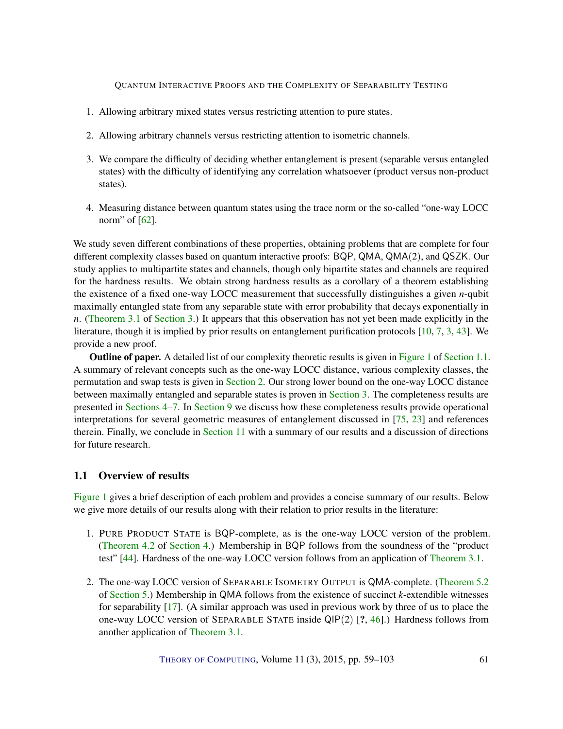1. Allowing arbitrary mixed states versus restricting attention to pure states.

2. Allowing arbitrary channels versus restricting attention to isometric channels.

3. We compare the difficulty of deciding whether entanglement is present (separable versus entangled states) with the difficulty of identifying any correlation whatsoever (product versus non-product states).

4. Measuring distance between quantum states using the trace norm or the so-called "one-way LOCC norm" of [62].

We study seven different combinations of these properties, obtaining problems that are complete for four different complexity classes based on quantum interactive proofs: BQP, QMA, QMA(2), and QSZK. Our study applies to multipartite states and channels, though only bipartite states and channels are required for the hardness results. We obtain strong hardness results as a corollary of a theorem establishing the existence of a fixed one-way LOCC measurement that successfully distinguishes a given $n$-qubit maximally entangled state from any separable state with error probability that decays exponentially in $n$. (Theorem 3.1 of Section 3.) It appears that this observation has not yet been made explicitly in the literature, though it is implied by prior results on entanglement purification protocols [10, 7, 3, 43]. We provide a new proof.

**Outline of paper.** A detailed list of our complexity theoretic results is given in Figure 1 of Section 1.1. A summary of relevant concepts such as the one-way LOCC distance, various complexity classes, the permutation and swap tests is given in Section 2. Our strong lower bound on the one-way LOCC distance between maximally entangled and separable states is proven in Section 3. The completeness results are presented in Sections 4–7. In Section 9 we discuss how these completeness results provide operational interpretations for several geometric measures of entanglement discussed in [75, 23] and references therein. Finally, we conclude in Section 11 with a summary of our results and a discussion of directions for future research.

## 1.1 Overview of results

Figure 1 gives a brief description of each problem and provides a concise summary of our results. Below we give more details of our results along with their relation to prior results in the literature:

1. PURE PRODUCT STATE is BQP-complete, as is the one-way LOCC version of the problem. (Theorem 4.2 of Section 4.) Membership in BQP follows from the soundness of the "product test" [44]. Hardness of the one-way LOCC version follows from an application of Theorem 3.1.

2. The one-way LOCC version of SEPARABLE ISOMETRY OUTPUT is QMA-complete. (Theorem 5.2 of Section 5.) Membership in QMA follows from the existence of succinct $k$-extendible witnesses for separability [17]. (A similar approach was used in previous work by three of us to place the one-way LOCC version of SEPARABLE STATE inside QIP(2) [?, 46].) Hardness follows from another application of Theorem 3.1.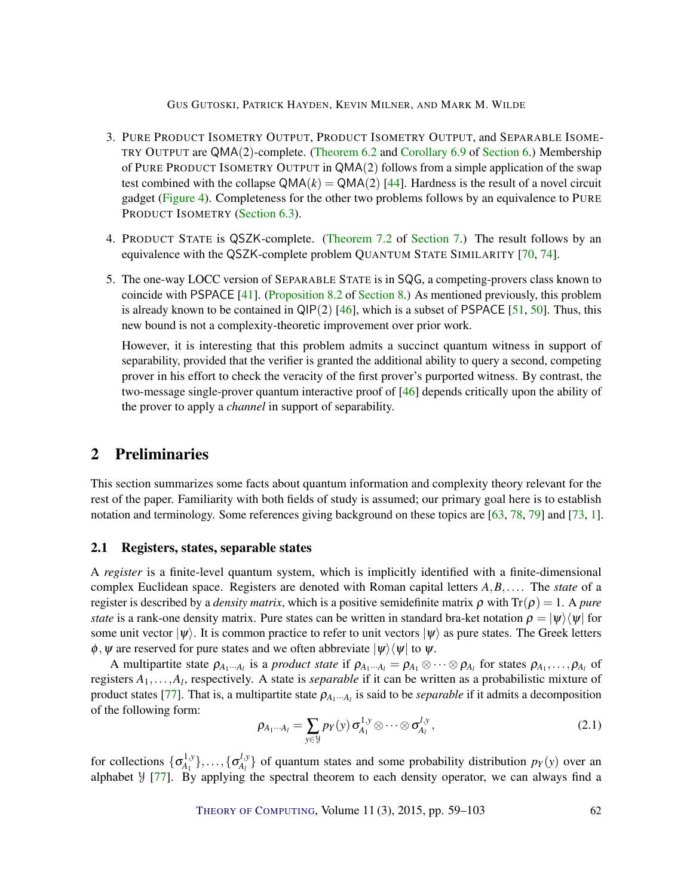3. Pure Product Isometry Output, Product Isometry Output, and Separable Isometry Output are $\mathsf{QMA}(2)$-complete. (Theorem 6.2 and Corollary 6.9 of Section 6.) Membership of Pure Product Isometry Output in $\mathsf{QMA}(2)$ follows from a simple application of the swap test combined with the collapse $\mathsf{QMA}(k) = \mathsf{QMA}(2)$ [44]. Hardness is the result of a novel circuit gadget (Figure 4). Completeness for the other two problems follows by an equivalence to Pure Product Isometry (Section 6.3).

4. Product State is $\mathsf{QSZK}$-complete. (Theorem 7.2 of Section 7.) The result follows by an equivalence with the $\mathsf{QSZK}$-complete problem Quantum State Similarity [70, 74].

5. The one-way LOCC version of Separable State is in $\mathsf{SQG}$, a competing-provers class known to coincide with $\mathsf{PSPACE}$ [41]. (Proposition 8.2 of Section 8.) As mentioned previously, this problem is already known to be contained in $\mathsf{QIP}(2)$ [46], which is a subset of $\mathsf{PSPACE}$ [51, 50]. Thus, this new bound is not a complexity-theoretic improvement over prior work.

   However, it is interesting that this problem admits a succinct quantum witness in support of separability, provided that the verifier is granted the additional ability to query a second, competing prover in his effort to check the veracity of the first prover's purported witness. By contrast, the two-message single-prover quantum interactive proof of [46] depends critically upon the ability of the prover to apply a *channel* in support of separability.

## 2 Preliminaries

This section summarizes some facts about quantum information and complexity theory relevant for the rest of the paper. Familiarity with both fields of study is assumed; our primary goal here is to establish notation and terminology. Some references giving background on these topics are [63, 78, 79] and [73, 1].

### 2.1 Registers, states, separable states

A *register* is a finite-level quantum system, which is implicitly identified with a finite-dimensional complex Euclidean space. Registers are denoted with Roman capital letters $A, B, \ldots$. The *state* of a register is described by a *density matrix*, which is a positive semidefinite matrix $\rho$ with $\mathrm{Tr}(\rho) = 1$. A *pure state* is a rank-one density matrix. Pure states can be written in standard bra-ket notation $\rho = |\psi\rangle\langle\psi|$ for some unit vector $|\psi\rangle$. It is common practice to refer to unit vectors $|\psi\rangle$ as pure states. The Greek letters $\phi, \psi$ are reserved for pure states and we often abbreviate $|\psi\rangle\langle\psi|$ to $\psi$.

A multipartite state $\rho_{A_1 \cdots A_l}$ is a *product state* if $\rho_{A_1 \cdots A_l} = \rho_{A_1} \otimes \cdots \otimes \rho_{A_l}$ for states $\rho_{A_1}, \ldots, \rho_{A_l}$ of registers $A_1, \ldots, A_l$, respectively. A state is *separable* if it can be written as a probabilistic mixture of product states [77]. That is, a multipartite state $\rho_{A_1 \cdots A_l}$ is said to be *separable* if it admits a decomposition of the following form:

$$\rho_{A_1 \cdots A_l} = \sum_{y \in \mathcal{Y}} p_Y(y)\, \sigma_{A_1}^{1,y} \otimes \cdots \otimes \sigma_{A_l}^{l,y}, \tag{2.1}$$

for collections $\{\sigma_{A_1}^{1,y}\}, \ldots, \{\sigma_{A_l}^{l,y}\}$ of quantum states and some probability distribution $p_Y(y)$ over an alphabet $\mathcal{Y}$ [77]. By applying the spectral theorem to each density operator, we can always find a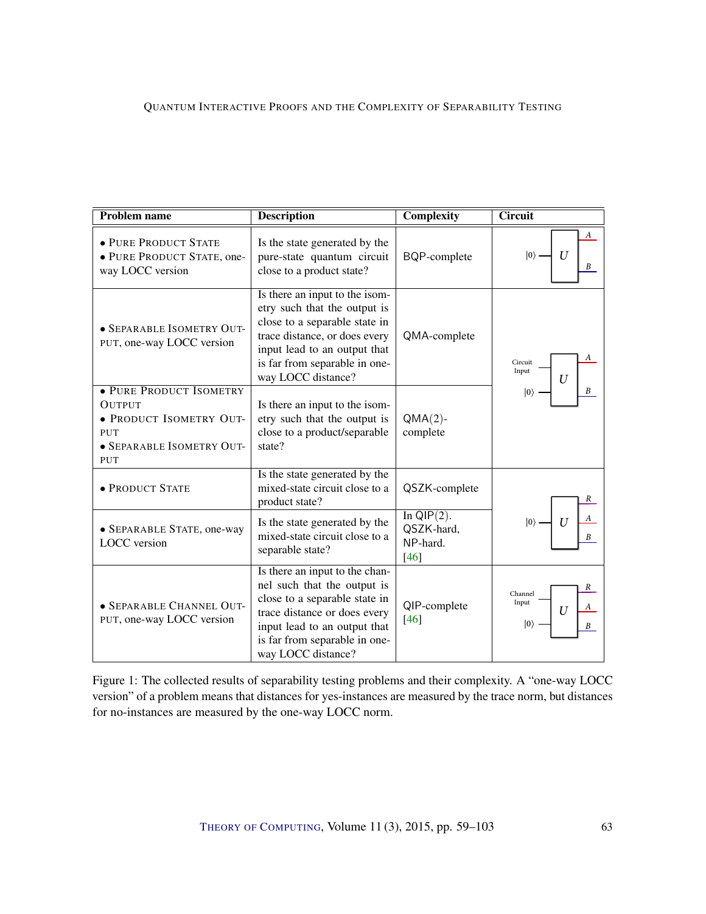| Problem name | Description | Complexity | Circuit |
|---|---|---|---|
| • Pure Product State<br>• Pure Product State, one-way LOCC version | Is the state generated by the pure-state quantum circuit close to a product state? | BQP-complete | $\|0\rangle$ → $U$ → $A$, $B$ |
| • Separable Isometry Output, one-way LOCC version | Is there an input to the isometry such that the output is close to a separable state in trace distance, or does every input lead to an output that is far from separable in one-way LOCC distance? | QMA-complete | Circuit Input, $\|0\rangle$ → $U$ → $A$, $B$ |
| • Pure Product Isometry Output<br>• Product Isometry Output<br>• Separable Isometry Output | Is there an input to the isometry such that the output is close to a product/separable state? | QMA(2)-complete | |
| • Product State | Is the state generated by the mixed-state circuit close to a product state? | QSZK-complete | $\|0\rangle$ → $U$ → $R$, $A$, $B$ |
| • Separable State, one-way LOCC version | Is the state generated by the mixed-state circuit close to a separable state? | In QIP(2). QSZK-hard, NP-hard. [46] | |
| • Separable Channel Output, one-way LOCC version | Is there an input to the channel such that the output is close to a separable state in trace distance or does every input lead to an output that is far from separable in one-way LOCC distance? | QIP-complete [46] | Channel Input, $\|0\rangle$ → $U$ → $R$, $A$, $B$ |

Figure 1: The collected results of separability testing problems and their complexity. A "one-way LOCC version" of a problem means that distances for yes-instances are measured by the trace norm, but distances for no-instances are measured by the one-way LOCC norm.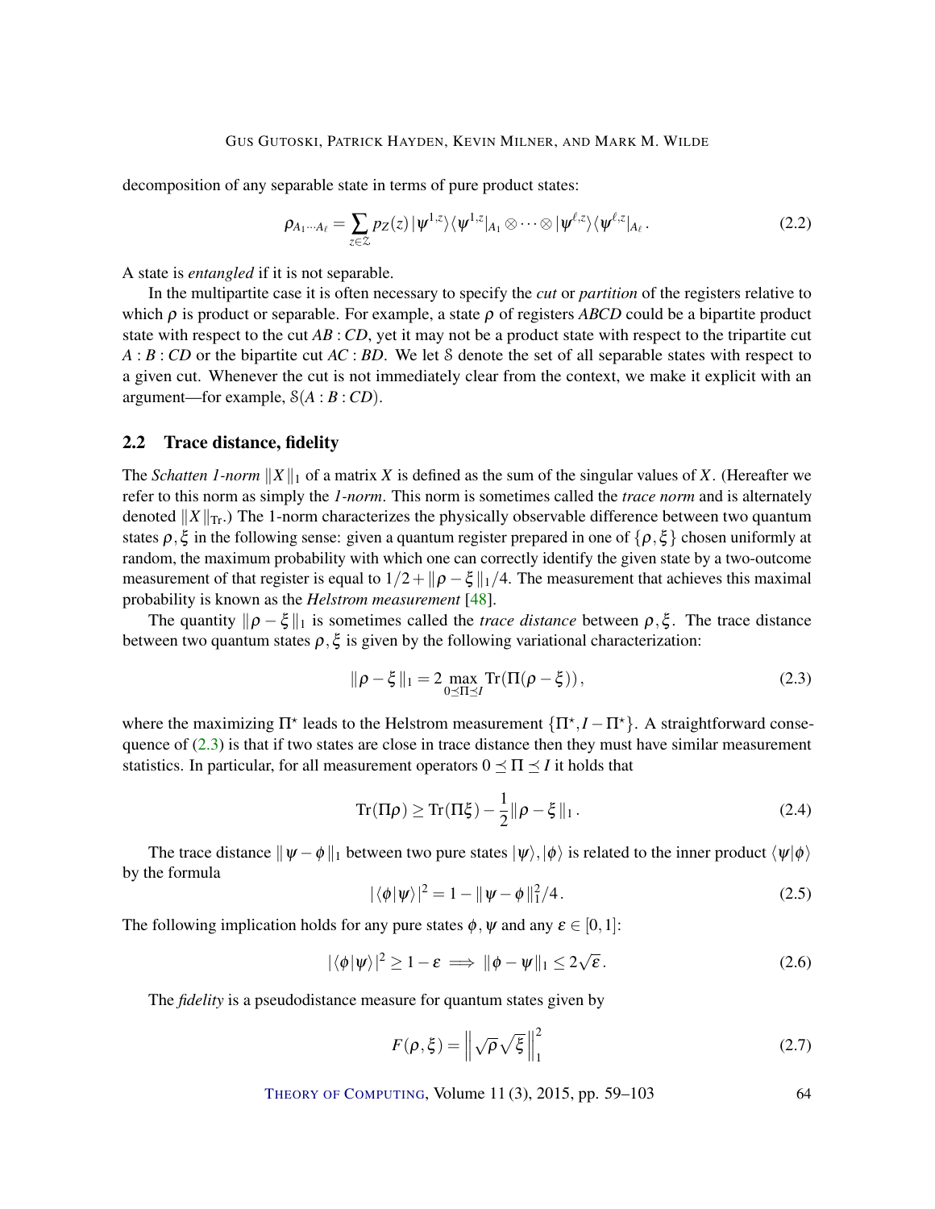decomposition of any separable state in terms of pure product states:

$$\rho_{A_1\cdots A_\ell} = \sum_{z\in\mathcal{Z}} p_Z(z)\,|\psi^{1,z}\rangle\langle\psi^{1,z}|_{A_1}\otimes\cdots\otimes|\psi^{\ell,z}\rangle\langle\psi^{\ell,z}|_{A_\ell}\,. \tag{2.2}$$

A state is *entangled* if it is not separable.

In the multipartite case it is often necessary to specify the *cut* or *partition* of the registers relative to which $\rho$ is product or separable. For example, a state $\rho$ of registers $ABCD$ could be a bipartite product state with respect to the cut $AB:CD$, yet it may not be a product state with respect to the tripartite cut $A:B:CD$ or the bipartite cut $AC:BD$. We let $\mathcal{S}$ denote the set of all separable states with respect to a given cut. Whenever the cut is not immediately clear from the context, we make it explicit with an argument—for example, $\mathcal{S}(A:B:CD)$.

## 2.2 Trace distance, fidelity

The *Schatten 1-norm* $\|X\|_1$ of a matrix $X$ is defined as the sum of the singular values of $X$. (Hereafter we refer to this norm as simply the *1-norm*. This norm is sometimes called the *trace norm* and is alternately denoted $\|X\|_{\mathrm{Tr}}$.) The 1-norm characterizes the physically observable difference between two quantum states $\rho,\xi$ in the following sense: given a quantum register prepared in one of $\{\rho,\xi\}$ chosen uniformly at random, the maximum probability with which one can correctly identify the given state by a two-outcome measurement of that register is equal to $1/2+\|\rho-\xi\|_1/4$. The measurement that achieves this maximal probability is known as the *Helstrom measurement* [48].

The quantity $\|\rho-\xi\|_1$ is sometimes called the *trace distance* between $\rho,\xi$. The trace distance between two quantum states $\rho,\xi$ is given by the following variational characterization:

$$\|\rho-\xi\|_1 = 2\max_{0\preceq\Pi\preceq I}\mathrm{Tr}(\Pi(\rho-\xi))\,, \tag{2.3}$$

where the maximizing $\Pi^\star$ leads to the Helstrom measurement $\{\Pi^\star, I-\Pi^\star\}$. A straightforward consequence of (2.3) is that if two states are close in trace distance then they must have similar measurement statistics. In particular, for all measurement operators $0\preceq\Pi\preceq I$ it holds that

$$\mathrm{Tr}(\Pi\rho)\geq\mathrm{Tr}(\Pi\xi)-\frac{1}{2}\|\rho-\xi\|_1\,. \tag{2.4}$$

The trace distance $\|\psi-\phi\|_1$ between two pure states $|\psi\rangle,|\phi\rangle$ is related to the inner product $\langle\psi|\phi\rangle$ by the formula

$$|\langle\phi|\psi\rangle|^2 = 1-\|\psi-\phi\|_1^2/4\,. \tag{2.5}$$

The following implication holds for any pure states $\phi,\psi$ and any $\varepsilon\in[0,1]$:

$$|\langle\phi|\psi\rangle|^2\geq 1-\varepsilon \implies \|\phi-\psi\|_1\leq 2\sqrt{\varepsilon}\,. \tag{2.6}$$

The *fidelity* is a pseudodistance measure for quantum states given by

$$F(\rho,\xi) = \left\|\sqrt{\rho}\sqrt{\xi}\right\|_1^2 \tag{2.7}$$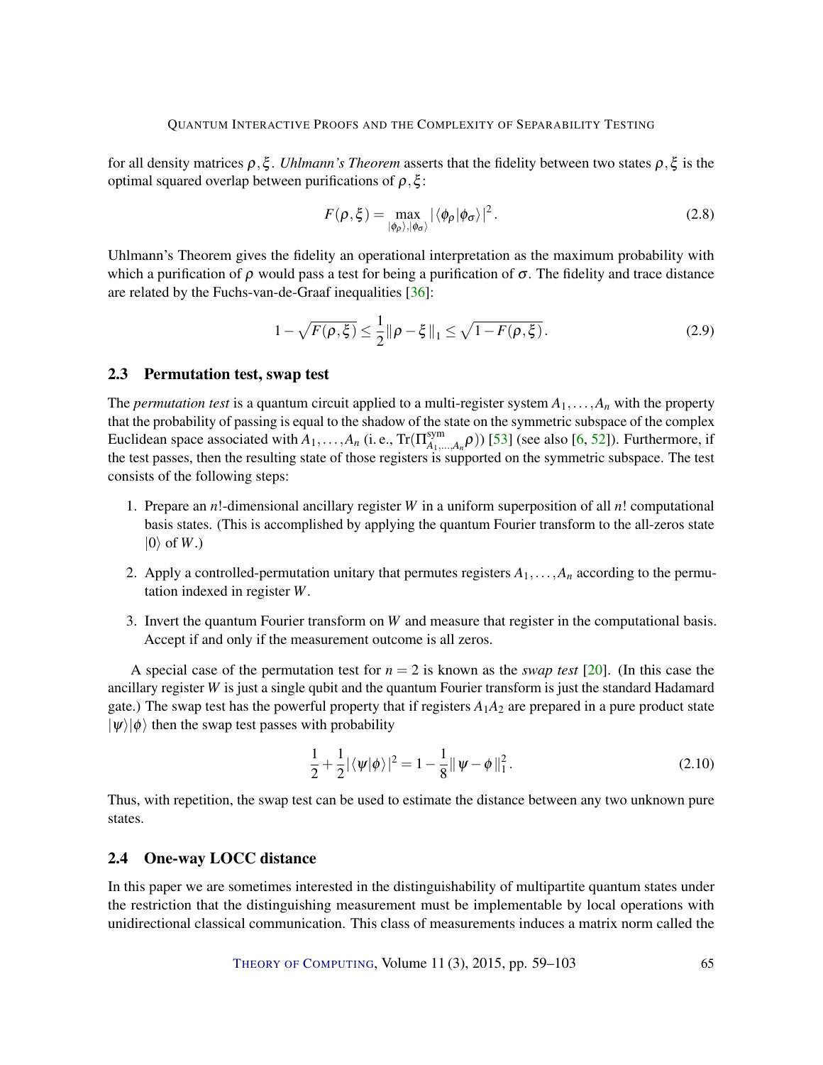for all density matrices $\rho, \xi$. *Uhlmann's Theorem* asserts that the fidelity between two states $\rho, \xi$ is the optimal squared overlap between purifications of $\rho, \xi$:

$$F(\rho,\xi) = \max_{|\phi_\rho\rangle, |\phi_\sigma\rangle} |\langle \phi_\rho | \phi_\sigma \rangle|^2 . \tag{2.8}$$

Uhlmann's Theorem gives the fidelity an operational interpretation as the maximum probability with which a purification of $\rho$ would pass a test for being a purification of $\sigma$. The fidelity and trace distance are related by the Fuchs-van-de-Graaf inequalities [36]:

$$1 - \sqrt{F(\rho,\xi)} \leq \frac{1}{2}\|\rho - \xi\|_1 \leq \sqrt{1 - F(\rho,\xi)} . \tag{2.9}$$

## 2.3 Permutation test, swap test

The *permutation test* is a quantum circuit applied to a multi-register system $A_1,\dots,A_n$ with the property that the probability of passing is equal to the shadow of the state on the symmetric subspace of the complex Euclidean space associated with $A_1,\dots,A_n$ (i. e., $\mathrm{Tr}(\Pi^{\mathrm{sym}}_{A_1,\dots,A_n}\rho)$) [53] (see also [6, 52]). Furthermore, if the test passes, then the resulting state of those registers is supported on the symmetric subspace. The test consists of the following steps:

1. Prepare an $n!$-dimensional ancillary register $W$ in a uniform superposition of all $n!$ computational basis states. (This is accomplished by applying the quantum Fourier transform to the all-zeros state $|0\rangle$ of $W$.)
2. Apply a controlled-permutation unitary that permutes registers $A_1,\dots,A_n$ according to the permutation indexed in register $W$.
3. Invert the quantum Fourier transform on $W$ and measure that register in the computational basis. Accept if and only if the measurement outcome is all zeros.

A special case of the permutation test for $n = 2$ is known as the *swap test* [20]. (In this case the ancillary register $W$ is just a single qubit and the quantum Fourier transform is just the standard Hadamard gate.) The swap test has the powerful property that if registers $A_1A_2$ are prepared in a pure product state $|\psi\rangle|\phi\rangle$ then the swap test passes with probability

$$\frac{1}{2} + \frac{1}{2}|\langle\psi|\phi\rangle|^2 = 1 - \frac{1}{8}\|\psi - \phi\|_1^2 . \tag{2.10}$$

Thus, with repetition, the swap test can be used to estimate the distance between any two unknown pure states.

## 2.4 One-way LOCC distance

In this paper we are sometimes interested in the distinguishability of multipartite quantum states under the restriction that the distinguishing measurement must be implementable by local operations with unidirectional classical communication. This class of measurements induces a matrix norm called the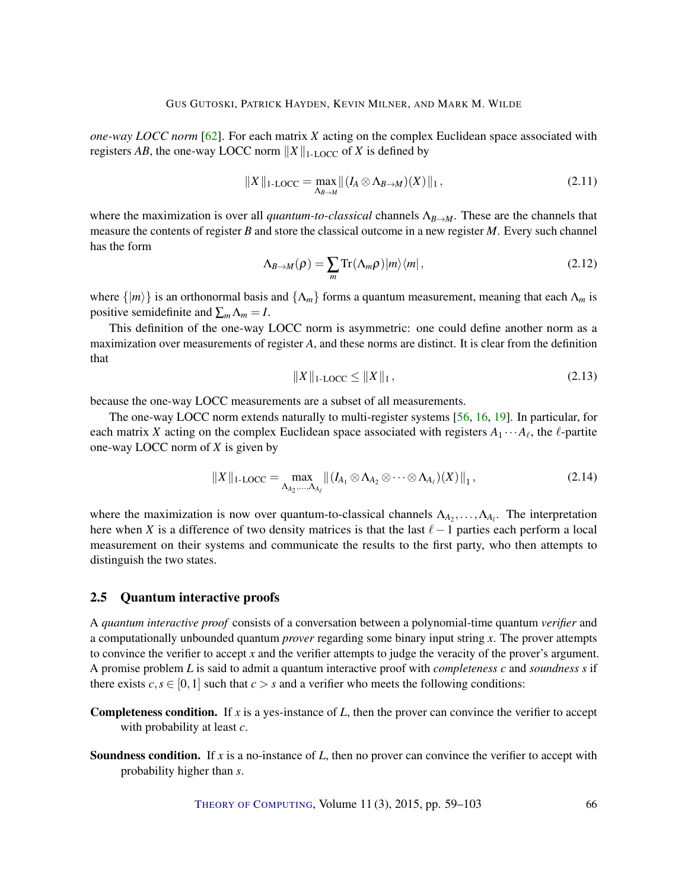*one-way LOCC norm* [62]. For each matrix $X$ acting on the complex Euclidean space associated with registers $AB$, the one-way LOCC norm $\|X\|_{\text{1-LOCC}}$ of $X$ is defined by

$$\|X\|_{\text{1-LOCC}} = \max_{\Lambda_{B\to M}} \|(I_A \otimes \Lambda_{B\to M})(X)\|_1 , \tag{2.11}$$

where the maximization is over all *quantum-to-classical* channels $\Lambda_{B\to M}$. These are the channels that measure the contents of register $B$ and store the classical outcome in a new register $M$. Every such channel has the form

$$\Lambda_{B\to M}(\rho) = \sum_m \operatorname{Tr}(\Lambda_m \rho)|m\rangle\langle m| , \tag{2.12}$$

where $\{|m\rangle\}$ is an orthonormal basis and $\{\Lambda_m\}$ forms a quantum measurement, meaning that each $\Lambda_m$ is positive semidefinite and $\sum_m \Lambda_m = I$.

This definition of the one-way LOCC norm is asymmetric: one could define another norm as a maximization over measurements of register $A$, and these norms are distinct. It is clear from the definition that

$$\|X\|_{\text{1-LOCC}} \leq \|X\|_1 , \tag{2.13}$$

because the one-way LOCC measurements are a subset of all measurements.

The one-way LOCC norm extends naturally to multi-register systems [56, 16, 19]. In particular, for each matrix $X$ acting on the complex Euclidean space associated with registers $A_1 \cdots A_\ell$, the $\ell$-partite one-way LOCC norm of $X$ is given by

$$\|X\|_{\text{1-LOCC}} = \max_{\Lambda_{A_2},\ldots,\Lambda_{A_\ell}} \|(I_{A_1} \otimes \Lambda_{A_2} \otimes \cdots \otimes \Lambda_{A_\ell})(X)\|_1 , \tag{2.14}$$

where the maximization is now over quantum-to-classical channels $\Lambda_{A_2}, \ldots, \Lambda_{A_l}$. The interpretation here when $X$ is a difference of two density matrices is that the last $\ell - 1$ parties each perform a local measurement on their systems and communicate the results to the first party, who then attempts to distinguish the two states.

## 2.5 Quantum interactive proofs

A *quantum interactive proof* consists of a conversation between a polynomial-time quantum *verifier* and a computationally unbounded quantum *prover* regarding some binary input string $x$. The prover attempts to convince the verifier to accept $x$ and the verifier attempts to judge the veracity of the prover's argument. A promise problem $L$ is said to admit a quantum interactive proof with *completeness* $c$ and *soundness* $s$ if there exists $c, s \in [0, 1]$ such that $c > s$ and a verifier who meets the following conditions:

**Completeness condition.** If $x$ is a yes-instance of $L$, then the prover can convince the verifier to accept with probability at least $c$.

**Soundness condition.** If $x$ is a no-instance of $L$, then no prover can convince the verifier to accept with probability higher than $s$.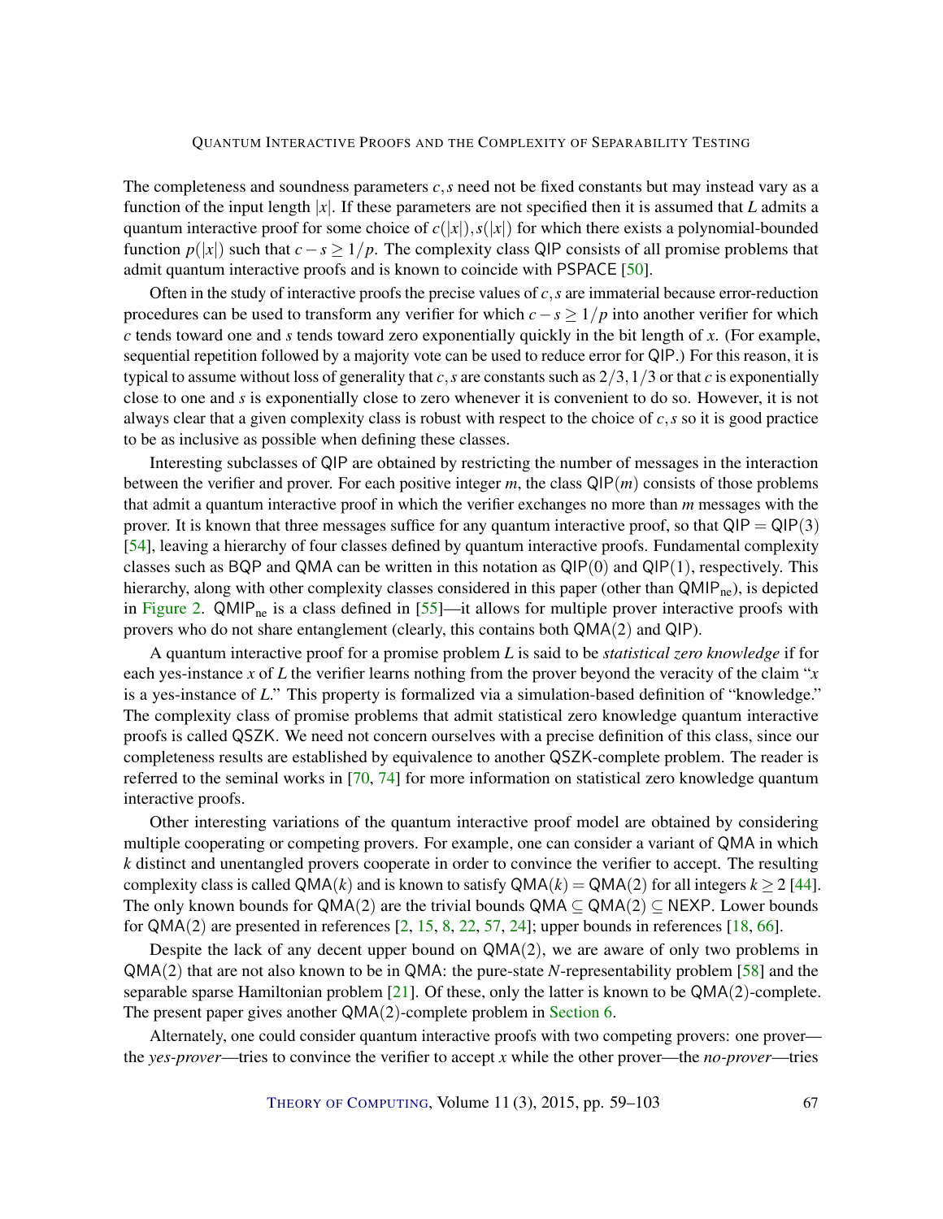The completeness and soundness parameters $c, s$ need not be fixed constants but may instead vary as a function of the input length $|x|$. If these parameters are not specified then it is assumed that $L$ admits a quantum interactive proof for some choice of $c(|x|), s(|x|)$ for which there exists a polynomial-bounded function $p(|x|)$ such that $c - s \geq 1/p$. The complexity class QIP consists of all promise problems that admit quantum interactive proofs and is known to coincide with PSPACE [50].

Often in the study of interactive proofs the precise values of $c, s$ are immaterial because error-reduction procedures can be used to transform any verifier for which $c - s \geq 1/p$ into another verifier for which $c$ tends toward one and $s$ tends toward zero exponentially quickly in the bit length of $x$. (For example, sequential repetition followed by a majority vote can be used to reduce error for QIP.) For this reason, it is typical to assume without loss of generality that $c, s$ are constants such as $2/3, 1/3$ or that $c$ is exponentially close to one and $s$ is exponentially close to zero whenever it is convenient to do so. However, it is not always clear that a given complexity class is robust with respect to the choice of $c, s$ so it is good practice to be as inclusive as possible when defining these classes.

Interesting subclasses of QIP are obtained by restricting the number of messages in the interaction between the verifier and prover. For each positive integer $m$, the class $\mathsf{QIP}(m)$ consists of those problems that admit a quantum interactive proof in which the verifier exchanges no more than $m$ messages with the prover. It is known that three messages suffice for any quantum interactive proof, so that $\mathsf{QIP} = \mathsf{QIP}(3)$ [54], leaving a hierarchy of four classes defined by quantum interactive proofs. Fundamental complexity classes such as BQP and QMA can be written in this notation as $\mathsf{QIP}(0)$ and $\mathsf{QIP}(1)$, respectively. This hierarchy, along with other complexity classes considered in this paper (other than $\mathsf{QMIP}_{\mathrm{ne}}$), is depicted in Figure 2. $\mathsf{QMIP}_{\mathrm{ne}}$ is a class defined in [55]—it allows for multiple prover interactive proofs with provers who do not share entanglement (clearly, this contains both $\mathsf{QMA}(2)$ and QIP).

A quantum interactive proof for a promise problem $L$ is said to be *statistical zero knowledge* if for each yes-instance $x$ of $L$ the verifier learns nothing from the prover beyond the veracity of the claim "$x$ is a yes-instance of $L$." This property is formalized via a simulation-based definition of "knowledge." The complexity class of promise problems that admit statistical zero knowledge quantum interactive proofs is called QSZK. We need not concern ourselves with a precise definition of this class, since our completeness results are established by equivalence to another QSZK-complete problem. The reader is referred to the seminal works in [70, 74] for more information on statistical zero knowledge quantum interactive proofs.

Other interesting variations of the quantum interactive proof model are obtained by considering multiple cooperating or competing provers. For example, one can consider a variant of QMA in which $k$ distinct and unentangled provers cooperate in order to convince the verifier to accept. The resulting complexity class is called $\mathsf{QMA}(k)$ and is known to satisfy $\mathsf{QMA}(k) = \mathsf{QMA}(2)$ for all integers $k \geq 2$ [44]. The only known bounds for $\mathsf{QMA}(2)$ are the trivial bounds $\mathsf{QMA} \subseteq \mathsf{QMA}(2) \subseteq \mathsf{NEXP}$. Lower bounds for $\mathsf{QMA}(2)$ are presented in references [2, 15, 8, 22, 57, 24]; upper bounds in references [18, 66].

Despite the lack of any decent upper bound on $\mathsf{QMA}(2)$, we are aware of only two problems in $\mathsf{QMA}(2)$ that are not also known to be in QMA: the pure-state $N$-representability problem [58] and the separable sparse Hamiltonian problem [21]. Of these, only the latter is known to be $\mathsf{QMA}(2)$-complete. The present paper gives another $\mathsf{QMA}(2)$-complete problem in Section 6.

Alternately, one could consider quantum interactive proofs with two competing provers: one prover—the *yes-prover*—tries to convince the verifier to accept $x$ while the other prover—the *no-prover*—tries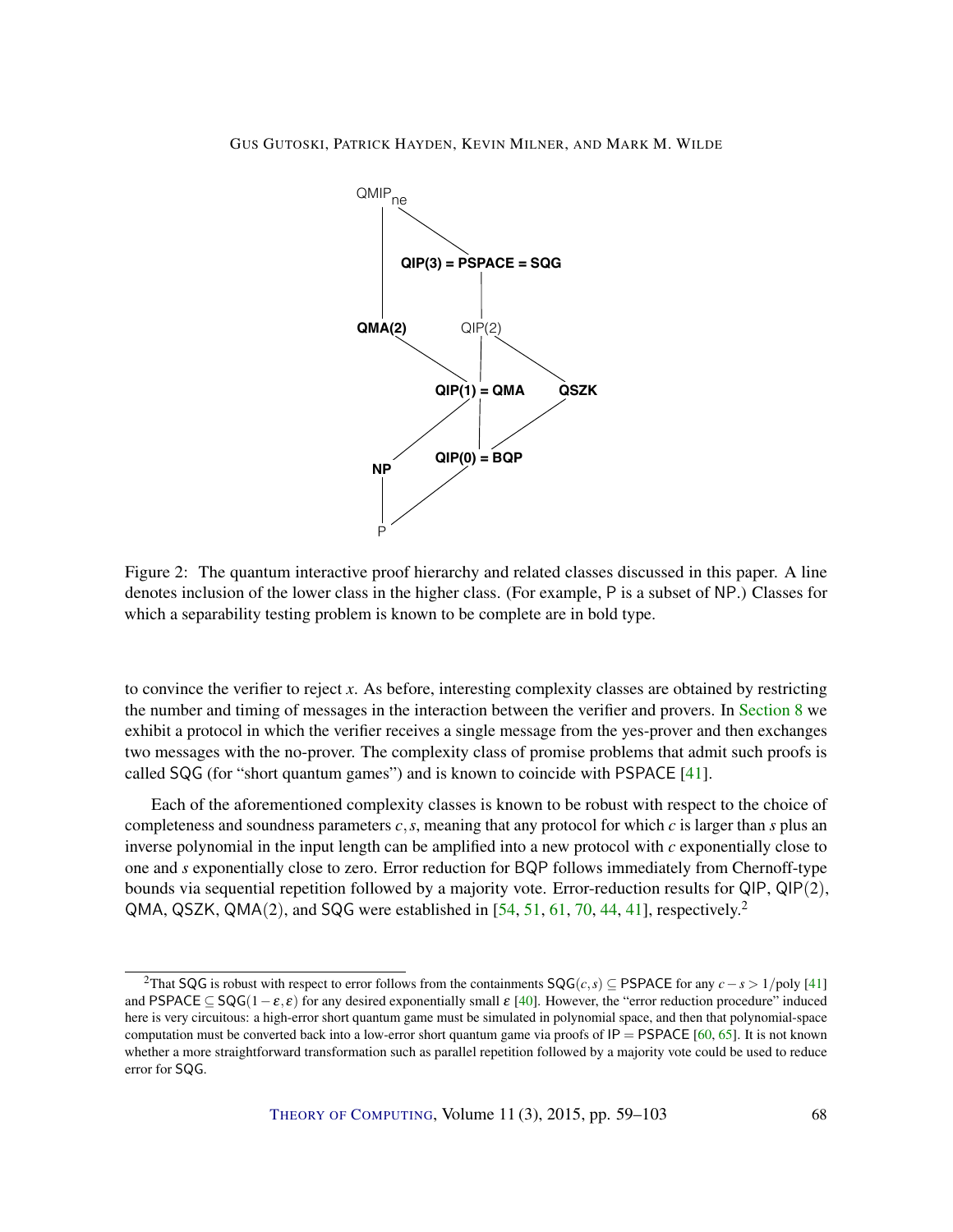Figure 2: The quantum interactive proof hierarchy and related classes discussed in this paper. A line denotes inclusion of the lower class in the higher class. (For example, P is a subset of NP.) Classes for which a separability testing problem is known to be complete are in bold type.

to convince the verifier to reject $x$. As before, interesting complexity classes are obtained by restricting the number and timing of messages in the interaction between the verifier and provers. In Section 8 we exhibit a protocol in which the verifier receives a single message from the yes-prover and then exchanges two messages with the no-prover. The complexity class of promise problems that admit such proofs is called SQG (for "short quantum games") and is known to coincide with PSPACE [41].

Each of the aforementioned complexity classes is known to be robust with respect to the choice of completeness and soundness parameters $c, s$, meaning that any protocol for which $c$ is larger than $s$ plus an inverse polynomial in the input length can be amplified into a new protocol with $c$ exponentially close to one and $s$ exponentially close to zero. Error reduction for BQP follows immediately from Chernoff-type bounds via sequential repetition followed by a majority vote. Error-reduction results for QIP, QIP(2), QMA, QSZK, QMA(2), and SQG were established in [54, 51, 61, 70, 44, 41], respectively.[2]

[2] That SQG is robust with respect to error follows from the containments $\mathsf{SQG}(c,s) \subseteq \mathsf{PSPACE}$ for any $c - s > 1/\text{poly}$ [41] and $\mathsf{PSPACE} \subseteq \mathsf{SQG}(1-\varepsilon, \varepsilon)$ for any desired exponentially small $\varepsilon$ [40]. However, the "error reduction procedure" induced here is very circuitous: a high-error short quantum game must be simulated in polynomial space, and then that polynomial-space computation must be converted back into a low-error short quantum game via proofs of $\mathsf{IP} = \mathsf{PSPACE}$ [60, 65]. It is not known whether a more straightforward transformation such as parallel repetition followed by a majority vote could be used to reduce error for SQG.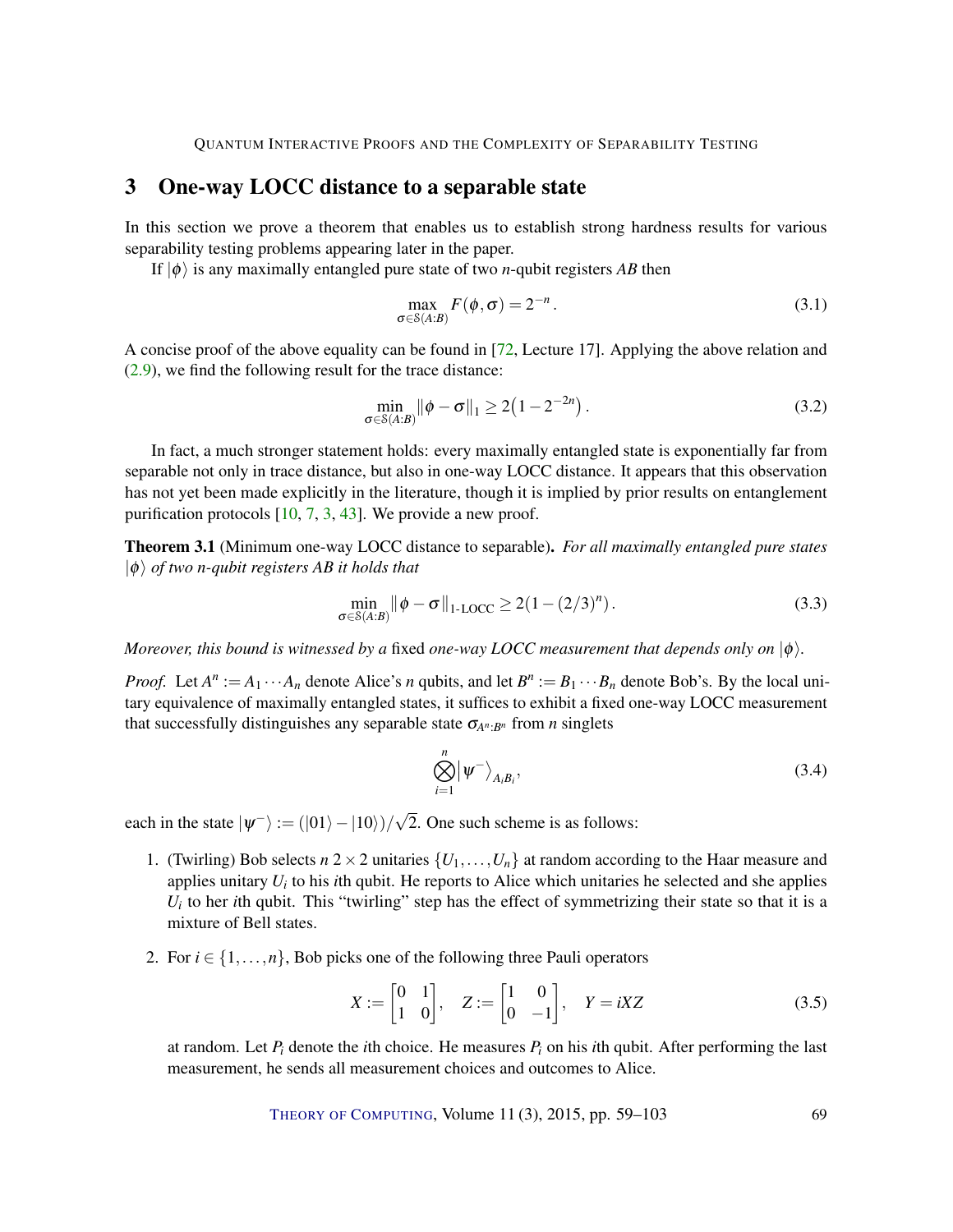## 3 One-way LOCC distance to a separable state

In this section we prove a theorem that enables us to establish strong hardness results for various separability testing problems appearing later in the paper.

If $|\phi\rangle$ is any maximally entangled pure state of two $n$-qubit registers $AB$ then

$$\max_{\sigma \in \mathcal{S}(A:B)} F(\phi, \sigma) = 2^{-n}. \tag{3.1}$$

A concise proof of the above equality can be found in [72, Lecture 17]. Applying the above relation and (2.9), we find the following result for the trace distance:

$$\min_{\sigma \in \mathcal{S}(A:B)} \|\phi - \sigma\|_1 \geq 2\big(1 - 2^{-2n}\big). \tag{3.2}$$

In fact, a much stronger statement holds: every maximally entangled state is exponentially far from separable not only in trace distance, but also in one-way LOCC distance. It appears that this observation has not yet been made explicitly in the literature, though it is implied by prior results on entanglement purification protocols [10, 7, 3, 43]. We provide a new proof.

**Theorem 3.1** (Minimum one-way LOCC distance to separable). *For all maximally entangled pure states $|\phi\rangle$ of two $n$-qubit registers $AB$ it holds that*

$$\min_{\sigma \in \mathcal{S}(A:B)} \|\phi - \sigma\|_{\text{1-LOCC}} \geq 2(1 - (2/3)^n). \tag{3.3}$$

*Moreover, this bound is witnessed by a* fixed *one-way LOCC measurement that depends only on $|\phi\rangle$.*

*Proof.* Let $A^n := A_1 \cdots A_n$ denote Alice's $n$ qubits, and let $B^n := B_1 \cdots B_n$ denote Bob's. By the local unitary equivalence of maximally entangled states, it suffices to exhibit a fixed one-way LOCC measurement that successfully distinguishes any separable state $\sigma_{A^n:B^n}$ from $n$ singlets

$$\bigotimes_{i=1}^{n} |\psi^-\rangle_{A_i B_i}, \tag{3.4}$$

each in the state $|\psi^-\rangle := (|01\rangle - |10\rangle)/\sqrt{2}$. One such scheme is as follows:

1. (Twirling) Bob selects $n$ $2 \times 2$ unitaries $\{U_1, \ldots, U_n\}$ at random according to the Haar measure and applies unitary $U_i$ to his $i$th qubit. He reports to Alice which unitaries he selected and she applies $U_i$ to her $i$th qubit. This "twirling" step has the effect of symmetrizing their state so that it is a mixture of Bell states.

2. For $i \in \{1, \ldots, n\}$, Bob picks one of the following three Pauli operators

$$X := \begin{bmatrix} 0 & 1 \\ 1 & 0 \end{bmatrix}, \quad Z := \begin{bmatrix} 1 & 0 \\ 0 & -1 \end{bmatrix}, \quad Y = iXZ \tag{3.5}$$

at random. Let $P_i$ denote the $i$th choice. He measures $P_i$ on his $i$th qubit. After performing the last measurement, he sends all measurement choices and outcomes to Alice.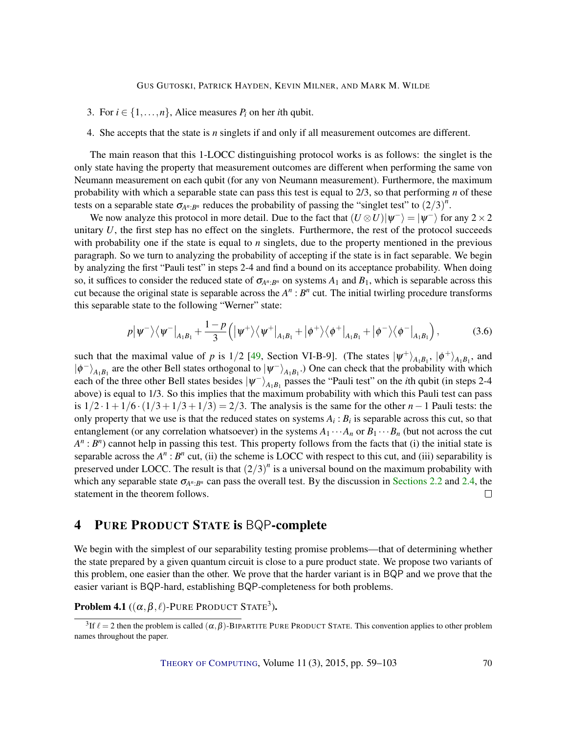3. For $i \in \{1, \ldots, n\}$, Alice measures $P_i$ on her $i$th qubit.

4. She accepts that the state is $n$ singlets if and only if all measurement outcomes are different.

The main reason that this 1-LOCC distinguishing protocol works is as follows: the singlet is the only state having the property that measurement outcomes are different when performing the same von Neumann measurement on each qubit (for any von Neumann measurement). Furthermore, the maximum probability with which a separable state can pass this test is equal to 2/3, so that performing $n$ of these tests on a separable state $\sigma_{A^n:B^n}$ reduces the probability of passing the "singlet test" to $(2/3)^n$.

We now analyze this protocol in more detail. Due to the fact that $(U \otimes U)|\psi^-\rangle = |\psi^-\rangle$ for any $2 \times 2$ unitary $U$, the first step has no effect on the singlets. Furthermore, the rest of the protocol succeeds with probability one if the state is equal to $n$ singlets, due to the property mentioned in the previous paragraph. So we turn to analyzing the probability of accepting if the state is in fact separable. We begin by analyzing the first "Pauli test" in steps 2-4 and find a bound on its acceptance probability. When doing so, it suffices to consider the reduced state of $\sigma_{A^n:B^n}$ on systems $A_1$ and $B_1$, which is separable across this cut because the original state is separable across the $A^n : B^n$ cut. The initial twirling procedure transforms this separable state to the following "Werner" state:

$$p|\psi^-\rangle\langle\psi^-|_{A_1B_1} + \frac{1-p}{3}\Big(|\psi^+\rangle\langle\psi^+|_{A_1B_1} + |\phi^+\rangle\langle\phi^+|_{A_1B_1} + |\phi^-\rangle\langle\phi^-|_{A_1B_1}\Big), \tag{3.6}$$

such that the maximal value of $p$ is $1/2$ [49, Section VI-B-9]. (The states $|\psi^+\rangle_{A_1B_1}$, $|\phi^+\rangle_{A_1B_1}$, and $|\phi^-\rangle_{A_1B_1}$ are the other Bell states orthogonal to $|\psi^-\rangle_{A_1B_1}$.) One can check that the probability with which each of the three other Bell states besides $|\psi^-\rangle_{A_1B_1}$ passes the "Pauli test" on the $i$th qubit (in steps 2-4 above) is equal to 1/3. So this implies that the maximum probability with which this Pauli test can pass is $1/2 \cdot 1 + 1/6 \cdot (1/3 + 1/3 + 1/3) = 2/3$. The analysis is the same for the other $n-1$ Pauli tests: the only property that we use is that the reduced states on systems $A_i : B_i$ is separable across this cut, so that entanglement (or any correlation whatsoever) in the systems $A_1 \cdots A_n$ or $B_1 \cdots B_n$ (but not across the cut $A^n : B^n$) cannot help in passing this test. This property follows from the facts that (i) the initial state is separable across the $A^n : B^n$ cut, (ii) the scheme is LOCC with respect to this cut, and (iii) separability is preserved under LOCC. The result is that $(2/3)^n$ is a universal bound on the maximum probability with which any separable state $\sigma_{A^n:B^n}$ can pass the overall test. By the discussion in Sections 2.2 and 2.4, the statement in the theorem follows. □

## 4 PURE PRODUCT STATE is BQP-complete

We begin with the simplest of our separability testing promise problems—that of determining whether the state prepared by a given quantum circuit is close to a pure product state. We propose two variants of this problem, one easier than the other. We prove that the harder variant is in BQP and we prove that the easier variant is BQP-hard, establishing BQP-completeness for both problems.

**Problem 4.1** (($\alpha, \beta, \ell$)-PURE PRODUCT STATE[3]).

[3]If $\ell = 2$ then the problem is called $(\alpha, \beta)$-BIPARTITE PURE PRODUCT STATE. This convention applies to other problem names throughout the paper.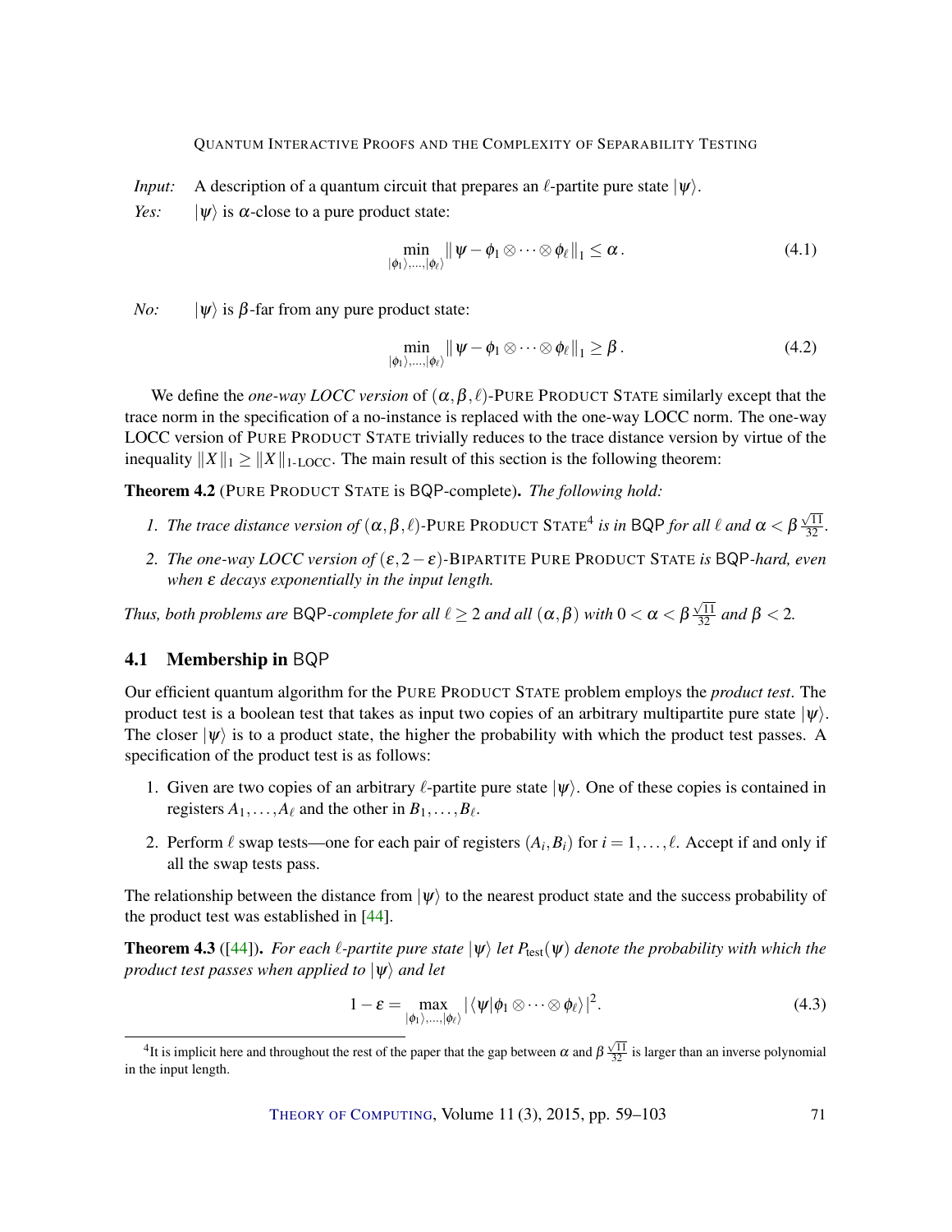*Input:* A description of a quantum circuit that prepares an $\ell$-partite pure state $|\psi\rangle$.

*Yes:* $|\psi\rangle$ is $\alpha$-close to a pure product state:

$$\min_{|\phi_1\rangle,\dots,|\phi_\ell\rangle} \|\psi - \phi_1 \otimes \cdots \otimes \phi_\ell\|_1 \leq \alpha\,. \tag{4.1}$$

*No:* $|\psi\rangle$ is $\beta$-far from any pure product state:

$$\min_{|\phi_1\rangle,\dots,|\phi_\ell\rangle} \|\psi - \phi_1 \otimes \cdots \otimes \phi_\ell\|_1 \geq \beta\,. \tag{4.2}$$

We define the *one-way LOCC version* of $(\alpha,\beta,\ell)$-PURE PRODUCT STATE similarly except that the trace norm in the specification of a no-instance is replaced with the one-way LOCC norm. The one-way LOCC version of PURE PRODUCT STATE trivially reduces to the trace distance version by virtue of the inequality $\|X\|_1 \geq \|X\|_{\text{1-LOCC}}$. The main result of this section is the following theorem:

**Theorem 4.2** (PURE PRODUCT STATE is BQP-complete)**.** *The following hold:*

1. *The trace distance version of $(\alpha,\beta,\ell)$-PURE PRODUCT STATE[4] is in BQP for all $\ell$ and $\alpha < \beta\frac{\sqrt{11}}{32}$.*
2. *The one-way LOCC version of $(\varepsilon, 2-\varepsilon)$-BIPARTITE PURE PRODUCT STATE is BQP-hard, even when $\varepsilon$ decays exponentially in the input length.*

*Thus, both problems are BQP-complete for all $\ell \geq 2$ and all $(\alpha,\beta)$ with $0 < \alpha < \beta\frac{\sqrt{11}}{32}$ and $\beta < 2$.*

## 4.1 Membership in BQP

Our efficient quantum algorithm for the PURE PRODUCT STATE problem employs the *product test*. The product test is a boolean test that takes as input two copies of an arbitrary multipartite pure state $|\psi\rangle$. The closer $|\psi\rangle$ is to a product state, the higher the probability with which the product test passes. A specification of the product test is as follows:

1. Given are two copies of an arbitrary $\ell$-partite pure state $|\psi\rangle$. One of these copies is contained in registers $A_1,\dots,A_\ell$ and the other in $B_1,\dots,B_\ell$.
2. Perform $\ell$ swap tests—one for each pair of registers $(A_i,B_i)$ for $i = 1,\dots,\ell$. Accept if and only if all the swap tests pass.

The relationship between the distance from $|\psi\rangle$ to the nearest product state and the success probability of the product test was established in [44].

**Theorem 4.3** ([44])**.** *For each $\ell$-partite pure state $|\psi\rangle$ let $P_{\text{test}}(\psi)$ denote the probability with which the product test passes when applied to $|\psi\rangle$ and let*

$$1-\varepsilon = \max_{|\phi_1\rangle,\dots,|\phi_\ell\rangle} |\langle\psi|\phi_1 \otimes \cdots \otimes \phi_\ell\rangle|^2. \tag{4.3}$$

[4] It is implicit here and throughout the rest of the paper that the gap between $\alpha$ and $\beta\frac{\sqrt{11}}{32}$ is larger than an inverse polynomial in the input length.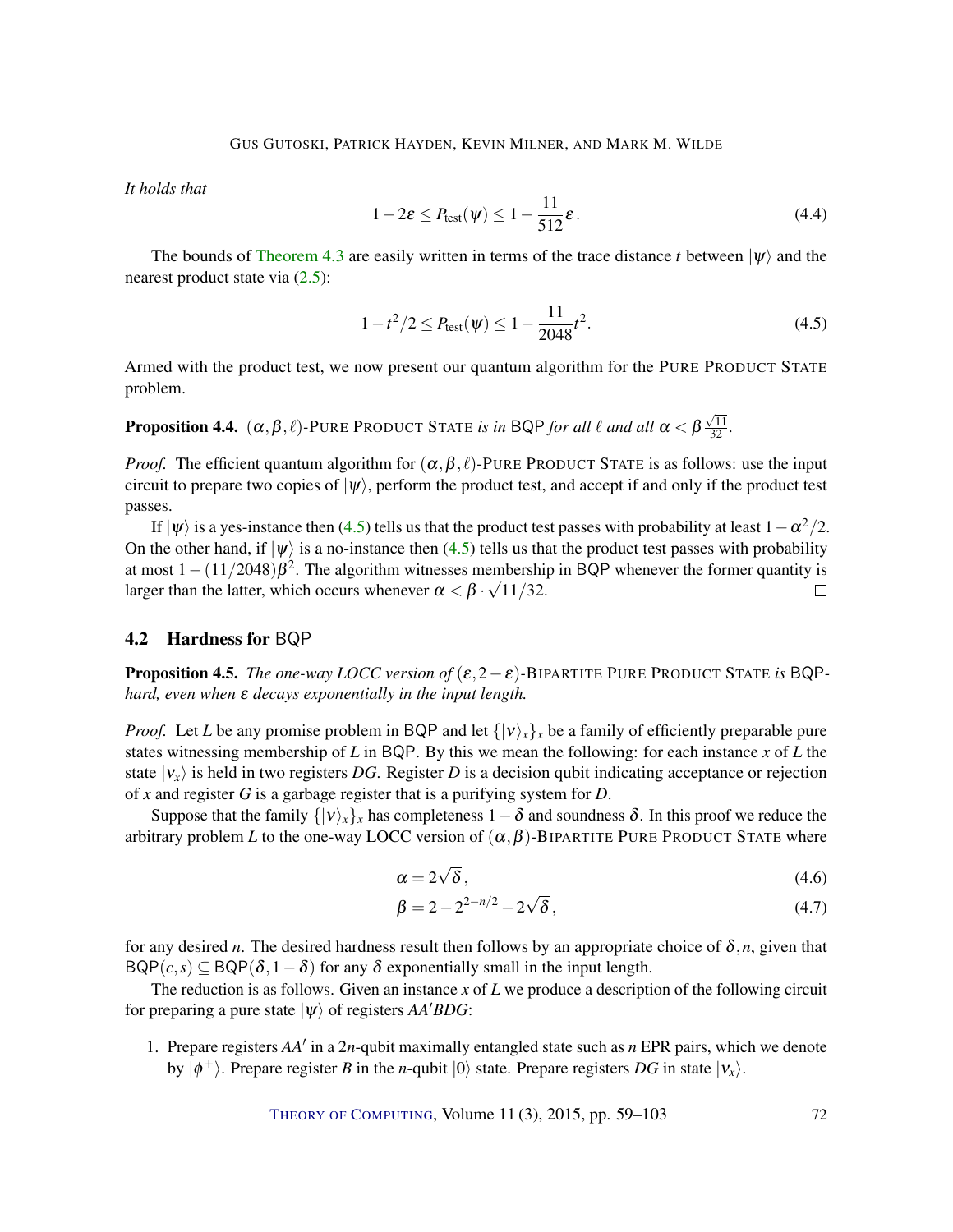*It holds that*

$$1 - 2\varepsilon \leq P_{\text{test}}(\psi) \leq 1 - \frac{11}{512}\varepsilon\,. \tag{4.4}$$

The bounds of Theorem 4.3 are easily written in terms of the trace distance $t$ between $|\psi\rangle$ and the nearest product state via (2.5):

$$1 - t^2/2 \leq P_{\text{test}}(\psi) \leq 1 - \frac{11}{2048}t^2. \tag{4.5}$$

Armed with the product test, we now present our quantum algorithm for the PURE PRODUCT STATE problem.

**Proposition 4.4.** *$(\alpha, \beta, \ell)$-PURE PRODUCT STATE is in BQP for all $\ell$ and all $\alpha < \beta\frac{\sqrt{11}}{32}$.*

*Proof.* The efficient quantum algorithm for $(\alpha, \beta, \ell)$-PURE PRODUCT STATE is as follows: use the input circuit to prepare two copies of $|\psi\rangle$, perform the product test, and accept if and only if the product test passes.

If $|\psi\rangle$ is a yes-instance then (4.5) tells us that the product test passes with probability at least $1 - \alpha^2/2$. On the other hand, if $|\psi\rangle$ is a no-instance then (4.5) tells us that the product test passes with probability at most $1 - (11/2048)\beta^2$. The algorithm witnesses membership in BQP whenever the former quantity is larger than the latter, which occurs whenever $\alpha < \beta \cdot \sqrt{11}/32$. □

## 4.2 Hardness for BQP

**Proposition 4.5.** *The one-way LOCC version of $(\varepsilon, 2 - \varepsilon)$-BIPARTITE PURE PRODUCT STATE is BQP-hard, even when $\varepsilon$ decays exponentially in the input length.*

*Proof.* Let $L$ be any promise problem in BQP and let $\{|\nu\rangle_x\}_x$ be a family of efficiently preparable pure states witnessing membership of $L$ in BQP. By this we mean the following: for each instance $x$ of $L$ the state $|\nu_x\rangle$ is held in two registers $DG$. Register $D$ is a decision qubit indicating acceptance or rejection of $x$ and register $G$ is a garbage register that is a purifying system for $D$.

Suppose that the family $\{|\nu\rangle_x\}_x$ has completeness $1 - \delta$ and soundness $\delta$. In this proof we reduce the arbitrary problem $L$ to the one-way LOCC version of $(\alpha, \beta)$-BIPARTITE PURE PRODUCT STATE where

$$\alpha = 2\sqrt{\delta}\,, \tag{4.6}$$

$$\beta = 2 - 2^{2-n/2} - 2\sqrt{\delta}\,, \tag{4.7}$$

for any desired $n$. The desired hardness result then follows by an appropriate choice of $\delta, n$, given that $\mathsf{BQP}(c,s) \subseteq \mathsf{BQP}(\delta, 1-\delta)$ for any $\delta$ exponentially small in the input length.

The reduction is as follows. Given an instance $x$ of $L$ we produce a description of the following circuit for preparing a pure state $|\psi\rangle$ of registers $AA'BDG$:

1. Prepare registers $AA'$ in a $2n$-qubit maximally entangled state such as $n$ EPR pairs, which we denote by $|\phi^+\rangle$. Prepare register $B$ in the $n$-qubit $|0\rangle$ state. Prepare registers $DG$ in state $|\nu_x\rangle$.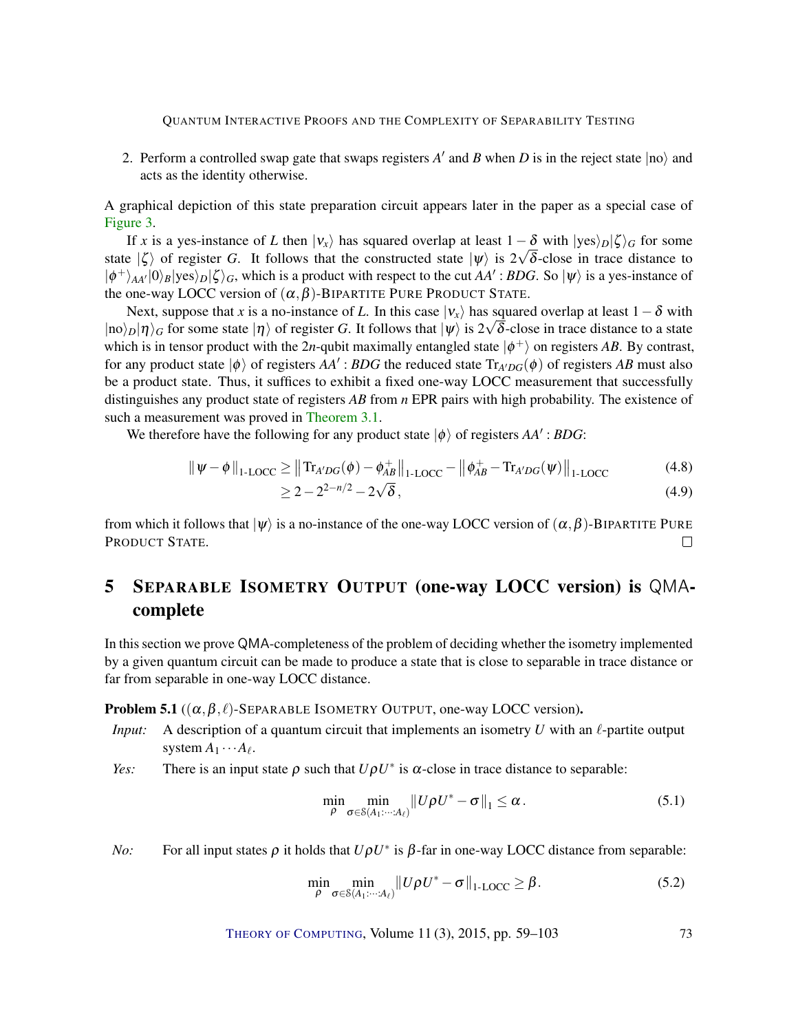2. Perform a controlled swap gate that swaps registers $A'$ and $B$ when $D$ is in the reject state $|\text{no}\rangle$ and acts as the identity otherwise.

A graphical depiction of this state preparation circuit appears later in the paper as a special case of Figure 3.

If $x$ is a yes-instance of $L$ then $|v_x\rangle$ has squared overlap at least $1-\delta$ with $|\text{yes}\rangle_D|\zeta\rangle_G$ for some state $|\zeta\rangle$ of register $G$. It follows that the constructed state $|\psi\rangle$ is $2\sqrt{\delta}$-close in trace distance to $|\phi^+\rangle_{AA'}|0\rangle_B|\text{yes}\rangle_D|\zeta\rangle_G$, which is a product with respect to the cut $AA' : BDG$. So $|\psi\rangle$ is a yes-instance of the one-way LOCC version of $(\alpha,\beta)$-BIPARTITE PURE PRODUCT STATE.

Next, suppose that $x$ is a no-instance of $L$. In this case $|v_x\rangle$ has squared overlap at least $1-\delta$ with $|\text{no}\rangle_D|\eta\rangle_G$ for some state $|\eta\rangle$ of register $G$. It follows that $|\psi\rangle$ is $2\sqrt{\delta}$-close in trace distance to a state which is in tensor product with the $2n$-qubit maximally entangled state $|\phi^+\rangle$ on registers $AB$. By contrast, for any product state $|\phi\rangle$ of registers $AA' : BDG$ the reduced state $\operatorname{Tr}_{A'DG}(\phi)$ of registers $AB$ must also be a product state. Thus, it suffices to exhibit a fixed one-way LOCC measurement that successfully distinguishes any product state of registers $AB$ from $n$ EPR pairs with high probability. The existence of such a measurement was proved in Theorem 3.1.

We therefore have the following for any product state $|\phi\rangle$ of registers $AA' : BDG$:

$$\|\psi-\phi\|_{\text{1-LOCC}} \geq \left\|\operatorname{Tr}_{A'DG}(\phi)-\phi^+_{AB}\right\|_{\text{1-LOCC}} - \left\|\phi^+_{AB}-\operatorname{Tr}_{A'DG}(\psi)\right\|_{\text{1-LOCC}} \tag{4.8}$$

$$\geq 2-2^{2-n/2}-2\sqrt{\delta}\,, \tag{4.9}$$

from which it follows that $|\psi\rangle$ is a no-instance of the one-way LOCC version of $(\alpha,\beta)$-BIPARTITE PURE PRODUCT STATE. □

## 5 SEPARABLE ISOMETRY OUTPUT (one-way LOCC version) is QMA-complete

In this section we prove QMA-completeness of the problem of deciding whether the isometry implemented by a given quantum circuit can be made to produce a state that is close to separable in trace distance or far from separable in one-way LOCC distance.

**Problem 5.1** ($(\alpha,\beta,\ell)$-SEPARABLE ISOMETRY OUTPUT, one-way LOCC version)**.**

*Input:* A description of a quantum circuit that implements an isometry $U$ with an $\ell$-partite output system $A_1\cdots A_\ell$.

*Yes:* There is an input state $\rho$ such that $U\rho U^*$ is $\alpha$-close in trace distance to separable:

$$\min_{\rho}\min_{\sigma\in\mathcal{S}(A_1:\cdots:A_\ell)}\|U\rho U^*-\sigma\|_1 \leq \alpha\,. \tag{5.1}$$

*No:* For all input states $\rho$ it holds that $U\rho U^*$ is $\beta$-far in one-way LOCC distance from separable:

$$\min_{\rho}\min_{\sigma\in\mathcal{S}(A_1:\cdots:A_\ell)}\|U\rho U^*-\sigma\|_{\text{1-LOCC}} \geq \beta\,. \tag{5.2}$$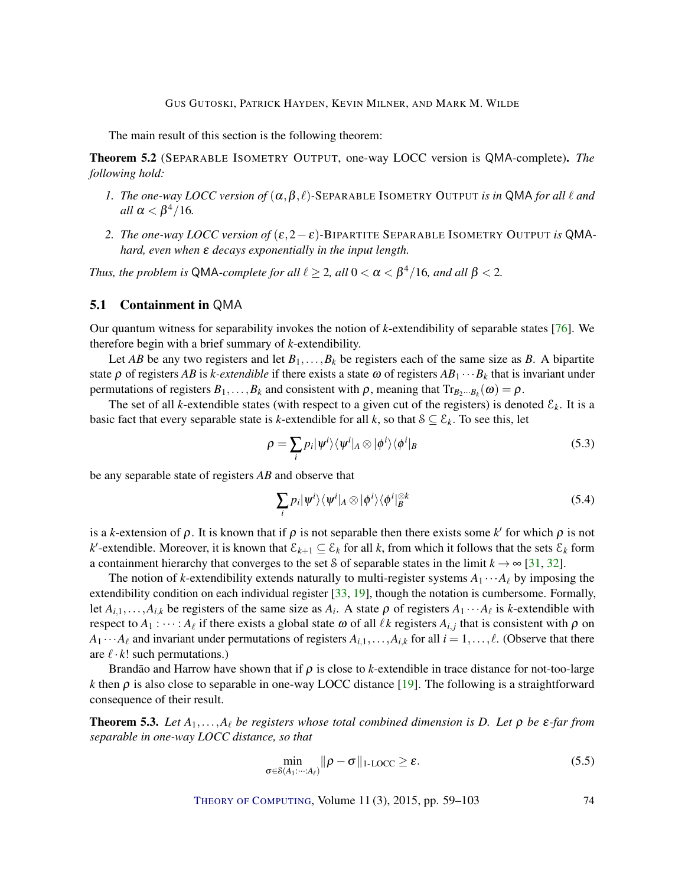The main result of this section is the following theorem:

**Theorem 5.2** (SEPARABLE ISOMETRY OUTPUT, one-way LOCC version is QMA-complete)**.** *The following hold:*

1. *The one-way LOCC version of $(\alpha,\beta,\ell)$-SEPARABLE ISOMETRY OUTPUT is in QMA for all $\ell$ and all $\alpha < \beta^4/16$.*
2. *The one-way LOCC version of $(\varepsilon, 2-\varepsilon)$-BIPARTITE SEPARABLE ISOMETRY OUTPUT is QMA-hard, even when $\varepsilon$ decays exponentially in the input length.*

*Thus, the problem is QMA-complete for all $\ell \geq 2$, all $0 < \alpha < \beta^4/16$, and all $\beta < 2$.*

## 5.1 Containment in QMA

Our quantum witness for separability invokes the notion of $k$-extendibility of separable states [76]. We therefore begin with a brief summary of $k$-extendibility.

Let $AB$ be any two registers and let $B_1,\ldots,B_k$ be registers each of the same size as $B$. A bipartite state $\rho$ of registers $AB$ is *$k$-extendible* if there exists a state $\omega$ of registers $AB_1\cdots B_k$ that is invariant under permutations of registers $B_1,\ldots,B_k$ and consistent with $\rho$, meaning that $\mathrm{Tr}_{B_2\cdots B_k}(\omega) = \rho$.

The set of all $k$-extendible states (with respect to a given cut of the registers) is denoted $\mathcal{E}_k$. It is a basic fact that every separable state is $k$-extendible for all $k$, so that $\mathcal{S} \subseteq \mathcal{E}_k$. To see this, let

$$\rho = \sum_i p_i |\psi^i\rangle\langle\psi^i|_A \otimes |\phi^i\rangle\langle\phi^i|_B \tag{5.3}$$

be any separable state of registers $AB$ and observe that

$$\sum_i p_i |\psi^i\rangle\langle\psi^i|_A \otimes |\phi^i\rangle\langle\phi^i|_B^{\otimes k} \tag{5.4}$$

is a $k$-extension of $\rho$. It is known that if $\rho$ is not separable then there exists some $k'$ for which $\rho$ is not $k'$-extendible. Moreover, it is known that $\mathcal{E}_{k+1} \subseteq \mathcal{E}_k$ for all $k$, from which it follows that the sets $\mathcal{E}_k$ form a containment hierarchy that converges to the set $\mathcal{S}$ of separable states in the limit $k \to \infty$ [31, 32].

The notion of $k$-extendibility extends naturally to multi-register systems $A_1\cdots A_\ell$ by imposing the extendibility condition on each individual register [33, 19], though the notation is cumbersome. Formally, let $A_{i,1},\ldots,A_{i,k}$ be registers of the same size as $A_i$. A state $\rho$ of registers $A_1\cdots A_\ell$ is $k$-extendible with respect to $A_1:\cdots:A_\ell$ if there exists a global state $\omega$ of all $\ell k$ registers $A_{i,j}$ that is consistent with $\rho$ on $A_1\cdots A_\ell$ and invariant under permutations of registers $A_{i,1},\ldots,A_{i,k}$ for all $i=1,\ldots,\ell$. (Observe that there are $\ell\cdot k!$ such permutations.)

Brandão and Harrow have shown that if $\rho$ is close to $k$-extendible in trace distance for not-too-large $k$ then $\rho$ is also close to separable in one-way LOCC distance [19]. The following is a straightforward consequence of their result.

**Theorem 5.3.** *Let $A_1,\ldots,A_\ell$ be registers whose total combined dimension is $D$. Let $\rho$ be $\varepsilon$-far from separable in one-way LOCC distance, so that*

$$\min_{\sigma\in\mathcal{S}(A_1:\cdots:A_\ell)} \|\rho-\sigma\|_{\text{1-LOCC}} \geq \varepsilon. \tag{5.5}$$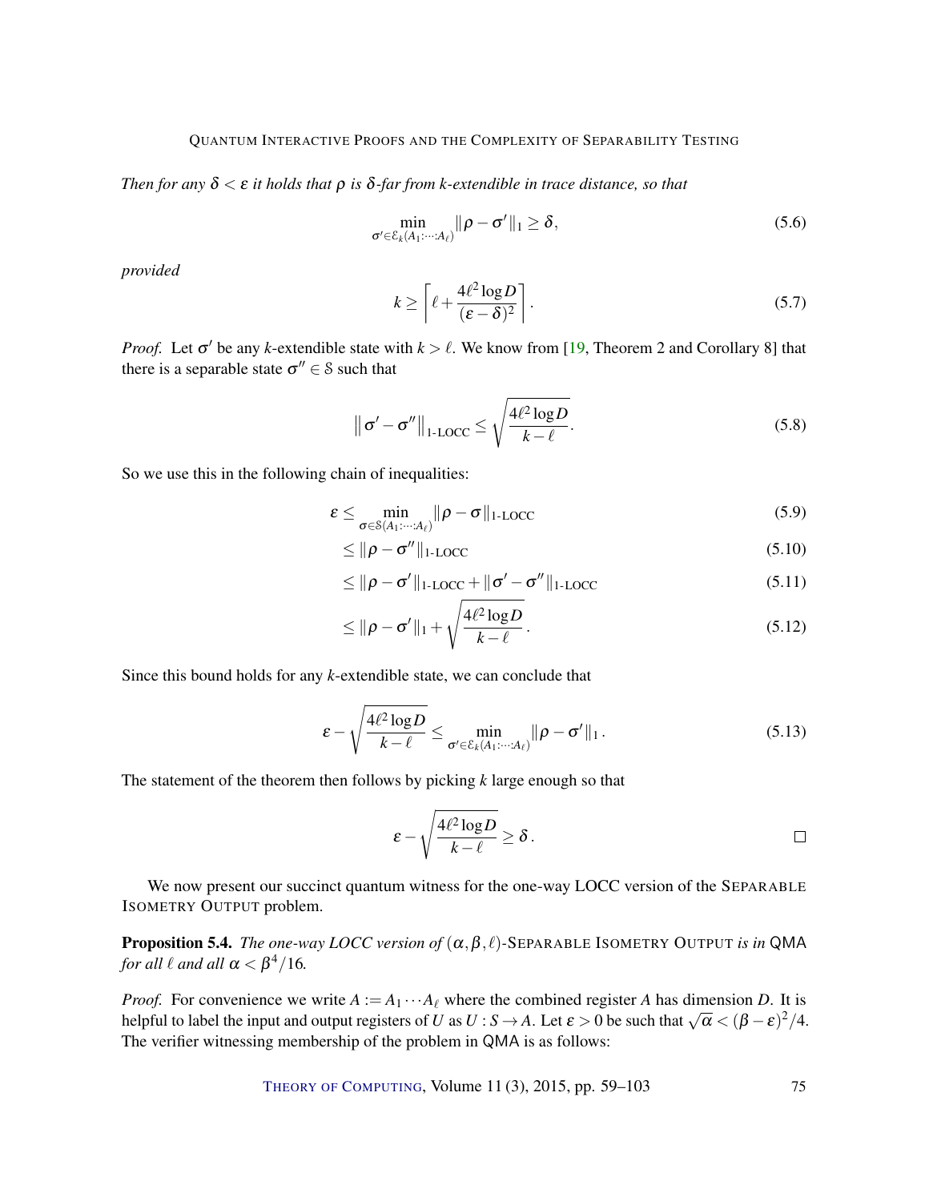*Then for any $\delta < \varepsilon$ it holds that $\rho$ is $\delta$-far from $k$-extendible in trace distance, so that*

$$\min_{\sigma' \in \mathcal{E}_k(A_1:\cdots:A_\ell)} \|\rho - \sigma'\|_1 \geq \delta, \tag{5.6}$$

*provided*

$$k \geq \left\lceil \ell + \frac{4\ell^2 \log D}{(\varepsilon - \delta)^2} \right\rceil. \tag{5.7}$$

*Proof.* Let $\sigma'$ be any $k$-extendible state with $k > \ell$. We know from [19, Theorem 2 and Corollary 8] that there is a separable state $\sigma'' \in \mathcal{S}$ such that

$$\left\| \sigma' - \sigma'' \right\|_{\text{1-LOCC}} \leq \sqrt{\frac{4\ell^2 \log D}{k - \ell}}. \tag{5.8}$$

So we use this in the following chain of inequalities:

$$\varepsilon \leq \min_{\sigma \in \mathcal{S}(A_1:\cdots:A_\ell)} \|\rho - \sigma\|_{\text{1-LOCC}} \tag{5.9}$$

$$\leq \|\rho - \sigma''\|_{\text{1-LOCC}} \tag{5.10}$$

$$\leq \|\rho - \sigma'\|_{\text{1-LOCC}} + \|\sigma' - \sigma''\|_{\text{1-LOCC}} \tag{5.11}$$

$$\leq \|\rho - \sigma'\|_1 + \sqrt{\frac{4\ell^2 \log D}{k - \ell}}. \tag{5.12}$$

Since this bound holds for any $k$-extendible state, we can conclude that

$$\varepsilon - \sqrt{\frac{4\ell^2 \log D}{k - \ell}} \leq \min_{\sigma' \in \mathcal{E}_k(A_1:\cdots:A_\ell)} \|\rho - \sigma'\|_1. \tag{5.13}$$

The statement of the theorem then follows by picking $k$ large enough so that

$$\varepsilon - \sqrt{\frac{4\ell^2 \log D}{k - \ell}} \geq \delta. \qquad \square$$

We now present our succinct quantum witness for the one-way LOCC version of the SEPARABLE ISOMETRY OUTPUT problem.

**Proposition 5.4.** *The one-way LOCC version of $(\alpha, \beta, \ell)$-SEPARABLE ISOMETRY OUTPUT is in QMA for all $\ell$ and all $\alpha < \beta^4/16$.*

*Proof.* For convenience we write $A := A_1 \cdots A_\ell$ where the combined register $A$ has dimension $D$. It is helpful to label the input and output registers of $U$ as $U : S \to A$. Let $\varepsilon > 0$ be such that $\sqrt{\alpha} < (\beta - \varepsilon)^2/4$. The verifier witnessing membership of the problem in QMA is as follows: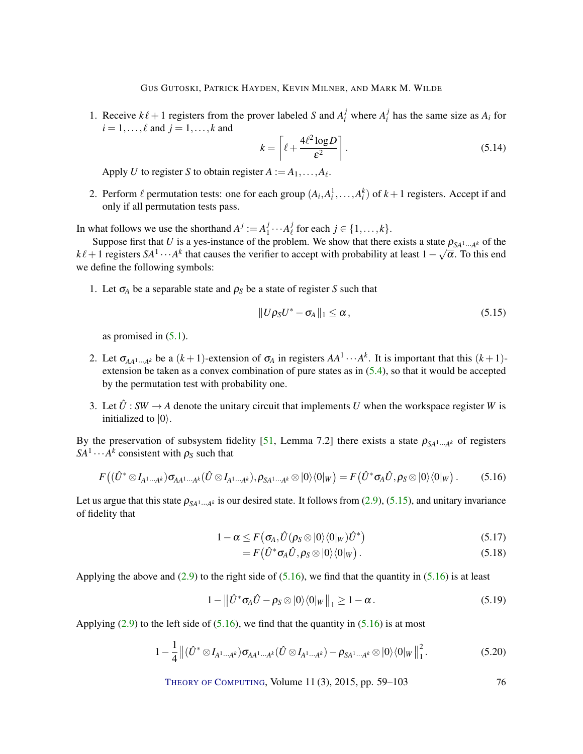1. Receive $k\ell+1$ registers from the prover labeled $S$ and $A_i^j$ where $A_i^j$ has the same size as $A_i$ for $i=1,\dots,\ell$ and $j=1,\dots,k$ and
$$k = \left\lceil \ell + \frac{4\ell^2 \log D}{\varepsilon^2} \right\rceil . \tag{5.14}$$
Apply $U$ to register $S$ to obtain register $A := A_1,\dots,A_\ell$.

2. Perform $\ell$ permutation tests: one for each group $(A_i, A_i^1, \dots, A_i^k)$ of $k+1$ registers. Accept if and only if all permutation tests pass.

In what follows we use the shorthand $A^j := A_1^j \cdots A_\ell^j$ for each $j \in \{1,\dots,k\}$.

Suppose first that $U$ is a yes-instance of the problem. We show that there exists a state $\rho_{SA^1\cdots A^k}$ of the $k\ell+1$ registers $SA^1\cdots A^k$ that causes the verifier to accept with probability at least $1-\sqrt{\alpha}$. To this end we define the following symbols:

1. Let $\sigma_A$ be a separable state and $\rho_S$ be a state of register $S$ such that
$$\|U\rho_S U^* - \sigma_A\|_1 \le \alpha , \tag{5.15}$$
as promised in (5.1).

2. Let $\sigma_{AA^1\cdots A^k}$ be a $(k+1)$-extension of $\sigma_A$ in registers $AA^1\cdots A^k$. It is important that this $(k+1)$-extension be taken as a convex combination of pure states as in (5.4), so that it would be accepted by the permutation test with probability one.

3. Let $\hat{U} : SW \to A$ denote the unitary circuit that implements $U$ when the workspace register $W$ is initialized to $|0\rangle$.

By the preservation of subsystem fidelity [51, Lemma 7.2] there exists a state $\rho_{SA^1\cdots A^k}$ of registers $SA^1\cdots A^k$ consistent with $\rho_S$ such that
$$F\big((\hat{U}^* \otimes I_{A^1\cdots A^k})\sigma_{AA^1\cdots A^k}(\hat{U} \otimes I_{A^1\cdots A^k}), \rho_{SA^1\cdots A^k} \otimes |0\rangle\langle 0|_W\big) = F\big(\hat{U}^*\sigma_A\hat{U}, \rho_S \otimes |0\rangle\langle 0|_W\big) . \tag{5.16}$$

Let us argue that this state $\rho_{SA^1\cdots A^k}$ is our desired state. It follows from (2.9), (5.15), and unitary invariance of fidelity that
$$1-\alpha \le F\big(\sigma_A, \hat{U}(\rho_S \otimes |0\rangle\langle 0|_W)\hat{U}^*\big) \tag{5.17}$$
$$= F\big(\hat{U}^*\sigma_A\hat{U}, \rho_S \otimes |0\rangle\langle 0|_W\big) . \tag{5.18}$$

Applying the above and (2.9) to the right side of (5.16), we find that the quantity in (5.16) is at least
$$1 - \big\|\hat{U}^*\sigma_A\hat{U} - \rho_S \otimes |0\rangle\langle 0|_W\big\|_1 \ge 1-\alpha . \tag{5.19}$$

Applying (2.9) to the left side of (5.16), we find that the quantity in (5.16) is at most
$$1 - \frac{1}{4}\big\|(\hat{U}^* \otimes I_{A^1\cdots A^k})\sigma_{AA^1\cdots A^k}(\hat{U} \otimes I_{A^1\cdots A^k}) - \rho_{SA^1\cdots A^k} \otimes |0\rangle\langle 0|_W\big\|_1^2 . \tag{5.20}$$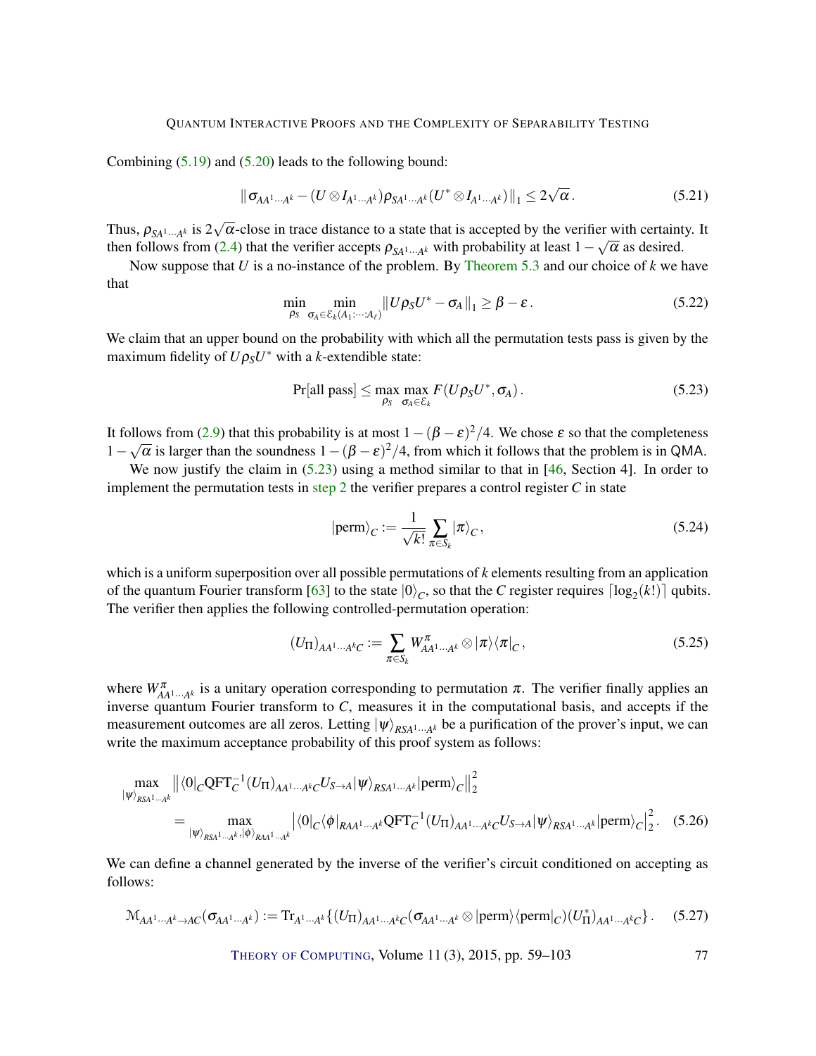Combining (5.19) and (5.20) leads to the following bound:

$$\| \sigma_{AA^1\cdots A^k} - (U \otimes I_{A^1\cdots A^k}) \rho_{SA^1\cdots A^k} (U^* \otimes I_{A^1\cdots A^k}) \|_1 \leq 2\sqrt{\alpha}\,. \tag{5.21}$$

Thus, $\rho_{SA^1\cdots A^k}$ is $2\sqrt{\alpha}$-close in trace distance to a state that is accepted by the verifier with certainty. It then follows from (2.4) that the verifier accepts $\rho_{SA^1\cdots A^k}$ with probability at least $1-\sqrt{\alpha}$ as desired.

Now suppose that $U$ is a no-instance of the problem. By Theorem 5.3 and our choice of $k$ we have that

$$\min_{\rho_S} \min_{\sigma_A \in \mathcal{E}_k(A_1:\cdots:A_\ell)} \| U\rho_S U^* - \sigma_A \|_1 \geq \beta - \varepsilon\,. \tag{5.22}$$

We claim that an upper bound on the probability with which all the permutation tests pass is given by the maximum fidelity of $U\rho_S U^*$ with a $k$-extendible state:

$$\Pr[\text{all pass}] \leq \max_{\rho_S} \max_{\sigma_A \in \mathcal{E}_k} F(U\rho_S U^*, \sigma_A)\,. \tag{5.23}$$

It follows from (2.9) that this probability is at most $1-(\beta-\varepsilon)^2/4$. We chose $\varepsilon$ so that the completeness $1-\sqrt{\alpha}$ is larger than the soundness $1-(\beta-\varepsilon)^2/4$, from which it follows that the problem is in QMA.

We now justify the claim in (5.23) using a method similar to that in [46, Section 4]. In order to implement the permutation tests in step 2 the verifier prepares a control register $C$ in state

$$|\mathrm{perm}\rangle_C := \frac{1}{\sqrt{k!}} \sum_{\pi \in S_k} |\pi\rangle_C\,, \tag{5.24}$$

which is a uniform superposition over all possible permutations of $k$ elements resulting from an application of the quantum Fourier transform [63] to the state $|0\rangle_C$, so that the $C$ register requires $\lceil \log_2(k!) \rceil$ qubits. The verifier then applies the following controlled-permutation operation:

$$(U_\Pi)_{AA^1\cdots A^k C} := \sum_{\pi \in S_k} W^{\pi}_{AA^1\cdots A^k} \otimes |\pi\rangle\langle\pi|_C\,, \tag{5.25}$$

where $W^{\pi}_{AA^1\cdots A^k}$ is a unitary operation corresponding to permutation $\pi$. The verifier finally applies an inverse quantum Fourier transform to $C$, measures it in the computational basis, and accepts if the measurement outcomes are all zeros. Letting $|\psi\rangle_{RSA^1\cdots A^k}$ be a purification of the prover's input, we can write the maximum acceptance probability of this proof system as follows:

$$\begin{aligned}
&\max_{|\psi\rangle_{RSA^1\cdots A^k}} \left\| \langle 0|_C \mathrm{QFT}_C^{-1} (U_\Pi)_{AA^1\cdots A^k C} U_{S\to A} |\psi\rangle_{RSA^1\cdots A^k} |\mathrm{perm}\rangle_C \right\|_2^2 \\
&\qquad = \max_{|\psi\rangle_{RSA^1\cdots A^k}, |\phi\rangle_{RAA^1\cdots A^k}} \left| \langle 0|_C \langle \phi|_{RAA^1\cdots A^k} \mathrm{QFT}_C^{-1} (U_\Pi)_{AA^1\cdots A^k C} U_{S\to A} |\psi\rangle_{RSA^1\cdots A^k} |\mathrm{perm}\rangle_C \right|_2^2.
\end{aligned} \tag{5.26}$$

We can define a channel generated by the inverse of the verifier's circuit conditioned on accepting as follows:

$$\mathcal{M}_{AA^1\cdots A^k \to AC}(\sigma_{AA^1\cdots A^k}) := \mathrm{Tr}_{A^1\cdots A^k}\{ (U_\Pi)_{AA^1\cdots A^k C} (\sigma_{AA^1\cdots A^k} \otimes |\mathrm{perm}\rangle\langle \mathrm{perm}|_C) (U_\Pi^*)_{AA^1\cdots A^k C} \}\,. \tag{5.27}$$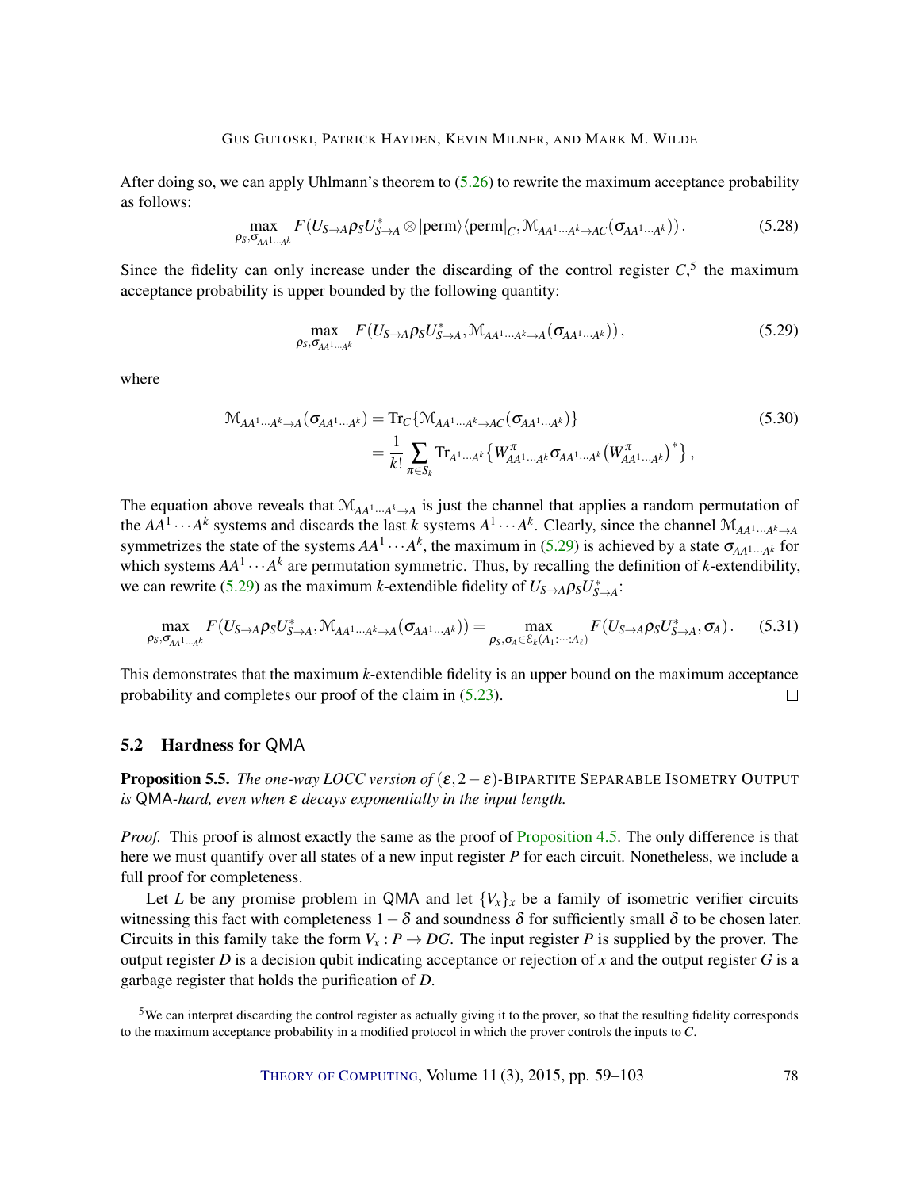After doing so, we can apply Uhlmann's theorem to (5.26) to rewrite the maximum acceptance probability as follows:

$$\max_{\rho_S, \sigma_{AA^1\cdots A^k}} F\left(U_{S\to A}\rho_S U_{S\to A}^* \otimes |\mathrm{perm}\rangle\langle\mathrm{perm}|_C, \mathcal{M}_{AA^1\cdots A^k\to AC}(\sigma_{AA^1\cdots A^k})\right). \tag{5.28}$$

Since the fidelity can only increase under the discarding of the control register $C$,[5] the maximum acceptance probability is upper bounded by the following quantity:

$$\max_{\rho_S, \sigma_{AA^1\cdots A^k}} F\left(U_{S\to A}\rho_S U_{S\to A}^*, \mathcal{M}_{AA^1\cdots A^k\to A}(\sigma_{AA^1\cdots A^k})\right), \tag{5.29}$$

where

$$\begin{aligned}\mathcal{M}_{AA^1\cdots A^k\to A}(\sigma_{AA^1\cdots A^k}) &= \mathrm{Tr}_C\{\mathcal{M}_{AA^1\cdots A^k\to AC}(\sigma_{AA^1\cdots A^k})\} \\ &= \frac{1}{k!}\sum_{\pi\in S_k}\mathrm{Tr}_{A^1\cdots A^k}\left\{W^{\pi}_{AA^1\cdots A^k}\sigma_{AA^1\cdots A^k}\left(W^{\pi}_{AA^1\cdots A^k}\right)^*\right\},\end{aligned} \tag{5.30}$$

The equation above reveals that $\mathcal{M}_{AA^1\cdots A^k\to A}$ is just the channel that applies a random permutation of the $AA^1\cdots A^k$ systems and discards the last $k$ systems $A^1\cdots A^k$. Clearly, since the channel $\mathcal{M}_{AA^1\cdots A^k\to A}$ symmetrizes the state of the systems $AA^1\cdots A^k$, the maximum in (5.29) is achieved by a state $\sigma_{AA^1\cdots A^k}$ for which systems $AA^1\cdots A^k$ are permutation symmetric. Thus, by recalling the definition of $k$-extendibility, we can rewrite (5.29) as the maximum $k$-extendible fidelity of $U_{S\to A}\rho_S U_{S\to A}^*$:

$$\max_{\rho_S, \sigma_{AA^1\cdots A^k}} F\left(U_{S\to A}\rho_S U_{S\to A}^*, \mathcal{M}_{AA^1\cdots A^k\to A}(\sigma_{AA^1\cdots A^k})\right) = \max_{\rho_S, \sigma_A\in\mathcal{E}_k(A_1:\cdots:A_\ell)} F\left(U_{S\to A}\rho_S U_{S\to A}^*, \sigma_A\right). \tag{5.31}$$

This demonstrates that the maximum $k$-extendible fidelity is an upper bound on the maximum acceptance probability and completes our proof of the claim in (5.23). $\square$

## 5.2 Hardness for QMA

**Proposition 5.5.** *The one-way LOCC version of $(\varepsilon, 2-\varepsilon)$-*BIPARTITE SEPARABLE ISOMETRY OUTPUT *is* QMA*-hard, even when $\varepsilon$ decays exponentially in the input length.*

*Proof.* This proof is almost exactly the same as the proof of Proposition 4.5. The only difference is that here we must quantify over all states of a new input register $P$ for each circuit. Nonetheless, we include a full proof for completeness.

Let $L$ be any promise problem in QMA and let $\{V_x\}_x$ be a family of isometric verifier circuits witnessing this fact with completeness $1-\delta$ and soundness $\delta$ for sufficiently small $\delta$ to be chosen later. Circuits in this family take the form $V_x : P \to DG$. The input register $P$ is supplied by the prover. The output register $D$ is a decision qubit indicating acceptance or rejection of $x$ and the output register $G$ is a garbage register that holds the purification of $D$.

[5] We can interpret discarding the control register as actually giving it to the prover, so that the resulting fidelity corresponds to the maximum acceptance probability in a modified protocol in which the prover controls the inputs to $C$.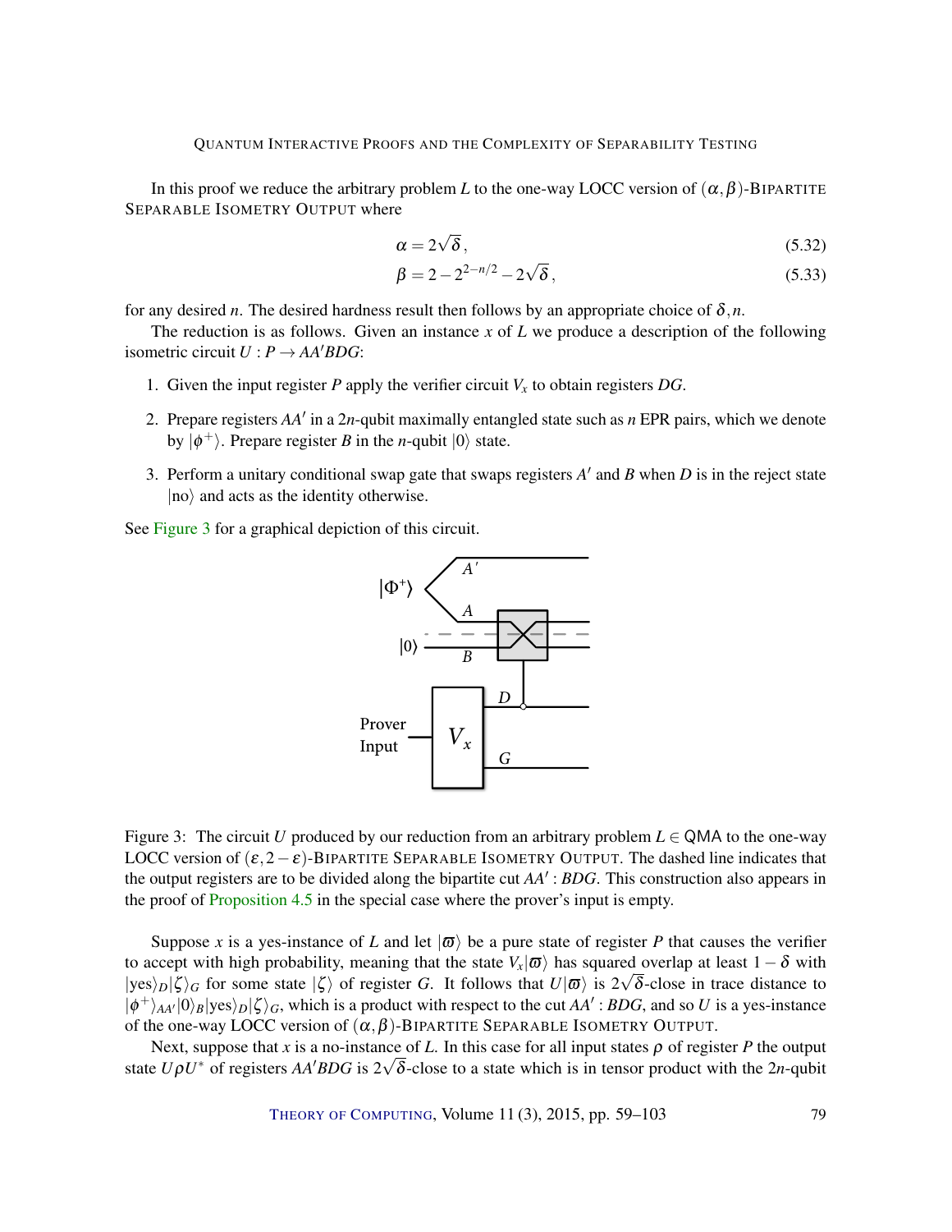In this proof we reduce the arbitrary problem $L$ to the one-way LOCC version of $(\alpha,\beta)$-BIPARTITE SEPARABLE ISOMETRY OUTPUT where

$$\alpha = 2\sqrt{\delta}\,, \tag{5.32}$$

$$\beta = 2 - 2^{2-n/2} - 2\sqrt{\delta}\,, \tag{5.33}$$

for any desired $n$. The desired hardness result then follows by an appropriate choice of $\delta, n$.

The reduction is as follows. Given an instance $x$ of $L$ we produce a description of the following isometric circuit $U : P \to AA'BDG$:

1. Given the input register $P$ apply the verifier circuit $V_x$ to obtain registers $DG$.
2. Prepare registers $AA'$ in a $2n$-qubit maximally entangled state such as $n$ EPR pairs, which we denote by $|\phi^+\rangle$. Prepare register $B$ in the $n$-qubit $|0\rangle$ state.
3. Perform a unitary conditional swap gate that swaps registers $A'$ and $B$ when $D$ is in the reject state $|\mathrm{no}\rangle$ and acts as the identity otherwise.

See Figure 3 for a graphical depiction of this circuit.

Figure 3: The circuit $U$ produced by our reduction from an arbitrary problem $L \in \mathsf{QMA}$ to the one-way LOCC version of $(\varepsilon, 2-\varepsilon)$-BIPARTITE SEPARABLE ISOMETRY OUTPUT. The dashed line indicates that the output registers are to be divided along the bipartite cut $AA' : BDG$. This construction also appears in the proof of Proposition 4.5 in the special case where the prover's input is empty.

Suppose $x$ is a yes-instance of $L$ and let $|\varpi\rangle$ be a pure state of register $P$ that causes the verifier to accept with high probability, meaning that the state $V_x|\varpi\rangle$ has squared overlap at least $1-\delta$ with $|\mathrm{yes}\rangle_D|\zeta\rangle_G$ for some state $|\zeta\rangle$ of register $G$. It follows that $U|\varpi\rangle$ is $2\sqrt{\delta}$-close in trace distance to $|\phi^+\rangle_{AA'}|0\rangle_B|\mathrm{yes}\rangle_D|\zeta\rangle_G$, which is a product with respect to the cut $AA' : BDG$, and so $U$ is a yes-instance of the one-way LOCC version of $(\alpha,\beta)$-BIPARTITE SEPARABLE ISOMETRY OUTPUT.

Next, suppose that $x$ is a no-instance of $L$. In this case for all input states $\rho$ of register $P$ the output state $U\rho U^*$ of registers $AA'BDG$ is $2\sqrt{\delta}$-close to a state which is in tensor product with the $2n$-qubit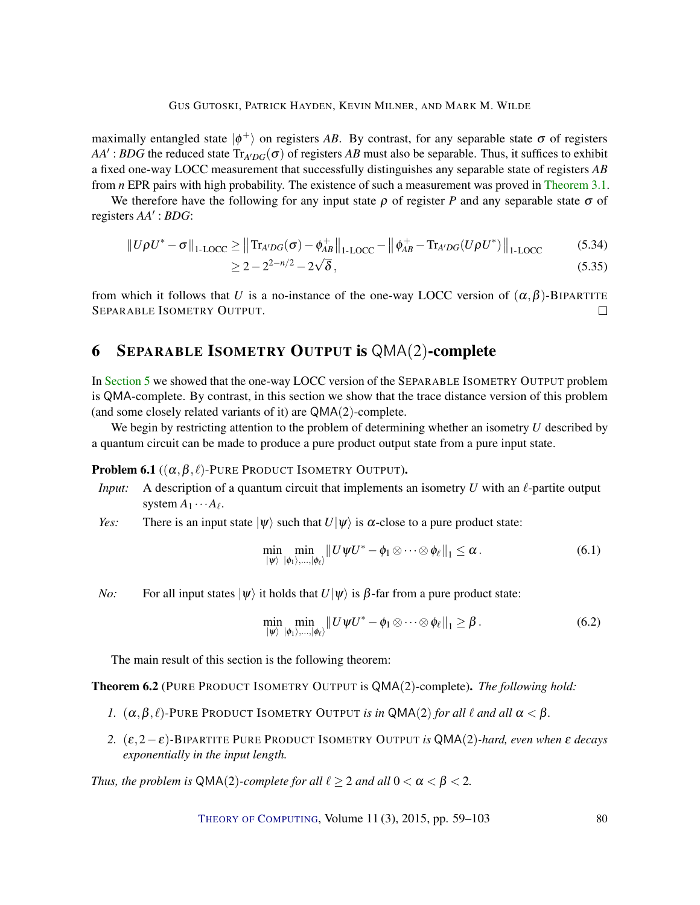maximally entangled state $|\phi^+\rangle$ on registers $AB$. By contrast, for any separable state $\sigma$ of registers $AA' : BDG$ the reduced state $\mathrm{Tr}_{A'DG}(\sigma)$ of registers $AB$ must also be separable. Thus, it suffices to exhibit a fixed one-way LOCC measurement that successfully distinguishes any separable state of registers $AB$ from $n$ EPR pairs with high probability. The existence of such a measurement was proved in Theorem 3.1.

We therefore have the following for any input state $\rho$ of register $P$ and any separable state $\sigma$ of registers $AA' : BDG$:

$$\|U\rho U^* - \sigma\|_{\text{1-LOCC}} \geq \left\| \mathrm{Tr}_{A'DG}(\sigma) - \phi^+_{AB} \right\|_{\text{1-LOCC}} - \left\| \phi^+_{AB} - \mathrm{Tr}_{A'DG}(U\rho U^*) \right\|_{\text{1-LOCC}} \tag{5.34}$$

$$\geq 2 - 2^{2-n/2} - 2\sqrt{\delta}\,, \tag{5.35}$$

from which it follows that $U$ is a no-instance of the one-way LOCC version of $(\alpha,\beta)$-Bipartite Separable Isometry Output. □

# 6 Separable Isometry Output is QMA(2)-complete

In Section 5 we showed that the one-way LOCC version of the Separable Isometry Output problem is QMA-complete. By contrast, in this section we show that the trace distance version of this problem (and some closely related variants of it) are QMA(2)-complete.

We begin by restricting attention to the problem of determining whether an isometry $U$ described by a quantum circuit can be made to produce a pure product output state from a pure input state.

**Problem 6.1** ($(\alpha,\beta,\ell)$-Pure Product Isometry Output).

*Input:* A description of a quantum circuit that implements an isometry $U$ with an $\ell$-partite output system $A_1 \cdots A_\ell$.

*Yes:* There is an input state $|\psi\rangle$ such that $U|\psi\rangle$ is $\alpha$-close to a pure product state:

$$\min_{|\psi\rangle} \min_{|\phi_1\rangle,\ldots,|\phi_\ell\rangle} \|U\psi U^* - \phi_1 \otimes \cdots \otimes \phi_\ell\|_1 \leq \alpha\,. \tag{6.1}$$

*No:* For all input states $|\psi\rangle$ it holds that $U|\psi\rangle$ is $\beta$-far from a pure product state:

$$\min_{|\psi\rangle} \min_{|\phi_1\rangle,\ldots,|\phi_\ell\rangle} \|U\psi U^* - \phi_1 \otimes \cdots \otimes \phi_\ell\|_1 \geq \beta\,. \tag{6.2}$$

The main result of this section is the following theorem:

**Theorem 6.2** (Pure Product Isometry Output is QMA(2)-complete). *The following hold:*

1. $(\alpha,\beta,\ell)$-Pure Product Isometry Output *is in* QMA(2) *for all* $\ell$ *and all* $\alpha < \beta$.
2. $(\varepsilon, 2-\varepsilon)$-Bipartite Pure Product Isometry Output *is* QMA(2)*-hard, even when* $\varepsilon$ *decays exponentially in the input length.*

*Thus, the problem is* QMA(2)*-complete for all* $\ell \geq 2$ *and all* $0 < \alpha < \beta < 2$.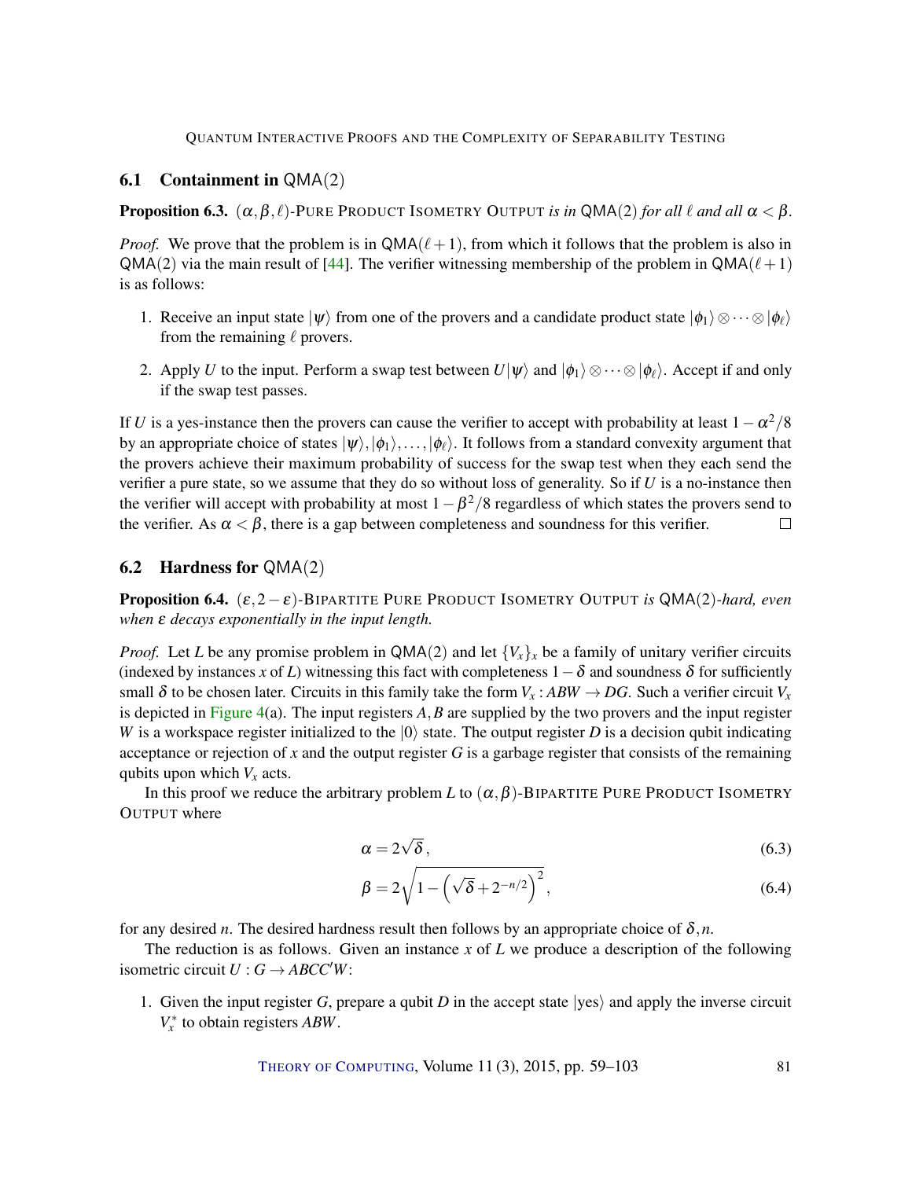## 6.1 Containment in QMA(2)

**Proposition 6.3.** *$(\alpha, \beta, \ell)$-Pure Product Isometry Output is in QMA(2) for all $\ell$ and all $\alpha < \beta$.*

*Proof.* We prove that the problem is in QMA$(\ell+1)$, from which it follows that the problem is also in QMA(2) via the main result of [44]. The verifier witnessing membership of the problem in QMA$(\ell+1)$ is as follows:

1. Receive an input state $|\psi\rangle$ from one of the provers and a candidate product state $|\phi_1\rangle \otimes \cdots \otimes |\phi_\ell\rangle$ from the remaining $\ell$ provers.
2. Apply $U$ to the input. Perform a swap test between $U|\psi\rangle$ and $|\phi_1\rangle \otimes \cdots \otimes |\phi_\ell\rangle$. Accept if and only if the swap test passes.

If $U$ is a yes-instance then the provers can cause the verifier to accept with probability at least $1 - \alpha^2/8$ by an appropriate choice of states $|\psi\rangle, |\phi_1\rangle, \ldots, |\phi_\ell\rangle$. It follows from a standard convexity argument that the provers achieve their maximum probability of success for the swap test when they each send the verifier a pure state, so we assume that they do so without loss of generality. So if $U$ is a no-instance then the verifier will accept with probability at most $1 - \beta^2/8$ regardless of which states the provers send to the verifier. As $\alpha < \beta$, there is a gap between completeness and soundness for this verifier. □

## 6.2 Hardness for QMA(2)

**Proposition 6.4.** *$(\varepsilon, 2-\varepsilon)$-Bipartite Pure Product Isometry Output is QMA(2)-hard, even when $\varepsilon$ decays exponentially in the input length.*

*Proof.* Let $L$ be any promise problem in QMA(2) and let $\{V_x\}_x$ be a family of unitary verifier circuits (indexed by instances $x$ of $L$) witnessing this fact with completeness $1-\delta$ and soundness $\delta$ for sufficiently small $\delta$ to be chosen later. Circuits in this family take the form $V_x : ABW \to DG$. Such a verifier circuit $V_x$ is depicted in Figure 4(a). The input registers $A, B$ are supplied by the two provers and the input register $W$ is a workspace register initialized to the $|0\rangle$ state. The output register $D$ is a decision qubit indicating acceptance or rejection of $x$ and the output register $G$ is a garbage register that consists of the remaining qubits upon which $V_x$ acts.

In this proof we reduce the arbitrary problem $L$ to $(\alpha, \beta)$-Bipartite Pure Product Isometry Output where

$$\alpha = 2\sqrt{\delta}\,, \tag{6.3}$$

$$\beta = 2\sqrt{1 - \left(\sqrt{\delta} + 2^{-n/2}\right)^2}\,, \tag{6.4}$$

for any desired $n$. The desired hardness result then follows by an appropriate choice of $\delta, n$.

The reduction is as follows. Given an instance $x$ of $L$ we produce a description of the following isometric circuit $U : G \to ABCC'W$:

1. Given the input register $G$, prepare a qubit $D$ in the accept state $|\text{yes}\rangle$ and apply the inverse circuit $V_x^*$ to obtain registers $ABW$.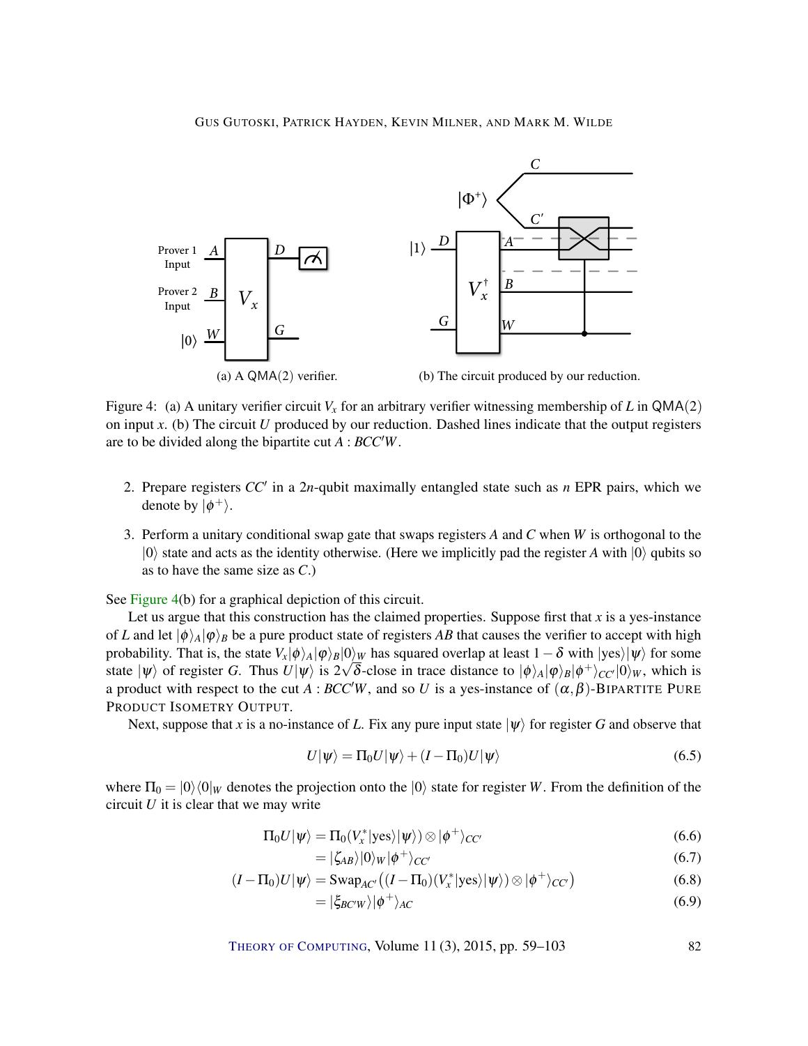(a) A $\mathsf{QMA}(2)$ verifier.

(b) The circuit produced by our reduction.

Figure 4: (a) A unitary verifier circuit $V_x$ for an arbitrary verifier witnessing membership of $L$ in $\mathsf{QMA}(2)$ on input $x$. (b) The circuit $U$ produced by our reduction. Dashed lines indicate that the output registers are to be divided along the bipartite cut $A : BCC'W$.

2. Prepare registers $CC'$ in a $2n$-qubit maximally entangled state such as $n$ EPR pairs, which we denote by $|\phi^+\rangle$.

3. Perform a unitary conditional swap gate that swaps registers $A$ and $C$ when $W$ is orthogonal to the $|0\rangle$ state and acts as the identity otherwise. (Here we implicitly pad the register $A$ with $|0\rangle$ qubits so as to have the same size as $C$.)

See Figure 4(b) for a graphical depiction of this circuit.

Let us argue that this construction has the claimed properties. Suppose first that $x$ is a yes-instance of $L$ and let $|\phi\rangle_A|\varphi\rangle_B$ be a pure product state of registers $AB$ that causes the verifier to accept with high probability. That is, the state $V_x|\phi\rangle_A|\varphi\rangle_B|0\rangle_W$ has squared overlap at least $1-\delta$ with $|\text{yes}\rangle|\psi\rangle$ for some state $|\psi\rangle$ of register $G$. Thus $U|\psi\rangle$ is $2\sqrt{\delta}$-close in trace distance to $|\phi\rangle_A|\varphi\rangle_B|\phi^+\rangle_{CC'}|0\rangle_W$, which is a product with respect to the cut $A : BCC'W$, and so $U$ is a yes-instance of $(\alpha,\beta)$-BIPARTITE PURE PRODUCT ISOMETRY OUTPUT.

Next, suppose that $x$ is a no-instance of $L$. Fix any pure input state $|\psi\rangle$ for register $G$ and observe that

$$U|\psi\rangle = \Pi_0 U|\psi\rangle + (I-\Pi_0)U|\psi\rangle \tag{6.5}$$

where $\Pi_0 = |0\rangle\langle 0|_W$ denotes the projection onto the $|0\rangle$ state for register $W$. From the definition of the circuit $U$ it is clear that we may write

$$\begin{aligned}
\Pi_0 U|\psi\rangle &= \Pi_0(V_x^*|\text{yes}\rangle|\psi\rangle)\otimes|\phi^+\rangle_{CC'} &(6.6)\\
&= |\zeta_{AB}\rangle|0\rangle_W|\phi^+\rangle_{CC'} &(6.7)\\
(I-\Pi_0)U|\psi\rangle &= \text{Swap}_{AC'}\big((I-\Pi_0)(V_x^*|\text{yes}\rangle|\psi\rangle)\otimes|\phi^+\rangle_{CC'}\big) &(6.8)\\
&= |\xi_{BC'W}\rangle|\phi^+\rangle_{AC} &(6.9)
\end{aligned}$$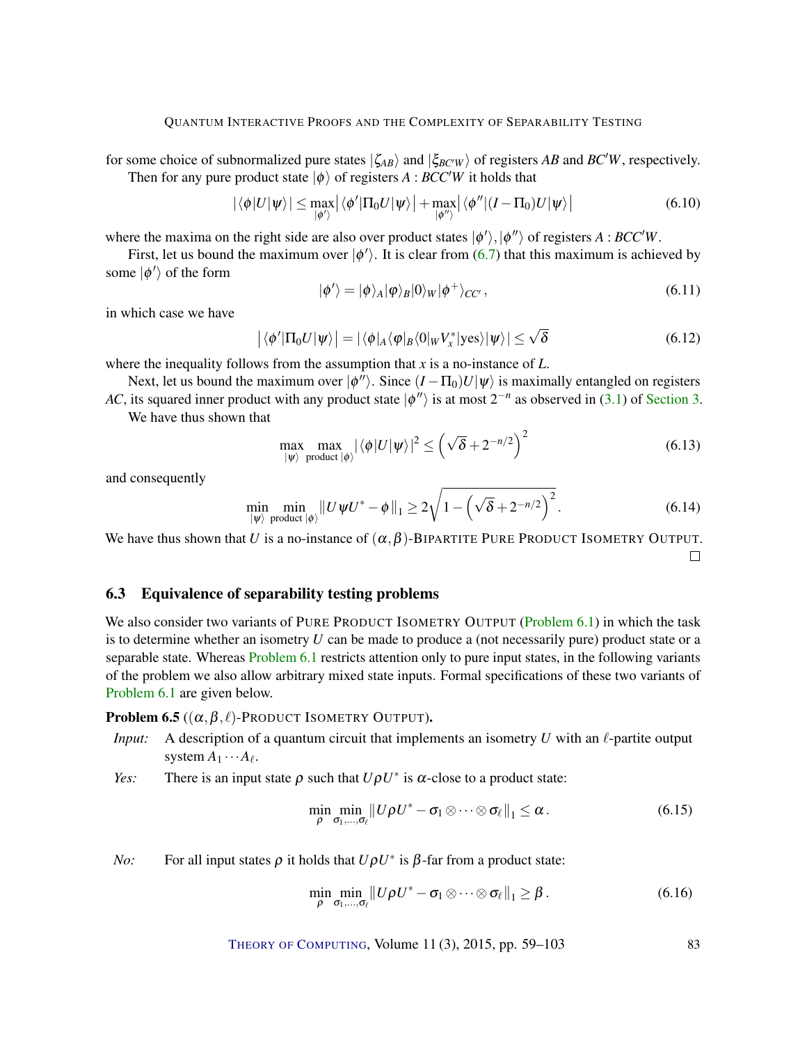for some choice of subnormalized pure states $|\zeta_{AB}\rangle$ and $|\xi_{BC'W}\rangle$ of registers $AB$ and $BC'W$, respectively.

Then for any pure product state $|\phi\rangle$ of registers $A : BCC'W$ it holds that

$$|\langle\phi|U|\psi\rangle| \leq \max_{|\phi'\rangle}\left|\langle\phi'|\Pi_0 U|\psi\rangle\right| + \max_{|\phi''\rangle}\left|\langle\phi''|(I-\Pi_0)U|\psi\rangle\right| \tag{6.10}$$

where the maxima on the right side are also over product states $|\phi'\rangle, |\phi''\rangle$ of registers $A : BCC'W$.

First, let us bound the maximum over $|\phi'\rangle$. It is clear from (6.7) that this maximum is achieved by some $|\phi'\rangle$ of the form

$$|\phi'\rangle = |\phi\rangle_A|\varphi\rangle_B|0\rangle_W|\phi^+\rangle_{CC'}, \tag{6.11}$$

in which case we have

$$\left|\langle\phi'|\Pi_0 U|\psi\rangle\right| = |\langle\phi|_A\langle\varphi|_B\langle 0|_W V_x^*|\text{yes}\rangle|\psi\rangle| \leq \sqrt{\delta} \tag{6.12}$$

where the inequality follows from the assumption that $x$ is a no-instance of $L$.

Next, let us bound the maximum over $|\phi''\rangle$. Since $(I-\Pi_0)U|\psi\rangle$ is maximally entangled on registers $AC$, its squared inner product with any product state $|\phi''\rangle$ is at most $2^{-n}$ as observed in (3.1) of Section 3.

We have thus shown that

$$\max_{|\psi\rangle}\ \max_{\text{product } |\phi\rangle} |\langle\phi|U|\psi\rangle|^2 \leq \left(\sqrt{\delta} + 2^{-n/2}\right)^2 \tag{6.13}$$

and consequently

$$\min_{|\psi\rangle}\ \min_{\text{product } |\phi\rangle} \|U\psi U^* - \phi\|_1 \geq 2\sqrt{1 - \left(\sqrt{\delta} + 2^{-n/2}\right)^2}. \tag{6.14}$$

We have thus shown that $U$ is a no-instance of $(\alpha,\beta)$-BIPARTITE PURE PRODUCT ISOMETRY OUTPUT. □

### 6.3 Equivalence of separability testing problems

We also consider two variants of PURE PRODUCT ISOMETRY OUTPUT (Problem 6.1) in which the task is to determine whether an isometry $U$ can be made to produce a (not necessarily pure) product state or a separable state. Whereas Problem 6.1 restricts attention only to pure input states, in the following variants of the problem we also allow arbitrary mixed state inputs. Formal specifications of these two variants of Problem 6.1 are given below.

**Problem 6.5** (($\alpha,\beta,\ell$)-PRODUCT ISOMETRY OUTPUT)**.**

*Input:* A description of a quantum circuit that implements an isometry $U$ with an $\ell$-partite output system $A_1 \cdots A_\ell$.

*Yes:* There is an input state $\rho$ such that $U\rho U^*$ is $\alpha$-close to a product state:

$$\min_{\rho}\ \min_{\sigma_1,\ldots,\sigma_\ell} \|U\rho U^* - \sigma_1 \otimes \cdots \otimes \sigma_\ell\|_1 \leq \alpha. \tag{6.15}$$

*No:* For all input states $\rho$ it holds that $U\rho U^*$ is $\beta$-far from a product state:

$$\min_{\rho}\ \min_{\sigma_1,\ldots,\sigma_\ell} \|U\rho U^* - \sigma_1 \otimes \cdots \otimes \sigma_\ell\|_1 \geq \beta. \tag{6.16}$$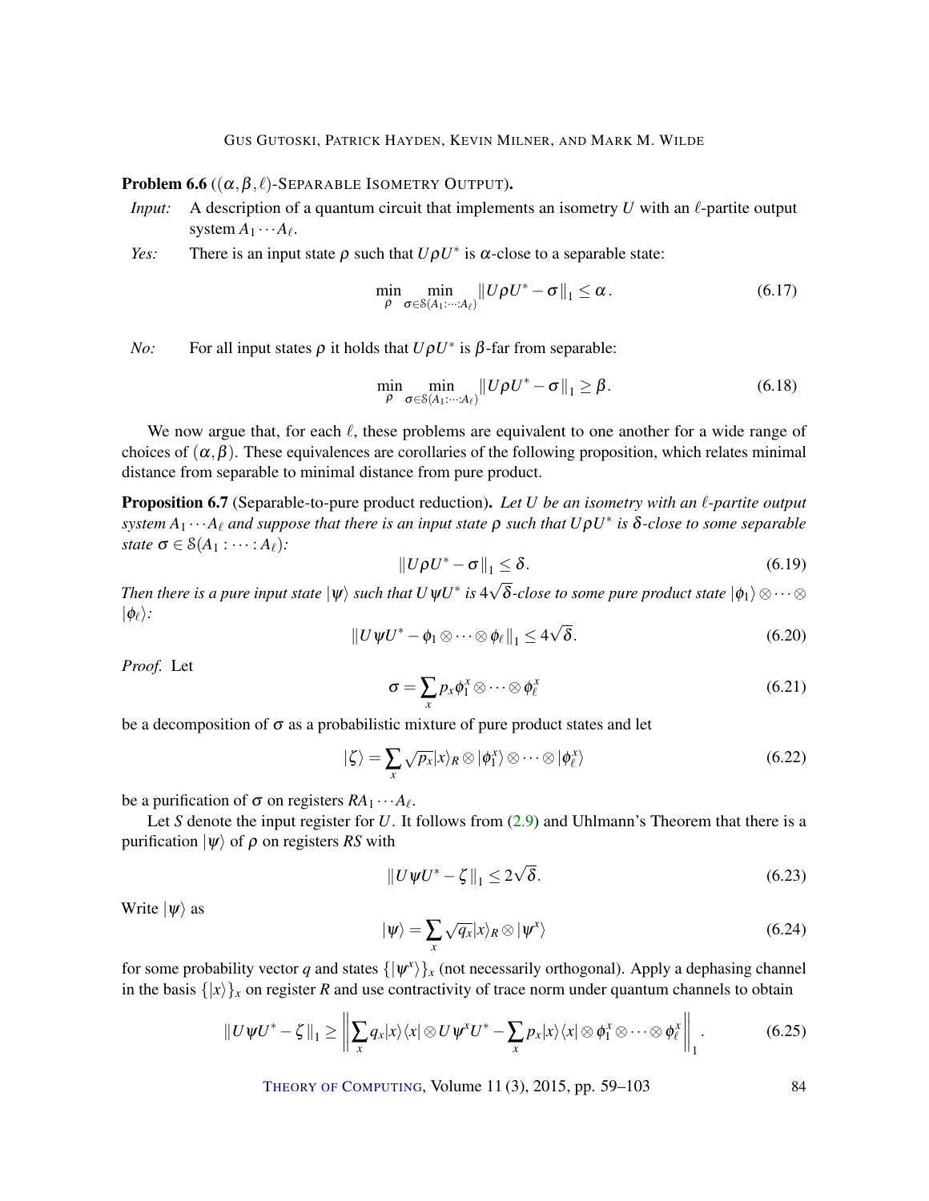**Problem 6.6** (($\alpha, \beta, \ell$)-SEPARABLE ISOMETRY OUTPUT).

*Input:* A description of a quantum circuit that implements an isometry $U$ with an $\ell$-partite output system $A_1 \cdots A_\ell$.

*Yes:* There is an input state $\rho$ such that $U\rho U^*$ is $\alpha$-close to a separable state:

$$\min_{\rho} \min_{\sigma \in \mathcal{S}(A_1:\cdots:A_\ell)} \|U\rho U^* - \sigma\|_1 \leq \alpha\,. \tag{6.17}$$

*No:* For all input states $\rho$ it holds that $U\rho U^*$ is $\beta$-far from separable:

$$\min_{\rho} \min_{\sigma \in \mathcal{S}(A_1:\cdots:A_\ell)} \|U\rho U^* - \sigma\|_1 \geq \beta. \tag{6.18}$$

We now argue that, for each $\ell$, these problems are equivalent to one another for a wide range of choices of $(\alpha, \beta)$. These equivalences are corollaries of the following proposition, which relates minimal distance from separable to minimal distance from pure product.

**Proposition 6.7** (Separable-to-pure product reduction). *Let $U$ be an isometry with an $\ell$-partite output system $A_1 \cdots A_\ell$ and suppose that there is an input state $\rho$ such that $U\rho U^*$ is $\delta$-close to some separable state $\sigma \in \mathcal{S}(A_1 : \cdots : A_\ell)$:*

$$\|U\rho U^* - \sigma\|_1 \leq \delta. \tag{6.19}$$

*Then there is a pure input state $|\psi\rangle$ such that $U\psi U^*$ is $4\sqrt{\delta}$-close to some pure product state $|\phi_1\rangle \otimes \cdots \otimes |\phi_\ell\rangle$:*

$$\|U\psi U^* - \phi_1 \otimes \cdots \otimes \phi_\ell\|_1 \leq 4\sqrt{\delta}. \tag{6.20}$$

*Proof.* Let

$$\sigma = \sum_x p_x \phi_1^x \otimes \cdots \otimes \phi_\ell^x \tag{6.21}$$

be a decomposition of $\sigma$ as a probabilistic mixture of pure product states and let

$$|\zeta\rangle = \sum_x \sqrt{p_x} |x\rangle_R \otimes |\phi_1^x\rangle \otimes \cdots \otimes |\phi_\ell^x\rangle \tag{6.22}$$

be a purification of $\sigma$ on registers $RA_1 \cdots A_\ell$.

Let $S$ denote the input register for $U$. It follows from (2.9) and Uhlmann's Theorem that there is a purification $|\psi\rangle$ of $\rho$ on registers $RS$ with

$$\|U\psi U^* - \zeta\|_1 \leq 2\sqrt{\delta}. \tag{6.23}$$

Write $|\psi\rangle$ as

$$|\psi\rangle = \sum_x \sqrt{q_x} |x\rangle_R \otimes |\psi^x\rangle \tag{6.24}$$

for some probability vector $q$ and states $\{|\psi^x\rangle\}_x$ (not necessarily orthogonal). Apply a dephasing channel in the basis $\{|x\rangle\}_x$ on register $R$ and use contractivity of trace norm under quantum channels to obtain

$$\|U\psi U^* - \zeta\|_1 \geq \left\| \sum_x q_x |x\rangle\langle x| \otimes U\psi^x U^* - \sum_x p_x |x\rangle\langle x| \otimes \phi_1^x \otimes \cdots \otimes \phi_\ell^x \right\|_1. \tag{6.25}$$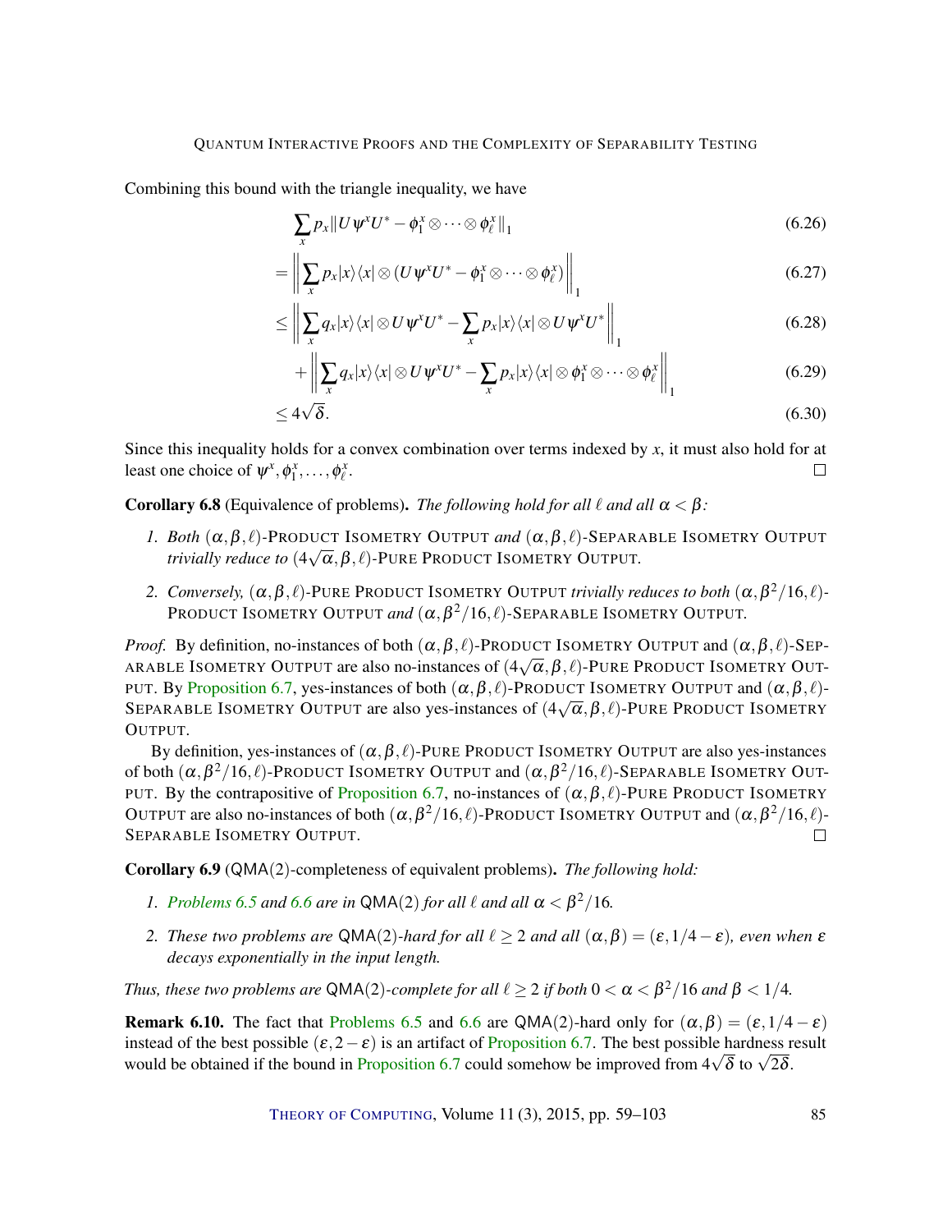Combining this bound with the triangle inequality, we have

$$\sum_x p_x \| U\psi^x U^* - \phi_1^x \otimes \cdots \otimes \phi_\ell^x \|_1 \tag{6.26}$$

$$= \left\| \sum_x p_x |x\rangle\langle x| \otimes (U\psi^x U^* - \phi_1^x \otimes \cdots \otimes \phi_\ell^x) \right\|_1 \tag{6.27}$$

$$\leq \left\| \sum_x q_x |x\rangle\langle x| \otimes U\psi^x U^* - \sum_x p_x |x\rangle\langle x| \otimes U\psi^x U^* \right\|_1 \tag{6.28}$$

$$+ \left\| \sum_x q_x |x\rangle\langle x| \otimes U\psi^x U^* - \sum_x p_x |x\rangle\langle x| \otimes \phi_1^x \otimes \cdots \otimes \phi_\ell^x \right\|_1 \tag{6.29}$$

$$\leq 4\sqrt{\delta}. \tag{6.30}$$

Since this inequality holds for a convex combination over terms indexed by $x$, it must also hold for at least one choice of $\psi^x, \phi_1^x, \ldots, \phi_\ell^x$. ☐

**Corollary 6.8** (Equivalence of problems). *The following hold for all $\ell$ and all $\alpha < \beta$:*

1. *Both $(\alpha, \beta, \ell)$-PRODUCT ISOMETRY OUTPUT and $(\alpha, \beta, \ell)$-SEPARABLE ISOMETRY OUTPUT trivially reduce to $(4\sqrt{\alpha}, \beta, \ell)$-PURE PRODUCT ISOMETRY OUTPUT.*
2. *Conversely, $(\alpha, \beta, \ell)$-PURE PRODUCT ISOMETRY OUTPUT trivially reduces to both $(\alpha, \beta^2/16, \ell)$-PRODUCT ISOMETRY OUTPUT and $(\alpha, \beta^2/16, \ell)$-SEPARABLE ISOMETRY OUTPUT.*

*Proof.* By definition, no-instances of both $(\alpha, \beta, \ell)$-PRODUCT ISOMETRY OUTPUT and $(\alpha, \beta, \ell)$-SEPARABLE ISOMETRY OUTPUT are also no-instances of $(4\sqrt{\alpha}, \beta, \ell)$-PURE PRODUCT ISOMETRY OUTPUT. By Proposition 6.7, yes-instances of both $(\alpha, \beta, \ell)$-PRODUCT ISOMETRY OUTPUT and $(\alpha, \beta, \ell)$-SEPARABLE ISOMETRY OUTPUT are also yes-instances of $(4\sqrt{\alpha}, \beta, \ell)$-PURE PRODUCT ISOMETRY OUTPUT.

By definition, yes-instances of $(\alpha, \beta, \ell)$-PURE PRODUCT ISOMETRY OUTPUT are also yes-instances of both $(\alpha, \beta^2/16, \ell)$-PRODUCT ISOMETRY OUTPUT and $(\alpha, \beta^2/16, \ell)$-SEPARABLE ISOMETRY OUTPUT. By the contrapositive of Proposition 6.7, no-instances of $(\alpha, \beta, \ell)$-PURE PRODUCT ISOMETRY OUTPUT are also no-instances of both $(\alpha, \beta^2/16, \ell)$-PRODUCT ISOMETRY OUTPUT and $(\alpha, \beta^2/16, \ell)$-SEPARABLE ISOMETRY OUTPUT. ☐

**Corollary 6.9** (QMA(2)-completeness of equivalent problems). *The following hold:*

1. *Problems 6.5 and 6.6 are in QMA(2) for all $\ell$ and all $\alpha < \beta^2/16$.*
2. *These two problems are QMA(2)-hard for all $\ell \geq 2$ and all $(\alpha, \beta) = (\varepsilon, 1/4 - \varepsilon)$, even when $\varepsilon$ decays exponentially in the input length.*

*Thus, these two problems are QMA(2)-complete for all $\ell \geq 2$ if both $0 < \alpha < \beta^2/16$ and $\beta < 1/4$.*

**Remark 6.10.** The fact that Problems 6.5 and 6.6 are QMA(2)-hard only for $(\alpha, \beta) = (\varepsilon, 1/4 - \varepsilon)$ instead of the best possible $(\varepsilon, 2 - \varepsilon)$ is an artifact of Proposition 6.7. The best possible hardness result would be obtained if the bound in Proposition 6.7 could somehow be improved from $4\sqrt{\delta}$ to $\sqrt{2\delta}$.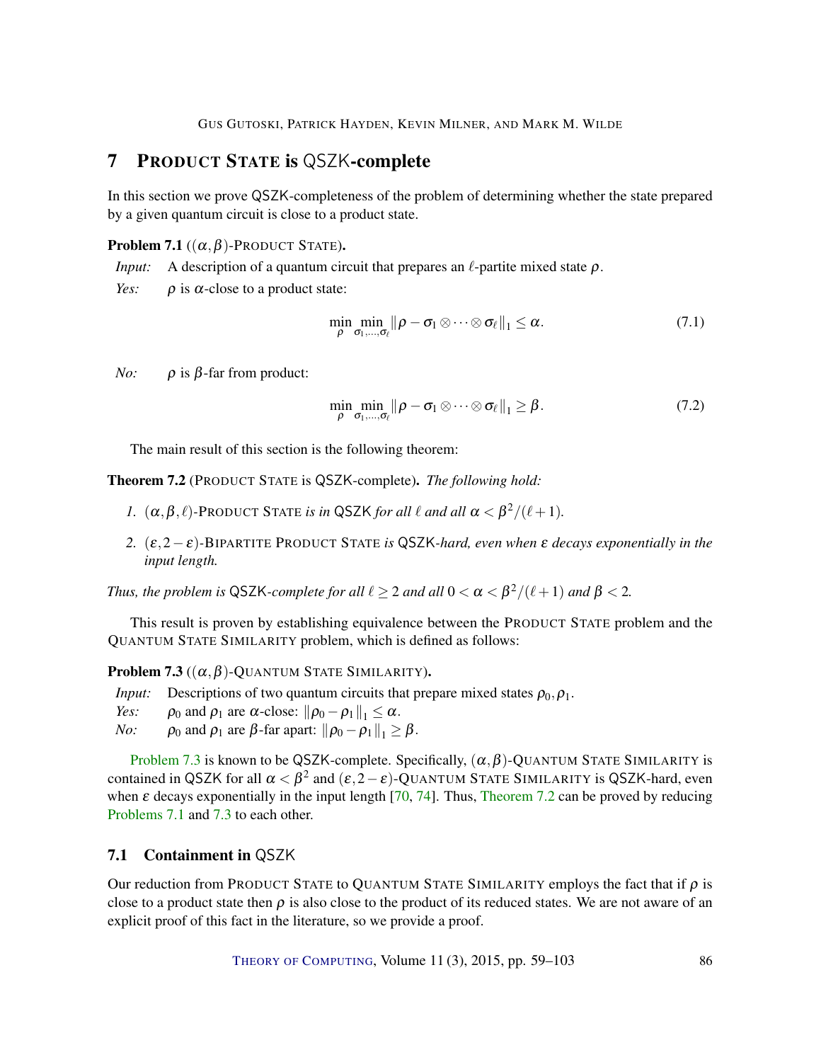## 7 PRODUCT STATE is QSZK-complete

In this section we prove QSZK-completeness of the problem of determining whether the state prepared by a given quantum circuit is close to a product state.

**Problem 7.1** (($\alpha,\beta$)-PRODUCT STATE).

*Input:* A description of a quantum circuit that prepares an $\ell$-partite mixed state $\rho$.

*Yes:* $\rho$ is $\alpha$-close to a product state:

$$\min_{\rho}\min_{\sigma_1,\ldots,\sigma_\ell}\|\rho-\sigma_1\otimes\cdots\otimes\sigma_\ell\|_1\le\alpha. \tag{7.1}$$

*No:* $\rho$ is $\beta$-far from product:

$$\min_{\rho}\min_{\sigma_1,\ldots,\sigma_\ell}\|\rho-\sigma_1\otimes\cdots\otimes\sigma_\ell\|_1\ge\beta. \tag{7.2}$$

The main result of this section is the following theorem:

**Theorem 7.2** (PRODUCT STATE is QSZK-complete). *The following hold:*

1. *$(\alpha,\beta,\ell)$-PRODUCT STATE is in QSZK for all $\ell$ and all $\alpha<\beta^2/(\ell+1)$.*
2. *$(\varepsilon,2-\varepsilon)$-BIPARTITE PRODUCT STATE is QSZK-hard, even when $\varepsilon$ decays exponentially in the input length.*

*Thus, the problem is QSZK-complete for all $\ell\ge 2$ and all $0<\alpha<\beta^2/(\ell+1)$ and $\beta<2$.*

This result is proven by establishing equivalence between the PRODUCT STATE problem and the QUANTUM STATE SIMILARITY problem, which is defined as follows:

**Problem 7.3** (($\alpha,\beta$)-QUANTUM STATE SIMILARITY).

*Input:* Descriptions of two quantum circuits that prepare mixed states $\rho_0,\rho_1$.

*Yes:* $\rho_0$ and $\rho_1$ are $\alpha$-close: $\|\rho_0-\rho_1\|_1\le\alpha$.

*No:* $\rho_0$ and $\rho_1$ are $\beta$-far apart: $\|\rho_0-\rho_1\|_1\ge\beta$.

Problem 7.3 is known to be QSZK-complete. Specifically, $(\alpha,\beta)$-QUANTUM STATE SIMILARITY is contained in QSZK for all $\alpha<\beta^2$ and $(\varepsilon,2-\varepsilon)$-QUANTUM STATE SIMILARITY is QSZK-hard, even when $\varepsilon$ decays exponentially in the input length [70, 74]. Thus, Theorem 7.2 can be proved by reducing Problems 7.1 and 7.3 to each other.

### 7.1 Containment in QSZK

Our reduction from PRODUCT STATE to QUANTUM STATE SIMILARITY employs the fact that if $\rho$ is close to a product state then $\rho$ is also close to the product of its reduced states. We are not aware of an explicit proof of this fact in the literature, so we provide a proof.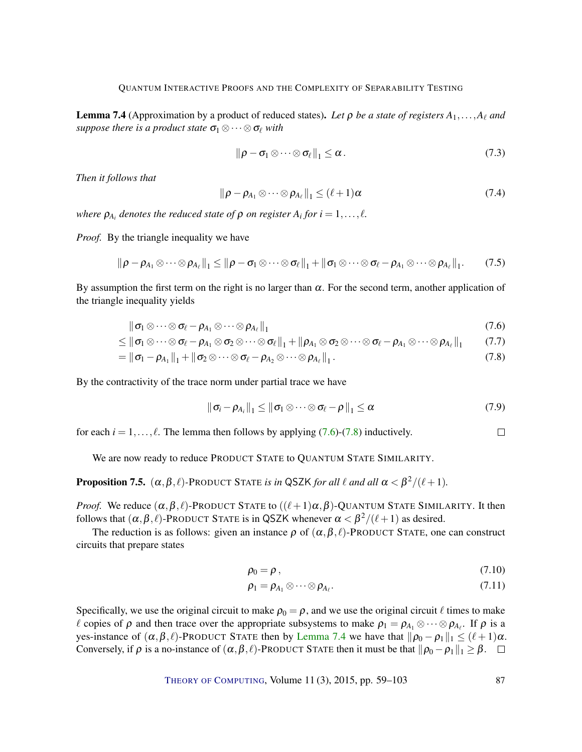**Lemma 7.4** (Approximation by a product of reduced states). *Let $\rho$ be a state of registers $A_1,\dots,A_\ell$ and suppose there is a product state $\sigma_1\otimes\cdots\otimes\sigma_\ell$ with*

$$\|\rho-\sigma_1\otimes\cdots\otimes\sigma_\ell\|_1\le\alpha\,. \tag{7.3}$$

*Then it follows that*

$$\|\rho-\rho_{A_1}\otimes\cdots\otimes\rho_{A_\ell}\|_1\le(\ell+1)\alpha \tag{7.4}$$

*where $\rho_{A_i}$ denotes the reduced state of $\rho$ on register $A_i$ for $i=1,\dots,\ell$.*

*Proof.* By the triangle inequality we have

$$\|\rho-\rho_{A_1}\otimes\cdots\otimes\rho_{A_\ell}\|_1\le\|\rho-\sigma_1\otimes\cdots\otimes\sigma_\ell\|_1+\|\sigma_1\otimes\cdots\otimes\sigma_\ell-\rho_{A_1}\otimes\cdots\otimes\rho_{A_\ell}\|_1. \tag{7.5}$$

By assumption the first term on the right is no larger than $\alpha$. For the second term, another application of the triangle inequality yields

$$\|\sigma_1\otimes\cdots\otimes\sigma_\ell-\rho_{A_1}\otimes\cdots\otimes\rho_{A_\ell}\|_1 \tag{7.6}$$

$$\le\|\sigma_1\otimes\cdots\otimes\sigma_\ell-\rho_{A_1}\otimes\sigma_2\otimes\cdots\otimes\sigma_\ell\|_1+\|\rho_{A_1}\otimes\sigma_2\otimes\cdots\otimes\sigma_\ell-\rho_{A_1}\otimes\cdots\otimes\rho_{A_\ell}\|_1 \tag{7.7}$$

$$=\|\sigma_1-\rho_{A_1}\|_1+\|\sigma_2\otimes\cdots\otimes\sigma_\ell-\rho_{A_2}\otimes\cdots\otimes\rho_{A_\ell}\|_1\,. \tag{7.8}$$

By the contractivity of the trace norm under partial trace we have

$$\|\sigma_i-\rho_{A_i}\|_1\le\|\sigma_1\otimes\cdots\otimes\sigma_\ell-\rho\|_1\le\alpha \tag{7.9}$$

for each $i=1,\dots,\ell$. The lemma then follows by applying (7.6)-(7.8) inductively. $\square$

We are now ready to reduce PRODUCT STATE to QUANTUM STATE SIMILARITY.

**Proposition 7.5.** *$(\alpha,\beta,\ell)$-PRODUCT STATE is in QSZK for all $\ell$ and all $\alpha<\beta^2/(\ell+1)$.*

*Proof.* We reduce $(\alpha,\beta,\ell)$-PRODUCT STATE to $((\ell+1)\alpha,\beta)$-QUANTUM STATE SIMILARITY. It then follows that $(\alpha,\beta,\ell)$-PRODUCT STATE is in QSZK whenever $\alpha<\beta^2/(\ell+1)$ as desired.

The reduction is as follows: given an instance $\rho$ of $(\alpha,\beta,\ell)$-PRODUCT STATE, one can construct circuits that prepare states

$$\rho_0=\rho\,, \tag{7.10}$$

$$\rho_1=\rho_{A_1}\otimes\cdots\otimes\rho_{A_\ell}. \tag{7.11}$$

Specifically, we use the original circuit to make $\rho_0=\rho$, and we use the original circuit $\ell$ times to make $\ell$ copies of $\rho$ and then trace over the appropriate subsystems to make $\rho_1=\rho_{A_1}\otimes\cdots\otimes\rho_{A_\ell}$. If $\rho$ is a yes-instance of $(\alpha,\beta,\ell)$-PRODUCT STATE then by Lemma 7.4 we have that $\|\rho_0-\rho_1\|_1\le(\ell+1)\alpha$. Conversely, if $\rho$ is a no-instance of $(\alpha,\beta,\ell)$-PRODUCT STATE then it must be that $\|\rho_0-\rho_1\|_1\ge\beta$. $\square$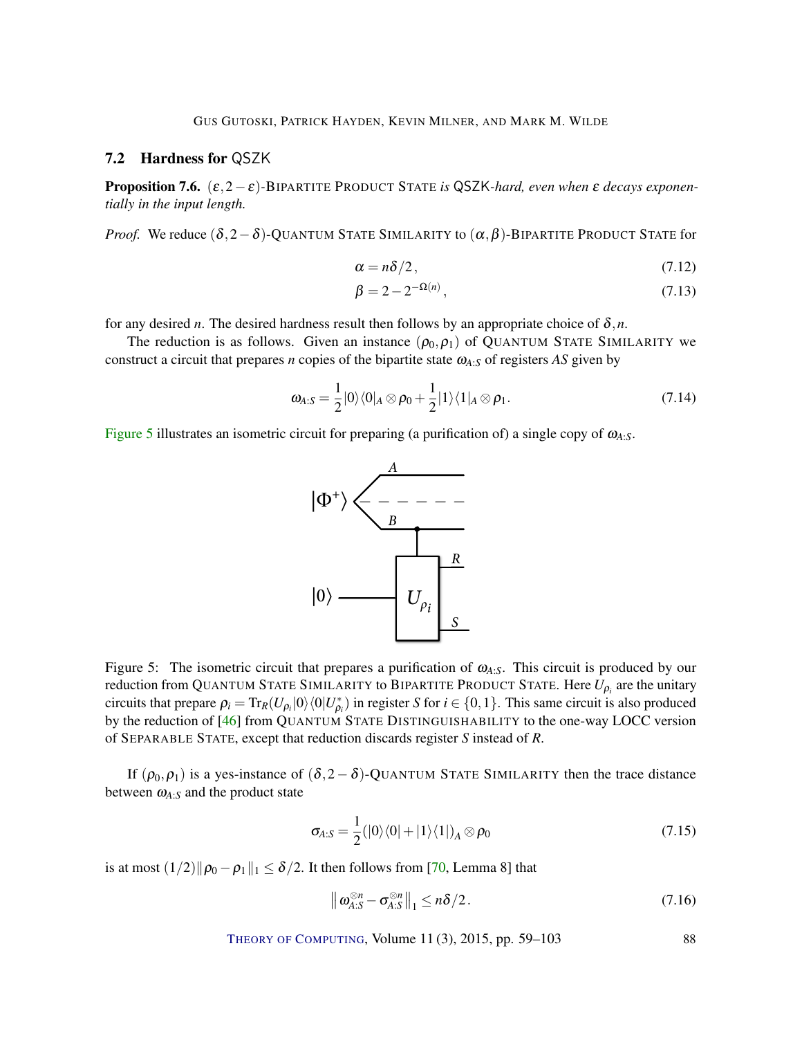### 7.2 Hardness for QSZK

**Proposition 7.6.** *$(\varepsilon, 2-\varepsilon)$-BIPARTITE PRODUCT STATE is QSZK-hard, even when $\varepsilon$ decays exponentially in the input length.*

*Proof.* We reduce $(\delta, 2-\delta)$-QUANTUM STATE SIMILARITY to $(\alpha, \beta)$-BIPARTITE PRODUCT STATE for

$$\alpha = n\delta/2\,, \tag{7.12}$$

$$\beta = 2 - 2^{-\Omega(n)}\,, \tag{7.13}$$

for any desired $n$. The desired hardness result then follows by an appropriate choice of $\delta, n$.

The reduction is as follows. Given an instance $(\rho_0, \rho_1)$ of QUANTUM STATE SIMILARITY we construct a circuit that prepares $n$ copies of the bipartite state $\omega_{A:S}$ of registers $AS$ given by

$$\omega_{A:S} = \frac{1}{2}|0\rangle\langle 0|_A \otimes \rho_0 + \frac{1}{2}|1\rangle\langle 1|_A \otimes \rho_1. \tag{7.14}$$

Figure 5 illustrates an isometric circuit for preparing (a purification of) a single copy of $\omega_{A:S}$.

Figure 5: The isometric circuit that prepares a purification of $\omega_{A:S}$. This circuit is produced by our reduction from QUANTUM STATE SIMILARITY to BIPARTITE PRODUCT STATE. Here $U_{\rho_i}$ are the unitary circuits that prepare $\rho_i = \mathrm{Tr}_R(U_{\rho_i}|0\rangle\langle 0|U_{\rho_i}^*)$ in register $S$ for $i \in \{0,1\}$. This same circuit is also produced by the reduction of [46] from QUANTUM STATE DISTINGUISHABILITY to the one-way LOCC version of SEPARABLE STATE, except that reduction discards register $S$ instead of $R$.

If $(\rho_0, \rho_1)$ is a yes-instance of $(\delta, 2-\delta)$-QUANTUM STATE SIMILARITY then the trace distance between $\omega_{A:S}$ and the product state

$$\sigma_{A:S} = \frac{1}{2}(|0\rangle\langle 0| + |1\rangle\langle 1|)_A \otimes \rho_0 \tag{7.15}$$

is at most $(1/2)\|\rho_0 - \rho_1\|_1 \le \delta/2$. It then follows from [70, Lemma 8] that

$$\left\| \omega_{A:S}^{\otimes n} - \sigma_{A:S}^{\otimes n} \right\|_1 \le n\delta/2\,. \tag{7.16}$$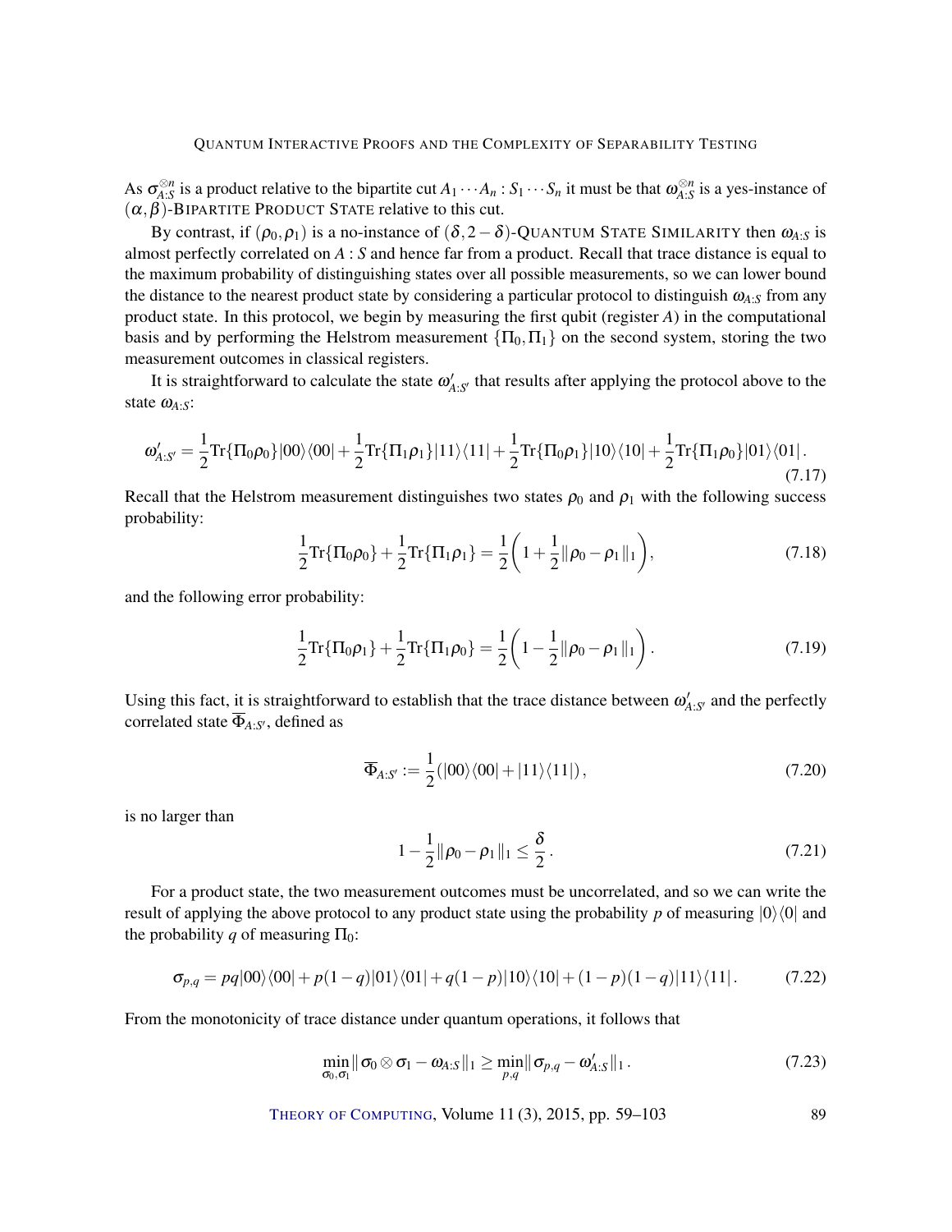As $\sigma_{A:S}^{\otimes n}$ is a product relative to the bipartite cut $A_1 \cdots A_n : S_1 \cdots S_n$ it must be that $\omega_{A:S}^{\otimes n}$ is a yes-instance of $(\alpha, \beta)$-BIPARTITE PRODUCT STATE relative to this cut.

By contrast, if $(\rho_0, \rho_1)$ is a no-instance of $(\delta, 2-\delta)$-QUANTUM STATE SIMILARITY then $\omega_{A:S}$ is almost perfectly correlated on $A:S$ and hence far from a product. Recall that trace distance is equal to the maximum probability of distinguishing states over all possible measurements, so we can lower bound the distance to the nearest product state by considering a particular protocol to distinguish $\omega_{A:S}$ from any product state. In this protocol, we begin by measuring the first qubit (register $A$) in the computational basis and by performing the Helstrom measurement $\{\Pi_0, \Pi_1\}$ on the second system, storing the two measurement outcomes in classical registers.

It is straightforward to calculate the state $\omega'_{A:S'}$ that results after applying the protocol above to the state $\omega_{A:S}$:

$$\omega'_{A:S'} = \frac{1}{2}\mathrm{Tr}\{\Pi_0\rho_0\}|00\rangle\langle 00| + \frac{1}{2}\mathrm{Tr}\{\Pi_1\rho_1\}|11\rangle\langle 11| + \frac{1}{2}\mathrm{Tr}\{\Pi_0\rho_1\}|10\rangle\langle 10| + \frac{1}{2}\mathrm{Tr}\{\Pi_1\rho_0\}|01\rangle\langle 01| \,. \tag{7.17}$$

Recall that the Helstrom measurement distinguishes two states $\rho_0$ and $\rho_1$ with the following success probability:

$$\frac{1}{2}\mathrm{Tr}\{\Pi_0\rho_0\} + \frac{1}{2}\mathrm{Tr}\{\Pi_1\rho_1\} = \frac{1}{2}\left(1 + \frac{1}{2}\|\rho_0 - \rho_1\|_1\right), \tag{7.18}$$

and the following error probability:

$$\frac{1}{2}\mathrm{Tr}\{\Pi_0\rho_1\} + \frac{1}{2}\mathrm{Tr}\{\Pi_1\rho_0\} = \frac{1}{2}\left(1 - \frac{1}{2}\|\rho_0 - \rho_1\|_1\right). \tag{7.19}$$

Using this fact, it is straightforward to establish that the trace distance between $\omega'_{A:S'}$ and the perfectly correlated state $\overline{\Phi}_{A:S'}$, defined as

$$\overline{\Phi}_{A:S'} := \frac{1}{2}(|00\rangle\langle 00| + |11\rangle\langle 11|)\,, \tag{7.20}$$

is no larger than

$$1 - \frac{1}{2}\|\rho_0 - \rho_1\|_1 \leq \frac{\delta}{2}\,. \tag{7.21}$$

For a product state, the two measurement outcomes must be uncorrelated, and so we can write the result of applying the above protocol to any product state using the probability $p$ of measuring $|0\rangle\langle 0|$ and the probability $q$ of measuring $\Pi_0$:

$$\sigma_{p,q} = pq|00\rangle\langle 00| + p(1-q)|01\rangle\langle 01| + q(1-p)|10\rangle\langle 10| + (1-p)(1-q)|11\rangle\langle 11|\,. \tag{7.22}$$

From the monotonicity of trace distance under quantum operations, it follows that

$$\min_{\sigma_0,\sigma_1}\|\sigma_0 \otimes \sigma_1 - \omega_{A:S}\|_1 \geq \min_{p,q}\|\sigma_{p,q} - \omega'_{A:S}\|_1\,. \tag{7.23}$$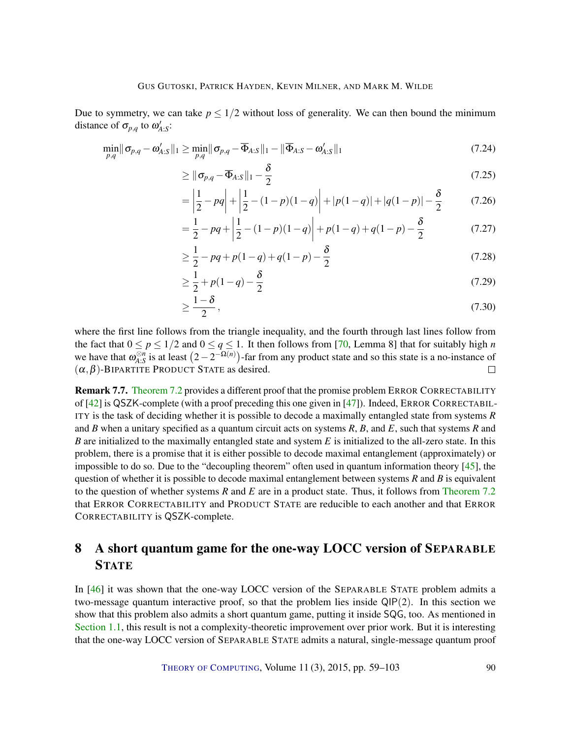Due to symmetry, we can take $p \le 1/2$ without loss of generality. We can then bound the minimum distance of $\sigma_{p,q}$ to $\omega'_{A:S}$:

$$
\begin{aligned}
\min_{p,q} \| \sigma_{p,q} - \omega'_{A:S} \|_1 &\ge \min_{p,q} \| \sigma_{p,q} - \overline{\Phi}_{A:S} \|_1 - \| \overline{\Phi}_{A:S} - \omega'_{A:S} \|_1 && (7.24)\\
&\ge \| \sigma_{p,q} - \overline{\Phi}_{A:S} \|_1 - \frac{\delta}{2} && (7.25)\\
&= \left| \frac{1}{2} - pq \right| + \left| \frac{1}{2} - (1-p)(1-q) \right| + |p(1-q)| + |q(1-p)| - \frac{\delta}{2} && (7.26)\\
&= \frac{1}{2} - pq + \left| \frac{1}{2} - (1-p)(1-q) \right| + p(1-q) + q(1-p) - \frac{\delta}{2} && (7.27)\\
&\ge \frac{1}{2} - pq + p(1-q) + q(1-p) - \frac{\delta}{2} && (7.28)\\
&\ge \frac{1}{2} + p(1-q) - \frac{\delta}{2} && (7.29)\\
&\ge \frac{1-\delta}{2}, && (7.30)
\end{aligned}
$$

where the first line follows from the triangle inequality, and the fourth through last lines follow from the fact that $0 \le p \le 1/2$ and $0 \le q \le 1$. It then follows from [70, Lemma 8] that for suitably high $n$ we have that $\omega_{A:S}^{\otimes n}$ is at least $\left(2 - 2^{-\Omega(n)}\right)$-far from any product state and so this state is a no-instance of $(\alpha, \beta)$-BIPARTITE PRODUCT STATE as desired. ∎

**Remark 7.7.** Theorem 7.2 provides a different proof that the promise problem ERROR CORRECTABILITY of [42] is QSZK-complete (with a proof preceding this one given in [47]). Indeed, ERROR CORRECTABILITY is the task of deciding whether it is possible to decode a maximally entangled state from systems $R$ and $B$ when a unitary specified as a quantum circuit acts on systems $R$, $B$, and $E$, such that systems $R$ and $B$ are initialized to the maximally entangled state and system $E$ is initialized to the all-zero state. In this problem, there is a promise that it is either possible to decode maximal entanglement (approximately) or impossible to do so. Due to the "decoupling theorem" often used in quantum information theory [45], the question of whether it is possible to decode maximal entanglement between systems $R$ and $B$ is equivalent to the question of whether systems $R$ and $E$ are in a product state. Thus, it follows from Theorem 7.2 that ERROR CORRECTABILITY and PRODUCT STATE are reducible to each other and that ERROR CORRECTABILITY is QSZK-complete.

# 8 A short quantum game for the one-way LOCC version of SEPARABLE STATE

In [46] it was shown that the one-way LOCC version of the SEPARABLE STATE problem admits a two-message quantum interactive proof, so that the problem lies inside QIP(2). In this section we show that this problem also admits a short quantum game, putting it inside SQG, too. As mentioned in Section 1.1, this result is not a complexity-theoretic improvement over prior work. But it is interesting that the one-way LOCC version of SEPARABLE STATE admits a natural, single-message quantum proof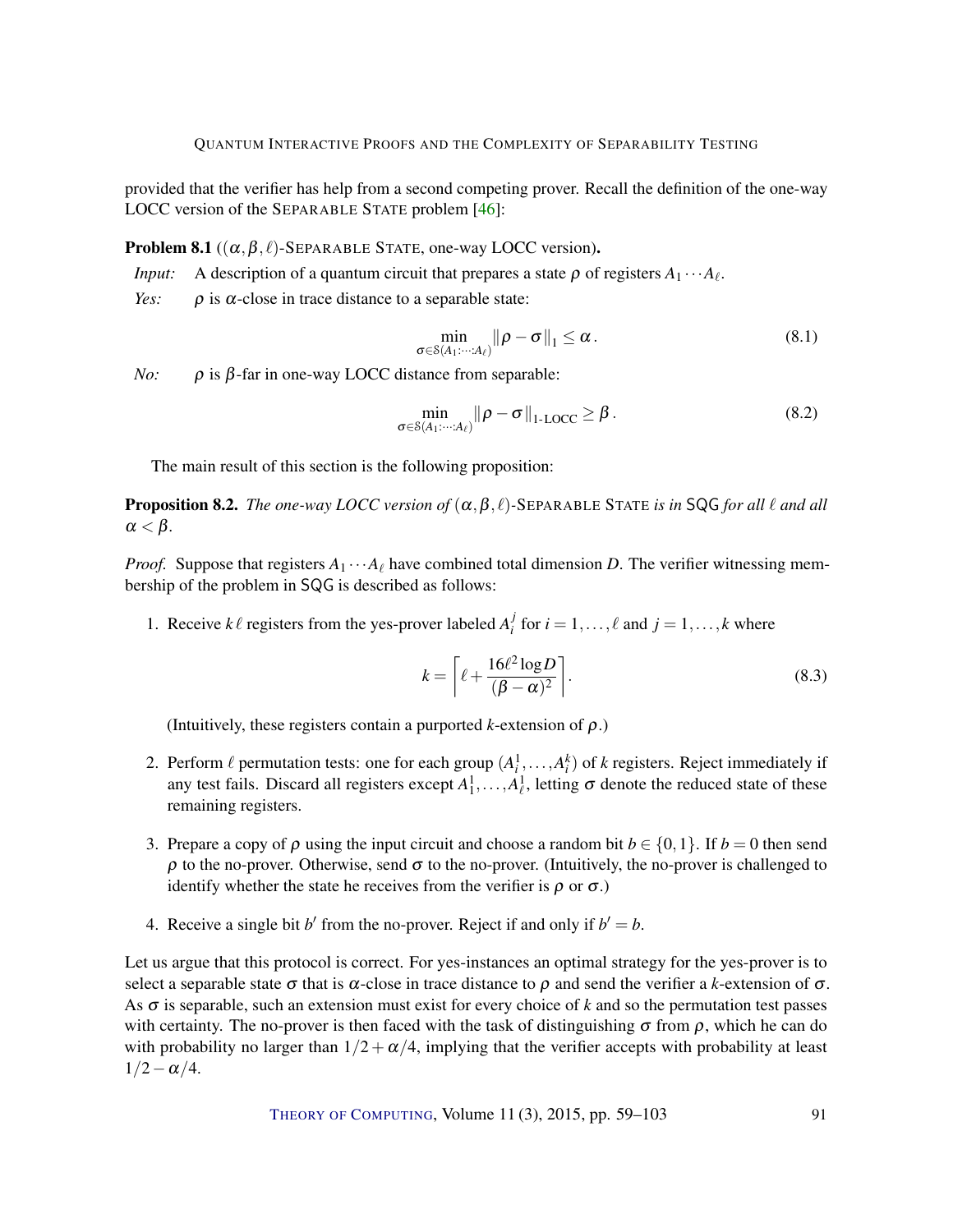provided that the verifier has help from a second competing prover. Recall the definition of the one-way LOCC version of the SEPARABLE STATE problem [46]:

**Problem 8.1** (($\alpha,\beta,\ell$)-SEPARABLE STATE, one-way LOCC version)**.**

*Input:* A description of a quantum circuit that prepares a state $\rho$ of registers $A_1\cdots A_\ell$.

*Yes:* $\rho$ is $\alpha$-close in trace distance to a separable state:

$$\min_{\sigma\in\mathcal{S}(A_1:\cdots:A_\ell)} \|\rho-\sigma\|_1 \le \alpha\,. \tag{8.1}$$

*No:* $\rho$ is $\beta$-far in one-way LOCC distance from separable:

$$\min_{\sigma\in\mathcal{S}(A_1:\cdots:A_\ell)} \|\rho-\sigma\|_{\text{1-LOCC}} \ge \beta\,. \tag{8.2}$$

The main result of this section is the following proposition:

**Proposition 8.2.** *The one-way LOCC version of* $(\alpha,\beta,\ell)$-SEPARABLE STATE *is in* SQG *for all* $\ell$ *and all* $\alpha<\beta$.

*Proof.* Suppose that registers $A_1\cdots A_\ell$ have combined total dimension $D$. The verifier witnessing membership of the problem in SQG is described as follows:

1. Receive $k\ell$ registers from the yes-prover labeled $A_i^j$ for $i=1,\dots,\ell$ and $j=1,\dots,k$ where

$$k=\left\lceil \ell+\frac{16\ell^2\log D}{(\beta-\alpha)^2}\right\rceil. \tag{8.3}$$

   (Intuitively, these registers contain a purported $k$-extension of $\rho$.)

2. Perform $\ell$ permutation tests: one for each group $(A_i^1,\dots,A_i^k)$ of $k$ registers. Reject immediately if any test fails. Discard all registers except $A_1^1,\dots,A_\ell^1$, letting $\sigma$ denote the reduced state of these remaining registers.

3. Prepare a copy of $\rho$ using the input circuit and choose a random bit $b\in\{0,1\}$. If $b=0$ then send $\rho$ to the no-prover. Otherwise, send $\sigma$ to the no-prover. (Intuitively, the no-prover is challenged to identify whether the state he receives from the verifier is $\rho$ or $\sigma$.)

4. Receive a single bit $b'$ from the no-prover. Reject if and only if $b'=b$.

Let us argue that this protocol is correct. For yes-instances an optimal strategy for the yes-prover is to select a separable state $\sigma$ that is $\alpha$-close in trace distance to $\rho$ and send the verifier a $k$-extension of $\sigma$. As $\sigma$ is separable, such an extension must exist for every choice of $k$ and so the permutation test passes with certainty. The no-prover is then faced with the task of distinguishing $\sigma$ from $\rho$, which he can do with probability no larger than $1/2+\alpha/4$, implying that the verifier accepts with probability at least $1/2-\alpha/4$.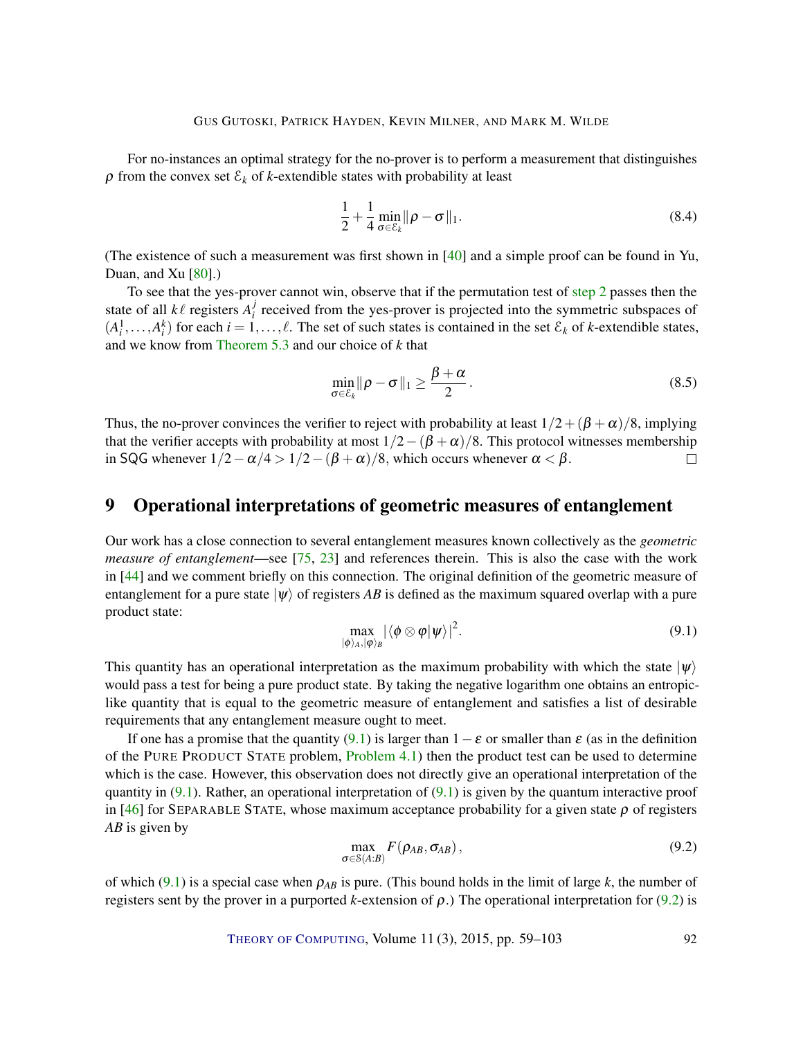For no-instances an optimal strategy for the no-prover is to perform a measurement that distinguishes $\rho$ from the convex set $\mathcal{E}_k$ of $k$-extendible states with probability at least

$$\frac{1}{2} + \frac{1}{4} \min_{\sigma \in \mathcal{E}_k} \|\rho - \sigma\|_1. \tag{8.4}$$

(The existence of such a measurement was first shown in [40] and a simple proof can be found in Yu, Duan, and Xu [80].)

To see that the yes-prover cannot win, observe that if the permutation test of step 2 passes then the state of all $k\ell$ registers $A_i^j$ received from the yes-prover is projected into the symmetric subspaces of $(A_i^1, \ldots, A_i^k)$ for each $i = 1, \ldots, \ell$. The set of such states is contained in the set $\mathcal{E}_k$ of $k$-extendible states, and we know from Theorem 5.3 and our choice of $k$ that

$$\min_{\sigma \in \mathcal{E}_k} \|\rho - \sigma\|_1 \geq \frac{\beta + \alpha}{2}. \tag{8.5}$$

Thus, the no-prover convinces the verifier to reject with probability at least $1/2 + (\beta + \alpha)/8$, implying that the verifier accepts with probability at most $1/2 - (\beta + \alpha)/8$. This protocol witnesses membership in SQG whenever $1/2 - \alpha/4 > 1/2 - (\beta + \alpha)/8$, which occurs whenever $\alpha < \beta$. □

# 9 Operational interpretations of geometric measures of entanglement

Our work has a close connection to several entanglement measures known collectively as the *geometric measure of entanglement*—see [75, 23] and references therein. This is also the case with the work in [44] and we comment briefly on this connection. The original definition of the geometric measure of entanglement for a pure state $|\psi\rangle$ of registers $AB$ is defined as the maximum squared overlap with a pure product state:

$$\max_{|\phi\rangle_A, |\varphi\rangle_B} |\langle \phi \otimes \varphi | \psi \rangle|^2. \tag{9.1}$$

This quantity has an operational interpretation as the maximum probability with which the state $|\psi\rangle$ would pass a test for being a pure product state. By taking the negative logarithm one obtains an entropic-like quantity that is equal to the geometric measure of entanglement and satisfies a list of desirable requirements that any entanglement measure ought to meet.

If one has a promise that the quantity (9.1) is larger than $1 - \varepsilon$ or smaller than $\varepsilon$ (as in the definition of the PURE PRODUCT STATE problem, Problem 4.1) then the product test can be used to determine which is the case. However, this observation does not directly give an operational interpretation of the quantity in (9.1). Rather, an operational interpretation of (9.1) is given by the quantum interactive proof in [46] for SEPARABLE STATE, whose maximum acceptance probability for a given state $\rho$ of registers $AB$ is given by

$$\max_{\sigma \in \mathcal{S}(A:B)} F(\rho_{AB}, \sigma_{AB}), \tag{9.2}$$

of which (9.1) is a special case when $\rho_{AB}$ is pure. (This bound holds in the limit of large $k$, the number of registers sent by the prover in a purported $k$-extension of $\rho$.) The operational interpretation for (9.2) is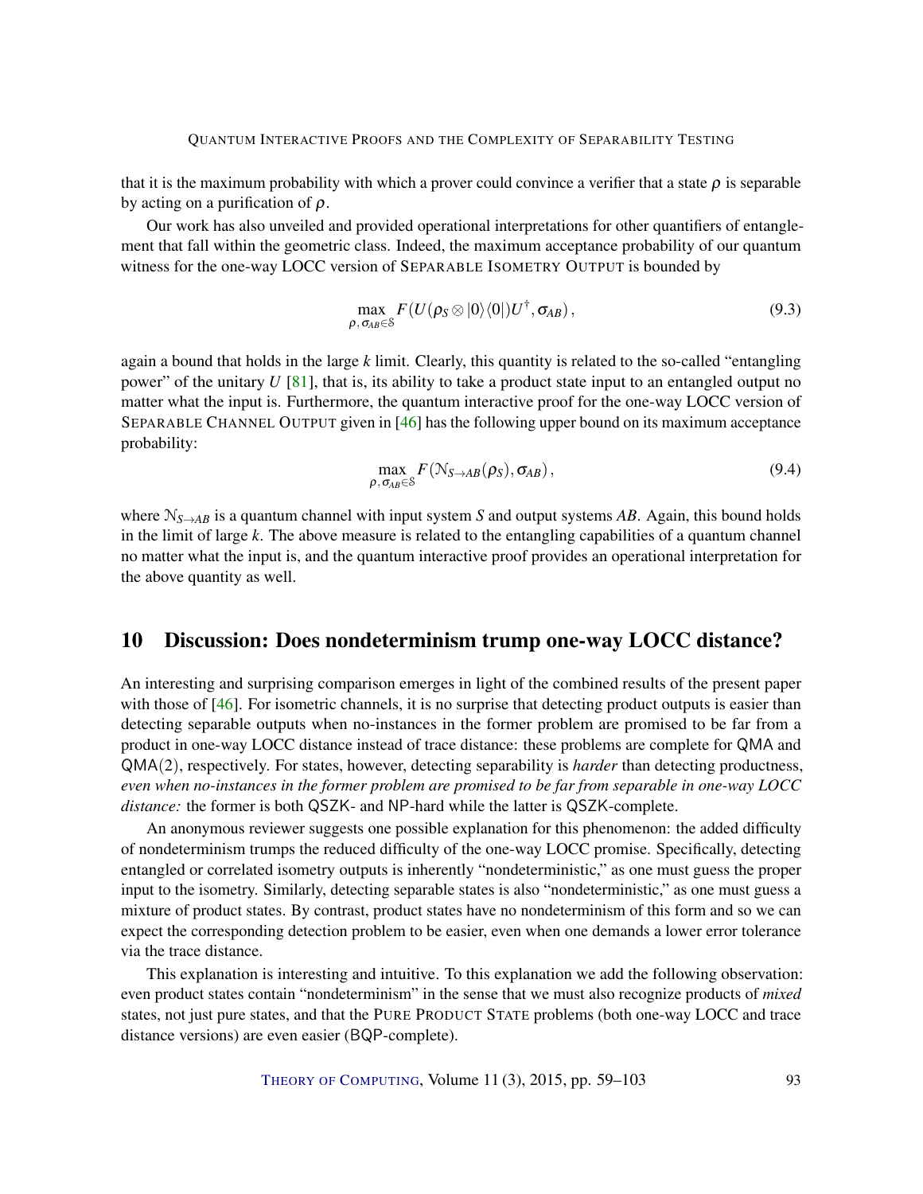that it is the maximum probability with which a prover could convince a verifier that a state $\rho$ is separable by acting on a purification of $\rho$.

Our work has also unveiled and provided operational interpretations for other quantifiers of entanglement that fall within the geometric class. Indeed, the maximum acceptance probability of our quantum witness for the one-way LOCC version of SEPARABLE ISOMETRY OUTPUT is bounded by

$$\max_{\rho,\,\sigma_{AB}\in\mathcal{S}} F(U(\rho_S\otimes|0\rangle\langle 0|)U^{\dagger},\sigma_{AB}), \tag{9.3}$$

again a bound that holds in the large $k$ limit. Clearly, this quantity is related to the so-called "entangling power" of the unitary $U$ [81], that is, its ability to take a product state input to an entangled output no matter what the input is. Furthermore, the quantum interactive proof for the one-way LOCC version of SEPARABLE CHANNEL OUTPUT given in [46] has the following upper bound on its maximum acceptance probability:

$$\max_{\rho,\,\sigma_{AB}\in\mathcal{S}} F(\mathcal{N}_{S\to AB}(\rho_S),\sigma_{AB}), \tag{9.4}$$

where $\mathcal{N}_{S\to AB}$ is a quantum channel with input system $S$ and output systems $AB$. Again, this bound holds in the limit of large $k$. The above measure is related to the entangling capabilities of a quantum channel no matter what the input is, and the quantum interactive proof provides an operational interpretation for the above quantity as well.

## 10 Discussion: Does nondeterminism trump one-way LOCC distance?

An interesting and surprising comparison emerges in light of the combined results of the present paper with those of [46]. For isometric channels, it is no surprise that detecting product outputs is easier than detecting separable outputs when no-instances in the former problem are promised to be far from a product in one-way LOCC distance instead of trace distance: these problems are complete for QMA and QMA(2), respectively. For states, however, detecting separability is *harder* than detecting productness, *even when no-instances in the former problem are promised to be far from separable in one-way LOCC distance:* the former is both QSZK- and NP-hard while the latter is QSZK-complete.

An anonymous reviewer suggests one possible explanation for this phenomenon: the added difficulty of nondeterminism trumps the reduced difficulty of the one-way LOCC promise. Specifically, detecting entangled or correlated isometry outputs is inherently "nondeterministic," as one must guess the proper input to the isometry. Similarly, detecting separable states is also "nondeterministic," as one must guess a mixture of product states. By contrast, product states have no nondeterminism of this form and so we can expect the corresponding detection problem to be easier, even when one demands a lower error tolerance via the trace distance.

This explanation is interesting and intuitive. To this explanation we add the following observation: even product states contain "nondeterminism" in the sense that we must also recognize products of *mixed* states, not just pure states, and that the PURE PRODUCT STATE problems (both one-way LOCC and trace distance versions) are even easier (BQP-complete).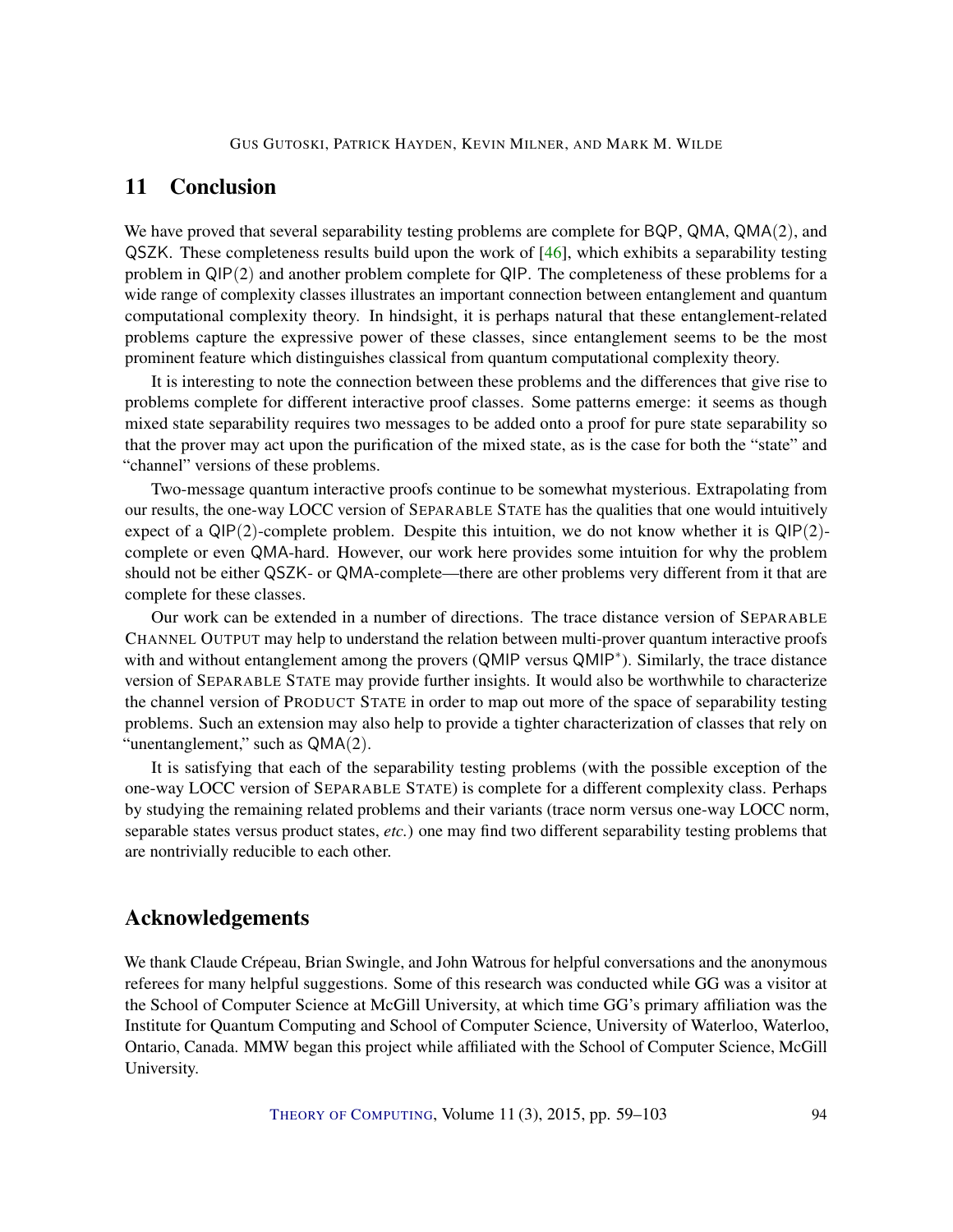## 11 Conclusion

We have proved that several separability testing problems are complete for BQP, QMA, QMA(2), and QSZK. These completeness results build upon the work of [46], which exhibits a separability testing problem in QIP(2) and another problem complete for QIP. The completeness of these problems for a wide range of complexity classes illustrates an important connection between entanglement and quantum computational complexity theory. In hindsight, it is perhaps natural that these entanglement-related problems capture the expressive power of these classes, since entanglement seems to be the most prominent feature which distinguishes classical from quantum computational complexity theory.

It is interesting to note the connection between these problems and the differences that give rise to problems complete for different interactive proof classes. Some patterns emerge: it seems as though mixed state separability requires two messages to be added onto a proof for pure state separability so that the prover may act upon the purification of the mixed state, as is the case for both the "state" and "channel" versions of these problems.

Two-message quantum interactive proofs continue to be somewhat mysterious. Extrapolating from our results, the one-way LOCC version of SEPARABLE STATE has the qualities that one would intuitively expect of a QIP(2)-complete problem. Despite this intuition, we do not know whether it is QIP(2)-complete or even QMA-hard. However, our work here provides some intuition for why the problem should not be either QSZK- or QMA-complete—there are other problems very different from it that are complete for these classes.

Our work can be extended in a number of directions. The trace distance version of SEPARABLE CHANNEL OUTPUT may help to understand the relation between multi-prover quantum interactive proofs with and without entanglement among the provers (QMIP versus QMIP$^*$). Similarly, the trace distance version of SEPARABLE STATE may provide further insights. It would also be worthwhile to characterize the channel version of PRODUCT STATE in order to map out more of the space of separability testing problems. Such an extension may also help to provide a tighter characterization of classes that rely on "unentanglement," such as QMA(2).

It is satisfying that each of the separability testing problems (with the possible exception of the one-way LOCC version of SEPARABLE STATE) is complete for a different complexity class. Perhaps by studying the remaining related problems and their variants (trace norm versus one-way LOCC norm, separable states versus product states, *etc.*) one may find two different separability testing problems that are nontrivially reducible to each other.

## Acknowledgements

We thank Claude Crépeau, Brian Swingle, and John Watrous for helpful conversations and the anonymous referees for many helpful suggestions. Some of this research was conducted while GG was a visitor at the School of Computer Science at McGill University, at which time GG's primary affiliation was the Institute for Quantum Computing and School of Computer Science, University of Waterloo, Waterloo, Ontario, Canada. MMW began this project while affiliated with the School of Computer Science, McGill University.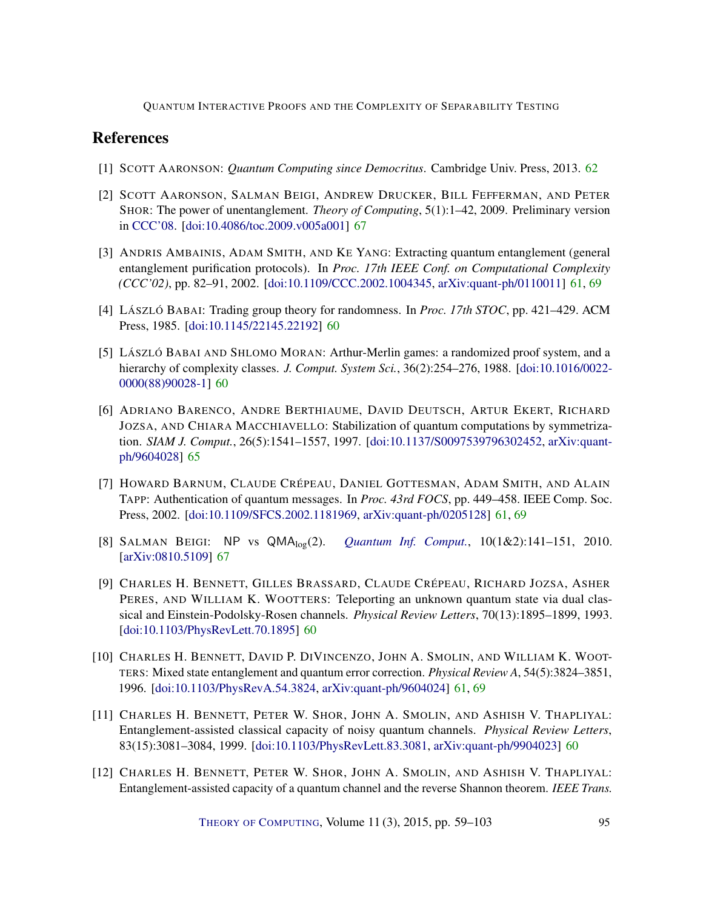## References

[1] Scott Aaronson: *Quantum Computing since Democritus*. Cambridge Univ. Press, 2013. 62

[2] Scott Aaronson, Salman Beigi, Andrew Drucker, Bill Fefferman, and Peter Shor: The power of unentanglement. *Theory of Computing*, 5(1):1–42, 2009. Preliminary version in CCC'08. [doi:10.4086/toc.2009.v005a001] 67

[3] Andris Ambainis, Adam Smith, and Ke Yang: Extracting quantum entanglement (general entanglement purification protocols). In *Proc. 17th IEEE Conf. on Computational Complexity (CCC'02)*, pp. 82–91, 2002. [doi:10.1109/CCC.2002.1004345, arXiv:quant-ph/0110011] 61, 69

[4] László Babai: Trading group theory for randomness. In *Proc. 17th STOC*, pp. 421–429. ACM Press, 1985. [doi:10.1145/22145.22192] 60

[5] László Babai and Shlomo Moran: Arthur-Merlin games: a randomized proof system, and a hierarchy of complexity classes. *J. Comput. System Sci.*, 36(2):254–276, 1988. [doi:10.1016/0022-0000(88)90028-1] 60

[6] Adriano Barenco, Andre Berthiaume, David Deutsch, Artur Ekert, Richard Jozsa, and Chiara Macchiavello: Stabilization of quantum computations by symmetrization. *SIAM J. Comput.*, 26(5):1541–1557, 1997. [doi:10.1137/S0097539796302452, arXiv:quant-ph/9604028] 65

[7] Howard Barnum, Claude Crépeau, Daniel Gottesman, Adam Smith, and Alain Tapp: Authentication of quantum messages. In *Proc. 43rd FOCS*, pp. 449–458. IEEE Comp. Soc. Press, 2002. [doi:10.1109/SFCS.2002.1181969, arXiv:quant-ph/0205128] 61, 69

[8] Salman Beigi: NP vs $\mathsf{QMA}_{\log}(2)$. *Quantum Inf. Comput.*, 10(1&2):141–151, 2010. [arXiv:0810.5109] 67

[9] Charles H. Bennett, Gilles Brassard, Claude Crépeau, Richard Jozsa, Asher Peres, and William K. Wootters: Teleporting an unknown quantum state via dual classical and Einstein-Podolsky-Rosen channels. *Physical Review Letters*, 70(13):1895–1899, 1993. [doi:10.1103/PhysRevLett.70.1895] 60

[10] Charles H. Bennett, David P. DiVincenzo, John A. Smolin, and William K. Wootters: Mixed state entanglement and quantum error correction. *Physical Review A*, 54(5):3824–3851, 1996. [doi:10.1103/PhysRevA.54.3824, arXiv:quant-ph/9604024] 61, 69

[11] Charles H. Bennett, Peter W. Shor, John A. Smolin, and Ashish V. Thapliyal: Entanglement-assisted classical capacity of noisy quantum channels. *Physical Review Letters*, 83(15):3081–3084, 1999. [doi:10.1103/PhysRevLett.83.3081, arXiv:quant-ph/9904023] 60

[12] Charles H. Bennett, Peter W. Shor, John A. Smolin, and Ashish V. Thapliyal: Entanglement-assisted capacity of a quantum channel and the reverse Shannon theorem. *IEEE Trans.*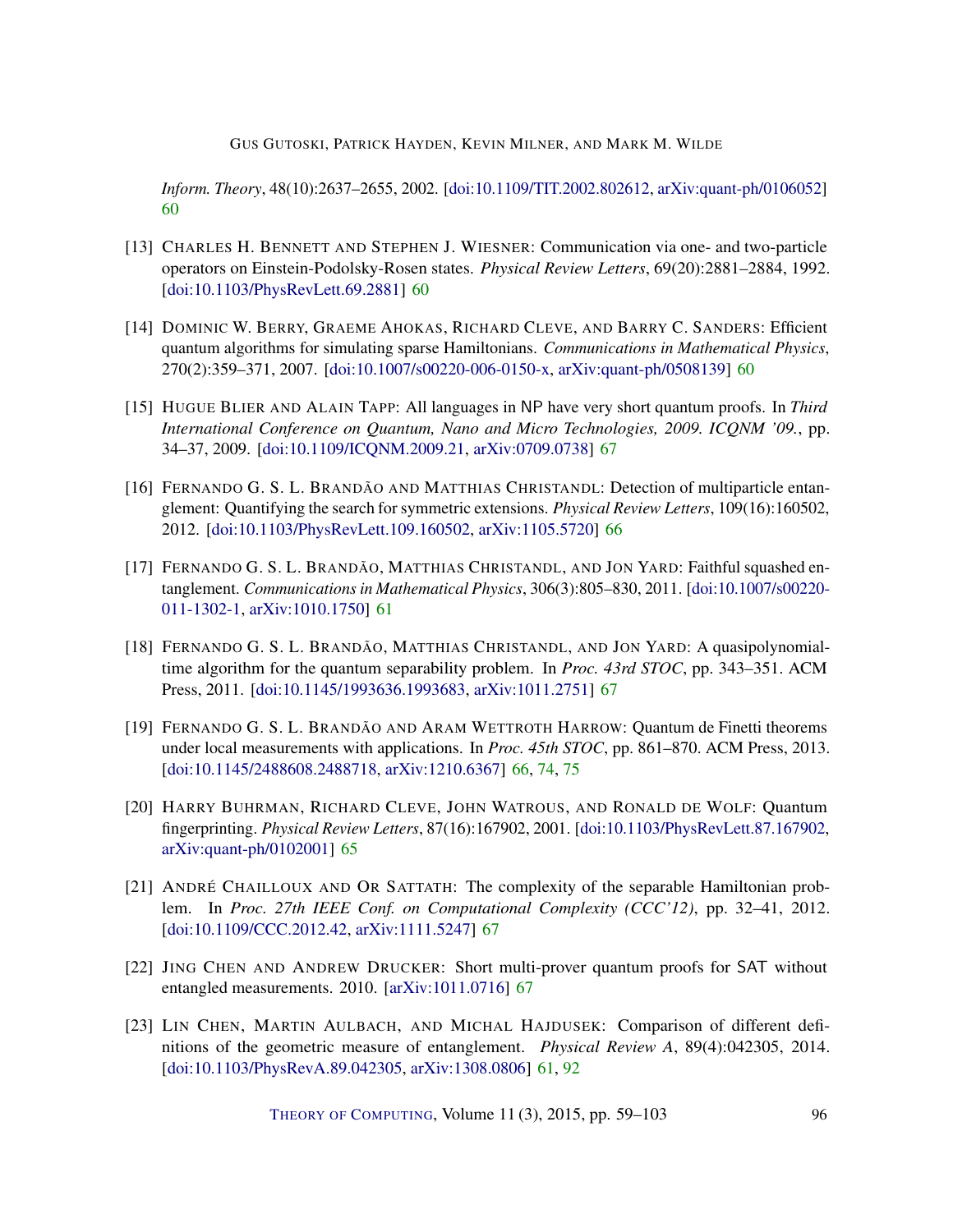*Inform. Theory*, 48(10):2637–2655, 2002. [doi:10.1109/TIT.2002.802612, arXiv:quant-ph/0106052] 60

[13] CHARLES H. BENNETT AND STEPHEN J. WIESNER: Communication via one- and two-particle operators on Einstein-Podolsky-Rosen states. *Physical Review Letters*, 69(20):2881–2884, 1992. [doi:10.1103/PhysRevLett.69.2881] 60

[14] DOMINIC W. BERRY, GRAEME AHOKAS, RICHARD CLEVE, AND BARRY C. SANDERS: Efficient quantum algorithms for simulating sparse Hamiltonians. *Communications in Mathematical Physics*, 270(2):359–371, 2007. [doi:10.1007/s00220-006-0150-x, arXiv:quant-ph/0508139] 60

[15] HUGUE BLIER AND ALAIN TAPP: All languages in NP have very short quantum proofs. In *Third International Conference on Quantum, Nano and Micro Technologies, 2009. ICQNM '09.*, pp. 34–37, 2009. [doi:10.1109/ICQNM.2009.21, arXiv:0709.0738] 67

[16] FERNANDO G. S. L. BRANDÃO AND MATTHIAS CHRISTANDL: Detection of multiparticle entanglement: Quantifying the search for symmetric extensions. *Physical Review Letters*, 109(16):160502, 2012. [doi:10.1103/PhysRevLett.109.160502, arXiv:1105.5720] 66

[17] FERNANDO G. S. L. BRANDÃO, MATTHIAS CHRISTANDL, AND JON YARD: Faithful squashed entanglement. *Communications in Mathematical Physics*, 306(3):805–830, 2011. [doi:10.1007/s00220-011-1302-1, arXiv:1010.1750] 61

[18] FERNANDO G. S. L. BRANDÃO, MATTHIAS CHRISTANDL, AND JON YARD: A quasipolynomial-time algorithm for the quantum separability problem. In *Proc. 43rd STOC*, pp. 343–351. ACM Press, 2011. [doi:10.1145/1993636.1993683, arXiv:1011.2751] 67

[19] FERNANDO G. S. L. BRANDÃO AND ARAM WETTROTH HARROW: Quantum de Finetti theorems under local measurements with applications. In *Proc. 45th STOC*, pp. 861–870. ACM Press, 2013. [doi:10.1145/2488608.2488718, arXiv:1210.6367] 66, 74, 75

[20] HARRY BUHRMAN, RICHARD CLEVE, JOHN WATROUS, AND RONALD DE WOLF: Quantum fingerprinting. *Physical Review Letters*, 87(16):167902, 2001. [doi:10.1103/PhysRevLett.87.167902, arXiv:quant-ph/0102001] 65

[21] ANDRÉ CHAILLOUX AND OR SATTATH: The complexity of the separable Hamiltonian problem. In *Proc. 27th IEEE Conf. on Computational Complexity (CCC'12)*, pp. 32–41, 2012. [doi:10.1109/CCC.2012.42, arXiv:1111.5247] 67

[22] JING CHEN AND ANDREW DRUCKER: Short multi-prover quantum proofs for SAT without entangled measurements. 2010. [arXiv:1011.0716] 67

[23] LIN CHEN, MARTIN AULBACH, AND MICHAL HAJDUSEK: Comparison of different definitions of the geometric measure of entanglement. *Physical Review A*, 89(4):042305, 2014. [doi:10.1103/PhysRevA.89.042305, arXiv:1308.0806] 61, 92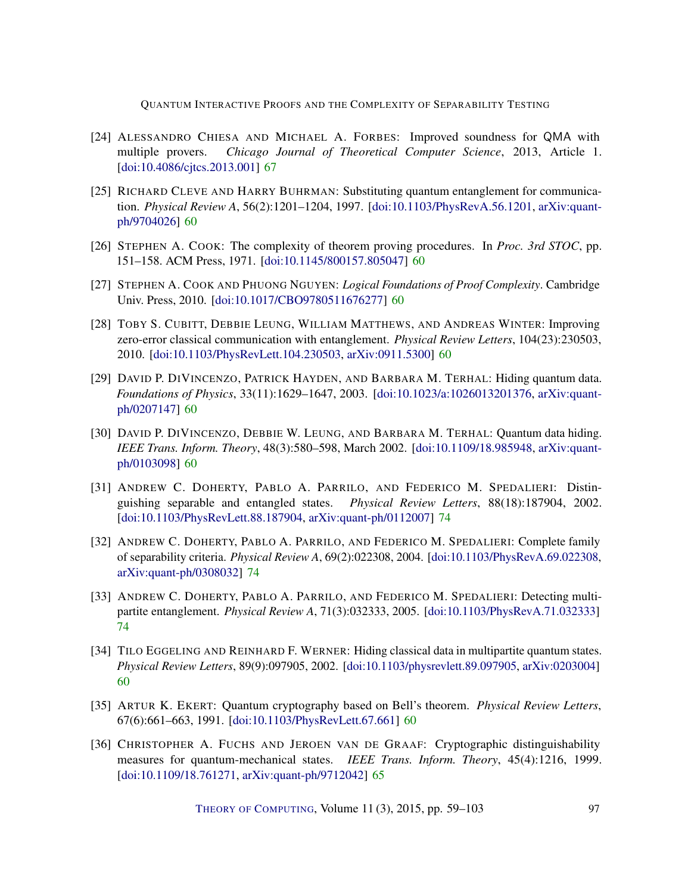[24] Alessandro Chiesa and Michael A. Forbes: Improved soundness for QMA with multiple provers. *Chicago Journal of Theoretical Computer Science*, 2013, Article 1. [doi:10.4086/cjtcs.2013.001] 67

[25] Richard Cleve and Harry Buhrman: Substituting quantum entanglement for communication. *Physical Review A*, 56(2):1201–1204, 1997. [doi:10.1103/PhysRevA.56.1201, arXiv:quant-ph/9704026] 60

[26] Stephen A. Cook: The complexity of theorem proving procedures. In *Proc. 3rd STOC*, pp. 151–158. ACM Press, 1971. [doi:10.1145/800157.805047] 60

[27] Stephen A. Cook and Phuong Nguyen: *Logical Foundations of Proof Complexity*. Cambridge Univ. Press, 2010. [doi:10.1017/CBO9780511676277] 60

[28] Toby S. Cubitt, Debbie Leung, William Matthews, and Andreas Winter: Improving zero-error classical communication with entanglement. *Physical Review Letters*, 104(23):230503, 2010. [doi:10.1103/PhysRevLett.104.230503, arXiv:0911.5300] 60

[29] David P. DiVincenzo, Patrick Hayden, and Barbara M. Terhal: Hiding quantum data. *Foundations of Physics*, 33(11):1629–1647, 2003. [doi:10.1023/a:1026013201376, arXiv:quant-ph/0207147] 60

[30] David P. DiVincenzo, Debbie W. Leung, and Barbara M. Terhal: Quantum data hiding. *IEEE Trans. Inform. Theory*, 48(3):580–598, March 2002. [doi:10.1109/18.985948, arXiv:quant-ph/0103098] 60

[31] Andrew C. Doherty, Pablo A. Parrilo, and Federico M. Spedalieri: Distinguishing separable and entangled states. *Physical Review Letters*, 88(18):187904, 2002. [doi:10.1103/PhysRevLett.88.187904, arXiv:quant-ph/0112007] 74

[32] Andrew C. Doherty, Pablo A. Parrilo, and Federico M. Spedalieri: Complete family of separability criteria. *Physical Review A*, 69(2):022308, 2004. [doi:10.1103/PhysRevA.69.022308, arXiv:quant-ph/0308032] 74

[33] Andrew C. Doherty, Pablo A. Parrilo, and Federico M. Spedalieri: Detecting multipartite entanglement. *Physical Review A*, 71(3):032333, 2005. [doi:10.1103/PhysRevA.71.032333] 74

[34] Tilo Eggeling and Reinhard F. Werner: Hiding classical data in multipartite quantum states. *Physical Review Letters*, 89(9):097905, 2002. [doi:10.1103/physrevlett.89.097905, arXiv:0203004] 60

[35] Artur K. Ekert: Quantum cryptography based on Bell's theorem. *Physical Review Letters*, 67(6):661–663, 1991. [doi:10.1103/PhysRevLett.67.661] 60

[36] Christopher A. Fuchs and Jeroen van de Graaf: Cryptographic distinguishability measures for quantum-mechanical states. *IEEE Trans. Inform. Theory*, 45(4):1216, 1999. [doi:10.1109/18.761271, arXiv:quant-ph/9712042] 65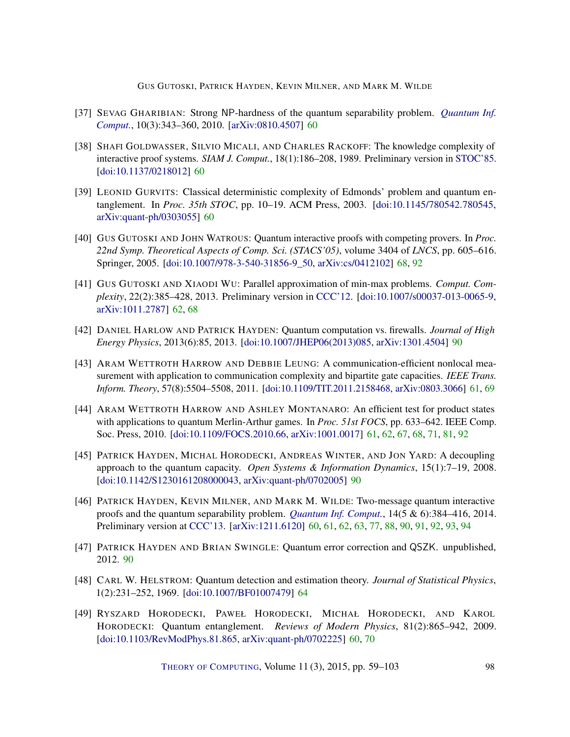[37] Sevag Gharibian: Strong NP-hardness of the quantum separability problem. *Quantum Inf. Comput.*, 10(3):343–360, 2010. [arXiv:0810.4507] 60

[38] Shafi Goldwasser, Silvio Micali, and Charles Rackoff: The knowledge complexity of interactive proof systems. *SIAM J. Comput.*, 18(1):186–208, 1989. Preliminary version in STOC'85. [doi:10.1137/0218012] 60

[39] Leonid Gurvits: Classical deterministic complexity of Edmonds' problem and quantum entanglement. In *Proc. 35th STOC*, pp. 10–19. ACM Press, 2003. [doi:10.1145/780542.780545, arXiv:quant-ph/0303055] 60

[40] Gus Gutoski and John Watrous: Quantum interactive proofs with competing provers. In *Proc. 22nd Symp. Theoretical Aspects of Comp. Sci. (STACS'05)*, volume 3404 of *LNCS*, pp. 605–616. Springer, 2005. [doi:10.1007/978-3-540-31856-9_50, arXiv:cs/0412102] 68, 92

[41] Gus Gutoski and Xiaodi Wu: Parallel approximation of min-max problems. *Comput. Complexity*, 22(2):385–428, 2013. Preliminary version in CCC'12. [doi:10.1007/s00037-013-0065-9, arXiv:1011.2787] 62, 68

[42] Daniel Harlow and Patrick Hayden: Quantum computation vs. firewalls. *Journal of High Energy Physics*, 2013(6):85, 2013. [doi:10.1007/JHEP06(2013)085, arXiv:1301.4504] 90

[43] Aram Wettroth Harrow and Debbie Leung: A communication-efficient nonlocal measurement with application to communication complexity and bipartite gate capacities. *IEEE Trans. Inform. Theory*, 57(8):5504–5508, 2011. [doi:10.1109/TIT.2011.2158468, arXiv:0803.3066] 61, 69

[44] Aram Wettroth Harrow and Ashley Montanaro: An efficient test for product states with applications to quantum Merlin-Arthur games. In *Proc. 51st FOCS*, pp. 633–642. IEEE Comp. Soc. Press, 2010. [doi:10.1109/FOCS.2010.66, arXiv:1001.0017] 61, 62, 67, 68, 71, 81, 92

[45] Patrick Hayden, Michal Horodecki, Andreas Winter, and Jon Yard: A decoupling approach to the quantum capacity. *Open Systems & Information Dynamics*, 15(1):7–19, 2008. [doi:10.1142/S1230161208000043, arXiv:quant-ph/0702005] 90

[46] Patrick Hayden, Kevin Milner, and Mark M. Wilde: Two-message quantum interactive proofs and the quantum separability problem. *Quantum Inf. Comput.*, 14(5 & 6):384–416, 2014. Preliminary version at CCC'13. [arXiv:1211.6120] 60, 61, 62, 63, 77, 88, 90, 91, 92, 93, 94

[47] Patrick Hayden and Brian Swingle: Quantum error correction and QSZK. unpublished, 2012. 90

[48] Carl W. Helstrom: Quantum detection and estimation theory. *Journal of Statistical Physics*, 1(2):231–252, 1969. [doi:10.1007/BF01007479] 64

[49] Ryszard Horodecki, Paweł Horodecki, Michał Horodecki, and Karol Horodecki: Quantum entanglement. *Reviews of Modern Physics*, 81(2):865–942, 2009. [doi:10.1103/RevModPhys.81.865, arXiv:quant-ph/0702225] 60, 70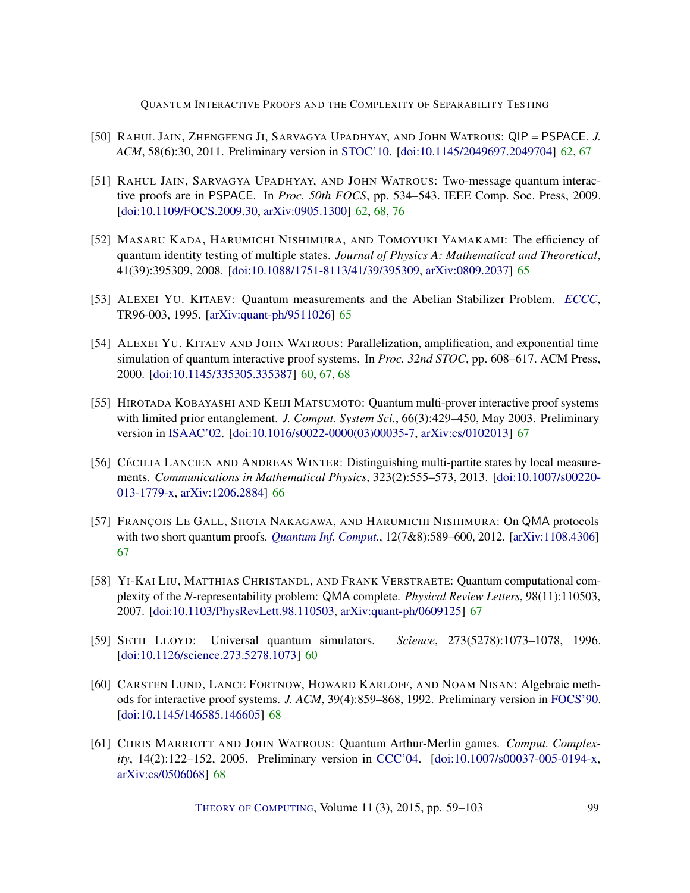[50] Rahul Jain, Zhengfeng Ji, Sarvagya Upadhyay, and John Watrous: QIP = PSPACE. *J. ACM*, 58(6):30, 2011. Preliminary version in STOC'10. [doi:10.1145/2049697.2049704] 62, 67

[51] Rahul Jain, Sarvagya Upadhyay, and John Watrous: Two-message quantum interactive proofs are in PSPACE. In *Proc. 50th FOCS*, pp. 534–543. IEEE Comp. Soc. Press, 2009. [doi:10.1109/FOCS.2009.30, arXiv:0905.1300] 62, 68, 76

[52] Masaru Kada, Harumichi Nishimura, and Tomoyuki Yamakami: The efficiency of quantum identity testing of multiple states. *Journal of Physics A: Mathematical and Theoretical*, 41(39):395309, 2008. [doi:10.1088/1751-8113/41/39/395309, arXiv:0809.2037] 65

[53] Alexei Yu. Kitaev: Quantum measurements and the Abelian Stabilizer Problem. *ECCC*, TR96-003, 1995. [arXiv:quant-ph/9511026] 65

[54] Alexei Yu. Kitaev and John Watrous: Parallelization, amplification, and exponential time simulation of quantum interactive proof systems. In *Proc. 32nd STOC*, pp. 608–617. ACM Press, 2000. [doi:10.1145/335305.335387] 60, 67, 68

[55] Hirotada Kobayashi and Keiji Matsumoto: Quantum multi-prover interactive proof systems with limited prior entanglement. *J. Comput. System Sci.*, 66(3):429–450, May 2003. Preliminary version in ISAAC'02. [doi:10.1016/s0022-0000(03)00035-7, arXiv:cs/0102013] 67

[56] Cécilia Lancien and Andreas Winter: Distinguishing multi-partite states by local measurements. *Communications in Mathematical Physics*, 323(2):555–573, 2013. [doi:10.1007/s00220-013-1779-x, arXiv:1206.2884] 66

[57] François Le Gall, Shota Nakagawa, and Harumichi Nishimura: On QMA protocols with two short quantum proofs. *Quantum Inf. Comput.*, 12(7&8):589–600, 2012. [arXiv:1108.4306] 67

[58] Yi-Kai Liu, Matthias Christandl, and Frank Verstraete: Quantum computational complexity of the *N*-representability problem: QMA complete. *Physical Review Letters*, 98(11):110503, 2007. [doi:10.1103/PhysRevLett.98.110503, arXiv:quant-ph/0609125] 67

[59] Seth Lloyd: Universal quantum simulators. *Science*, 273(5278):1073–1078, 1996. [doi:10.1126/science.273.5278.1073] 60

[60] Carsten Lund, Lance Fortnow, Howard Karloff, and Noam Nisan: Algebraic methods for interactive proof systems. *J. ACM*, 39(4):859–868, 1992. Preliminary version in FOCS'90. [doi:10.1145/146585.146605] 68

[61] Chris Marriott and John Watrous: Quantum Arthur-Merlin games. *Comput. Complexity*, 14(2):122–152, 2005. Preliminary version in CCC'04. [doi:10.1007/s00037-005-0194-x, arXiv:cs/0506068] 68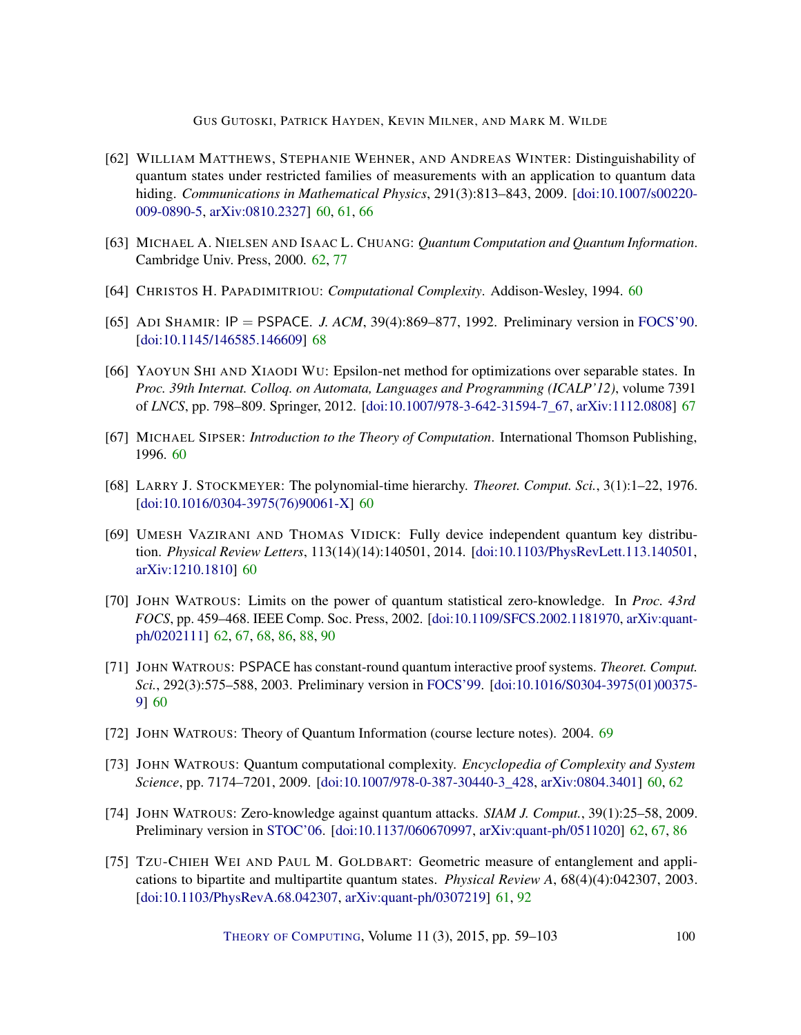[62] William Matthews, Stephanie Wehner, and Andreas Winter: Distinguishability of quantum states under restricted families of measurements with an application to quantum data hiding. *Communications in Mathematical Physics*, 291(3):813–843, 2009. [doi:10.1007/s00220-009-0890-5, arXiv:0810.2327] 60, 61, 66

[63] Michael A. Nielsen and Isaac L. Chuang: *Quantum Computation and Quantum Information*. Cambridge Univ. Press, 2000. 62, 77

[64] Christos H. Papadimitriou: *Computational Complexity*. Addison-Wesley, 1994. 60

[65] Adi Shamir: IP = PSPACE. *J. ACM*, 39(4):869–877, 1992. Preliminary version in FOCS'90. [doi:10.1145/146585.146609] 68

[66] Yaoyun Shi and Xiaodi Wu: Epsilon-net method for optimizations over separable states. In *Proc. 39th Internat. Colloq. on Automata, Languages and Programming (ICALP'12)*, volume 7391 of *LNCS*, pp. 798–809. Springer, 2012. [doi:10.1007/978-3-642-31594-7_67, arXiv:1112.0808] 67

[67] Michael Sipser: *Introduction to the Theory of Computation*. International Thomson Publishing, 1996. 60

[68] Larry J. Stockmeyer: The polynomial-time hierarchy. *Theoret. Comput. Sci.*, 3(1):1–22, 1976. [doi:10.1016/0304-3975(76)90061-X] 60

[69] Umesh Vazirani and Thomas Vidick: Fully device independent quantum key distribution. *Physical Review Letters*, 113(14)(14):140501, 2014. [doi:10.1103/PhysRevLett.113.140501, arXiv:1210.1810] 60

[70] John Watrous: Limits on the power of quantum statistical zero-knowledge. In *Proc. 43rd FOCS*, pp. 459–468. IEEE Comp. Soc. Press, 2002. [doi:10.1109/SFCS.2002.1181970, arXiv:quant-ph/0202111] 62, 67, 68, 86, 88, 90

[71] John Watrous: PSPACE has constant-round quantum interactive proof systems. *Theoret. Comput. Sci.*, 292(3):575–588, 2003. Preliminary version in FOCS'99. [doi:10.1016/S0304-3975(01)00375-9] 60

[72] John Watrous: Theory of Quantum Information (course lecture notes). 2004. 69

[73] John Watrous: Quantum computational complexity. *Encyclopedia of Complexity and System Science*, pp. 7174–7201, 2009. [doi:10.1007/978-0-387-30440-3_428, arXiv:0804.3401] 60, 62

[74] John Watrous: Zero-knowledge against quantum attacks. *SIAM J. Comput.*, 39(1):25–58, 2009. Preliminary version in STOC'06. [doi:10.1137/060670997, arXiv:quant-ph/0511020] 62, 67, 86

[75] Tzu-Chieh Wei and Paul M. Goldbart: Geometric measure of entanglement and applications to bipartite and multipartite quantum states. *Physical Review A*, 68(4)(4):042307, 2003. [doi:10.1103/PhysRevA.68.042307, arXiv:quant-ph/0307219] 61, 92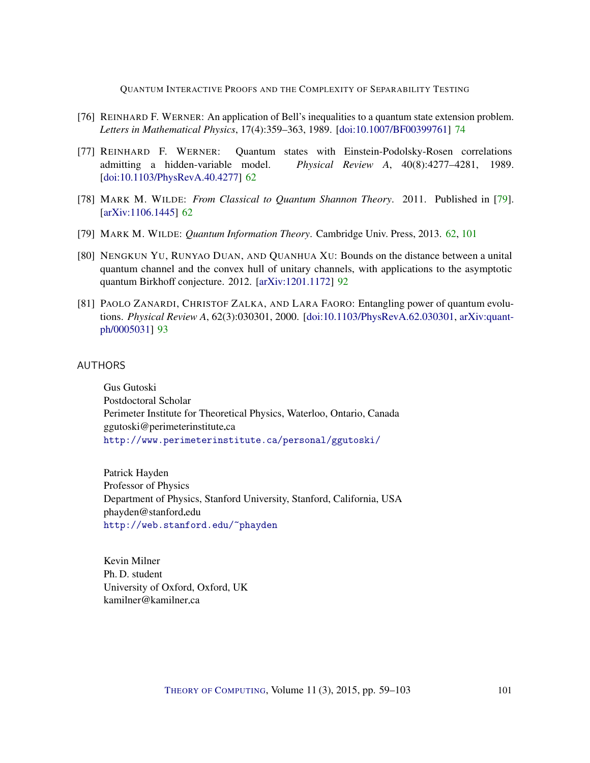[76] REINHARD F. WERNER: An application of Bell's inequalities to a quantum state extension problem. *Letters in Mathematical Physics*, 17(4):359–363, 1989. [doi:10.1007/BF00399761] 74

[77] REINHARD F. WERNER: Quantum states with Einstein-Podolsky-Rosen correlations admitting a hidden-variable model. *Physical Review A*, 40(8):4277–4281, 1989. [doi:10.1103/PhysRevA.40.4277] 62

[78] MARK M. WILDE: *From Classical to Quantum Shannon Theory*. 2011. Published in [79]. [arXiv:1106.1445] 62

[79] MARK M. WILDE: *Quantum Information Theory*. Cambridge Univ. Press, 2013. 62, 101

[80] NENGKUN YU, RUNYAO DUAN, AND QUANHUA XU: Bounds on the distance between a unital quantum channel and the convex hull of unitary channels, with applications to the asymptotic quantum Birkhoff conjecture. 2012. [arXiv:1201.1172] 92

[81] PAOLO ZANARDI, CHRISTOF ZALKA, AND LARA FAORO: Entangling power of quantum evolutions. *Physical Review A*, 62(3):030301, 2000. [doi:10.1103/PhysRevA.62.030301, arXiv:quant-ph/0005031] 93

## AUTHORS

Gus Gutoski
Postdoctoral Scholar
Perimeter Institute for Theoretical Physics, Waterloo, Ontario, Canada
ggutoski@perimeterinstitute.ca
http://www.perimeterinstitute.ca/personal/ggutoski/

Patrick Hayden
Professor of Physics
Department of Physics, Stanford University, Stanford, California, USA
phayden@stanford.edu
http://web.stanford.edu/~phayden

Kevin Milner
Ph. D. student
University of Oxford, Oxford, UK
kamilner@kamilner.ca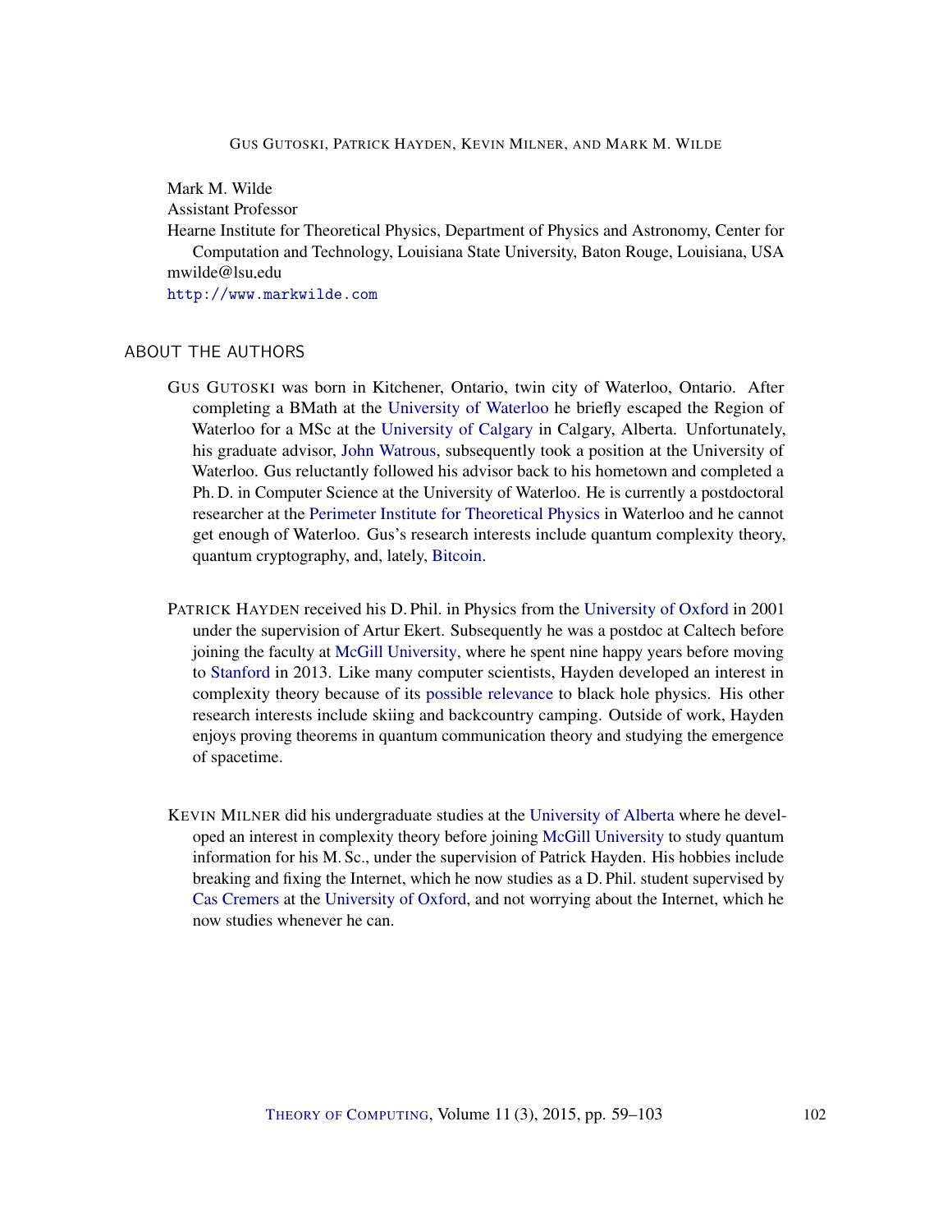Mark M. Wilde
Assistant Professor
Hearne Institute for Theoretical Physics, Department of Physics and Astronomy, Center for Computation and Technology, Louisiana State University, Baton Rouge, Louisiana, USA
mwilde@lsu.edu
http://www.markwilde.com

## ABOUT THE AUTHORS

GUS GUTOSKI was born in Kitchener, Ontario, twin city of Waterloo, Ontario. After completing a BMath at the University of Waterloo he briefly escaped the Region of Waterloo for a MSc at the University of Calgary in Calgary, Alberta. Unfortunately, his graduate advisor, John Watrous, subsequently took a position at the University of Waterloo. Gus reluctantly followed his advisor back to his hometown and completed a Ph. D. in Computer Science at the University of Waterloo. He is currently a postdoctoral researcher at the Perimeter Institute for Theoretical Physics in Waterloo and he cannot get enough of Waterloo. Gus's research interests include quantum complexity theory, quantum cryptography, and, lately, Bitcoin.

PATRICK HAYDEN received his D. Phil. in Physics from the University of Oxford in 2001 under the supervision of Artur Ekert. Subsequently he was a postdoc at Caltech before joining the faculty at McGill University, where he spent nine happy years before moving to Stanford in 2013. Like many computer scientists, Hayden developed an interest in complexity theory because of its possible relevance to black hole physics. His other research interests include skiing and backcountry camping. Outside of work, Hayden enjoys proving theorems in quantum communication theory and studying the emergence of spacetime.

KEVIN MILNER did his undergraduate studies at the University of Alberta where he developed an interest in complexity theory before joining McGill University to study quantum information for his M. Sc., under the supervision of Patrick Hayden. His hobbies include breaking and fixing the Internet, which he now studies as a D. Phil. student supervised by Cas Cremers at the University of Oxford, and not worrying about the Internet, which he now studies whenever he can.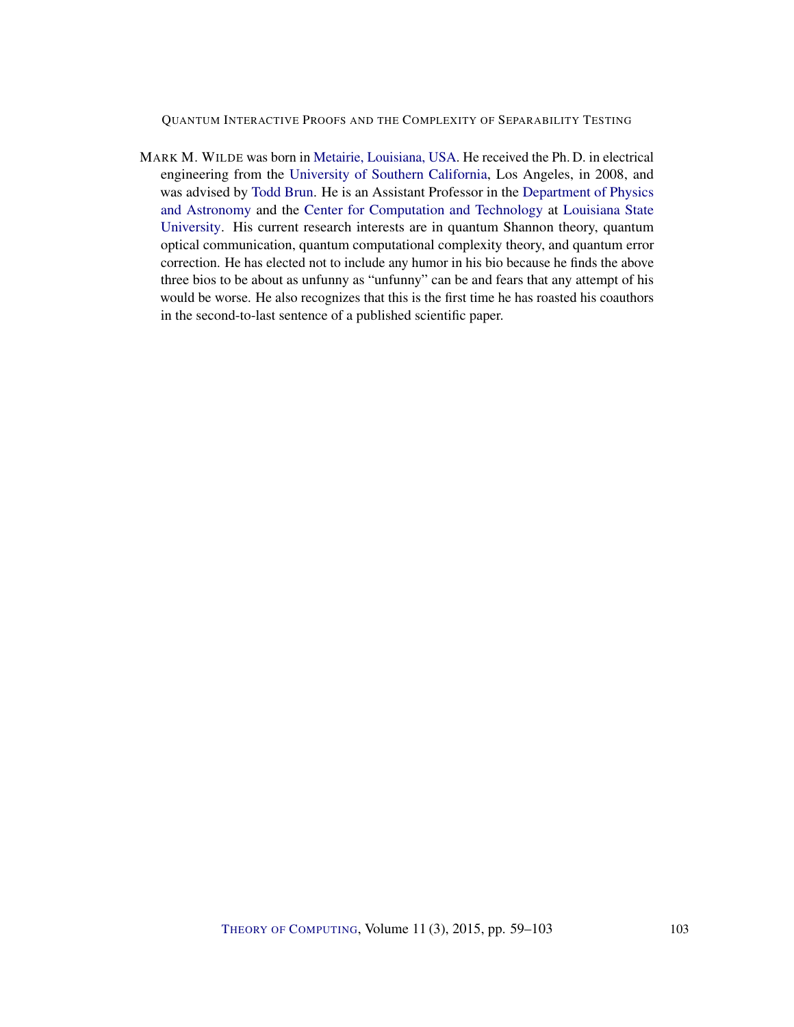MARK M. WILDE was born in Metairie, Louisiana, USA. He received the Ph. D. in electrical engineering from the University of Southern California, Los Angeles, in 2008, and was advised by Todd Brun. He is an Assistant Professor in the Department of Physics and Astronomy and the Center for Computation and Technology at Louisiana State University. His current research interests are in quantum Shannon theory, quantum optical communication, quantum computational complexity theory, and quantum error correction. He has elected not to include any humor in his bio because he finds the above three bios to be about as unfunny as "unfunny" can be and fears that any attempt of his would be worse. He also recognizes that this is the first time he has roasted his coauthors in the second-to-last sentence of a published scientific paper.